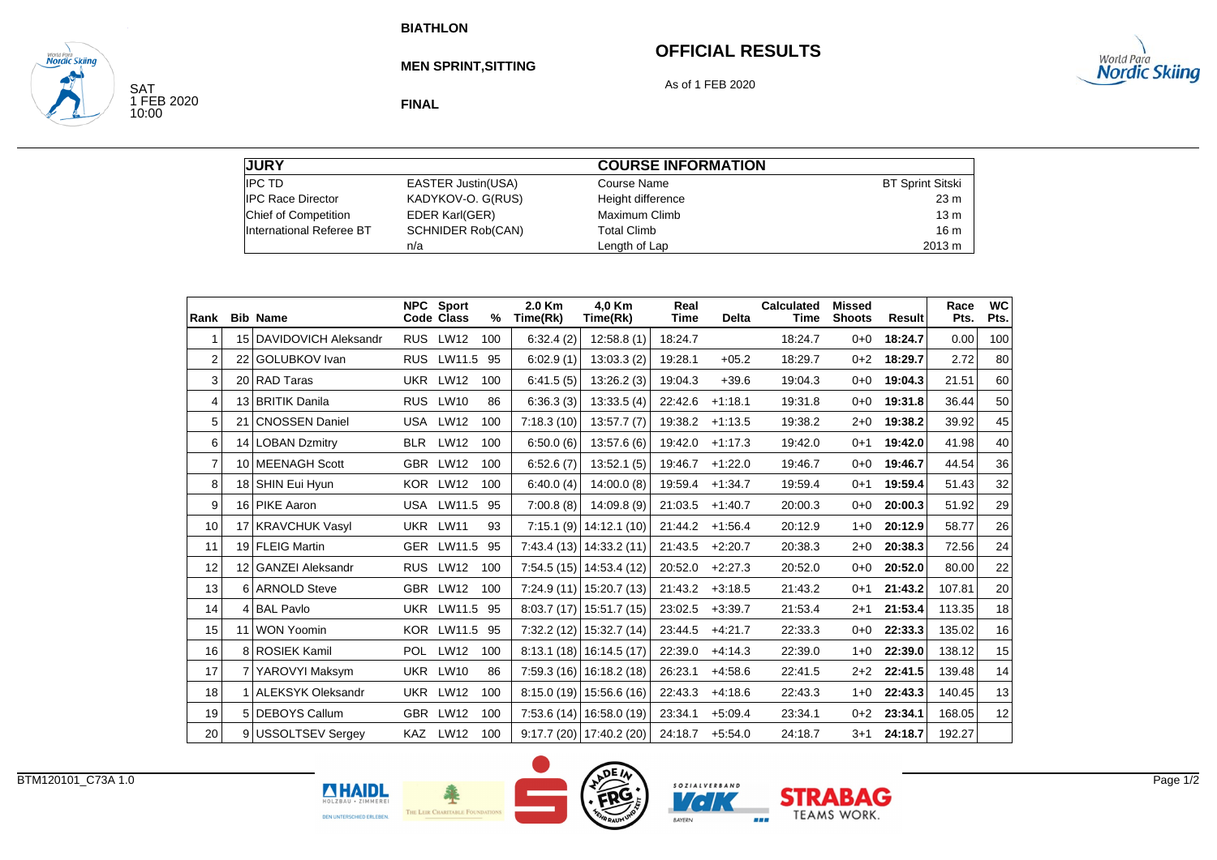# BIATHLON

## MEN SPRINT,SITTING

## OFFICIAL RESULTS

As of 1 FEB 2020

**FINAL**

SAT
1 FEB 2020
10:00

| JURY | | COURSE INFORMATION | |
|---|---|---|---|
| IPC TD | EASTER Justin(USA) | Course Name | BT Sprint Sitski |
| IPC Race Director | KADYKOV-O. G(RUS) | Height difference | 23 m |
| Chief of Competition | EDER Karl(GER) | Maximum Climb | 13 m |
| International Referee BT | SCHNIDER Rob(CAN) | Total Climb | 16 m |
| | n/a | Length of Lap | 2013 m |

| Rank | Bib | Name | NPC Code | Sport Class | % | 2.0 Km Time(Rk) | 4,0 Km Time(Rk) | Real Time | Delta | Calculated Time | Missed Shoots | Result | Race Pts. | WC Pts. |
|---|---|---|---|---|---|---|---|---|---|---|---|---|---|---|
| 1 | 15 | DAVIDOVICH Aleksandr | RUS | LW12 | 100 | 6:32.4 (2) | 12:58.8 (1) | 18:24.7 | | 18:24.7 | 0+0 | **18:24.7** | 0.00 | 100 |
| 2 | 22 | GOLUBKOV Ivan | RUS | LW11.5 | 95 | 6:02.9 (1) | 13:03.3 (2) | 19:28.1 | +05.2 | 18:29.7 | 0+2 | **18:29.7** | 2.72 | 80 |
| 3 | 20 | RAD Taras | UKR | LW12 | 100 | 6:41.5 (5) | 13:26.2 (3) | 19:04.3 | +39.6 | 19:04.3 | 0+0 | **19:04.3** | 21.51 | 60 |
| 4 | 13 | BRITIK Danila | RUS | LW10 | 86 | 6:36.3 (3) | 13:33.5 (4) | 22:42.6 | +1:18.1 | 19:31.8 | 0+0 | **19:31.8** | 36.44 | 50 |
| 5 | 21 | CNOSSEN Daniel | USA | LW12 | 100 | 7:18.3 (10) | 13:57.7 (7) | 19:38.2 | +1:13.5 | 19:38.2 | 2+0 | **19:38.2** | 39.92 | 45 |
| 6 | 14 | LOBAN Dzmitry | BLR | LW12 | 100 | 6:50.0 (6) | 13:57.6 (6) | 19:42.0 | +1:17.3 | 19:42.0 | 0+1 | **19:42.0** | 41.98 | 40 |
| 7 | 10 | MEENAGH Scott | GBR | LW12 | 100 | 6:52.6 (7) | 13:52.1 (5) | 19:46.7 | +1:22.0 | 19:46.7 | 0+0 | **19:46.7** | 44.54 | 36 |
| 8 | 18 | SHIN Eui Hyun | KOR | LW12 | 100 | 6:40.0 (4) | 14:00.0 (8) | 19:59.4 | +1:34.7 | 19:59.4 | 0+1 | **19:59.4** | 51.43 | 32 |
| 9 | 16 | PIKE Aaron | USA | LW11.5 | 95 | 7:00.8 (8) | 14:09.8 (9) | 21:03.5 | +1:40.7 | 20:00.3 | 0+0 | **20:00.3** | 51.92 | 29 |
| 10 | 17 | KRAVCHUK Vasyl | UKR | LW11 | 93 | 7:15.1 (9) | 14:12.1 (10) | 21:44.2 | +1:56.4 | 20:12.9 | 1+0 | **20:12.9** | 58.77 | 26 |
| 11 | 19 | FLEIG Martin | GER | LW11.5 | 95 | 7:43.4 (13) | 14:33.2 (11) | 21:43.5 | +2:20.7 | 20:38.3 | 2+0 | **20:38.3** | 72.56 | 24 |
| 12 | 12 | GANZEI Aleksandr | RUS | LW12 | 100 | 7:54.5 (15) | 14:53.4 (12) | 20:52.0 | +2:27.3 | 20:52.0 | 0+0 | **20:52.0** | 80.00 | 22 |
| 13 | 6 | ARNOLD Steve | GBR | LW12 | 100 | 7:24.9 (11) | 15:20.7 (13) | 21:43.2 | +3:18.5 | 21:43.2 | 0+1 | **21:43.2** | 107.81 | 20 |
| 14 | 4 | BAL Pavlo | UKR | LW11.5 | 95 | 8:03.7 (17) | 15:51.7 (15) | 23:02.5 | +3:39.7 | 21:53.4 | 2+1 | **21:53.4** | 113.35 | 18 |
| 15 | 11 | WON Yoomin | KOR | LW11.5 | 95 | 7:32.2 (12) | 15:32.7 (14) | 23:44.5 | +4:21.7 | 22:33.3 | 0+0 | **22:33.3** | 135.02 | 16 |
| 16 | 8 | ROSIEK Kamil | POL | LW12 | 100 | 8:13.1 (18) | 16:14.5 (17) | 22:39.0 | +4:14.3 | 22:39.0 | 1+0 | **22:39.0** | 138.12 | 15 |
| 17 | 7 | YAROVYI Maksym | UKR | LW10 | 86 | 7:59.3 (16) | 16:18.2 (18) | 26:23.1 | +4:58.6 | 22:41.5 | 2+2 | **22:41.5** | 139.48 | 14 |
| 18 | 1 | ALEKSYK Oleksandr | UKR | LW12 | 100 | 8:15.0 (19) | 15:56.6 (16) | 22:43.3 | +4:18.6 | 22:43.3 | 1+0 | **22:43.3** | 140.45 | 13 |
| 19 | 5 | DEBOYS Callum | GBR | LW12 | 100 | 7:53.6 (14) | 16:58.0 (19) | 23:34.1 | +5:09.4 | 23:34.1 | 0+2 | **23:34.1** | 168.05 | 12 |
| 20 | 9 | USSOLTSEV Sergey | KAZ | LW12 | 100 | 9:17.7 (20) | 17:40.2 (20) | 24:18.7 | +5:54.0 | 24:18.7 | 3+1 | **24:18.7** | 192.27 | |

BTM120101_C73A 1.0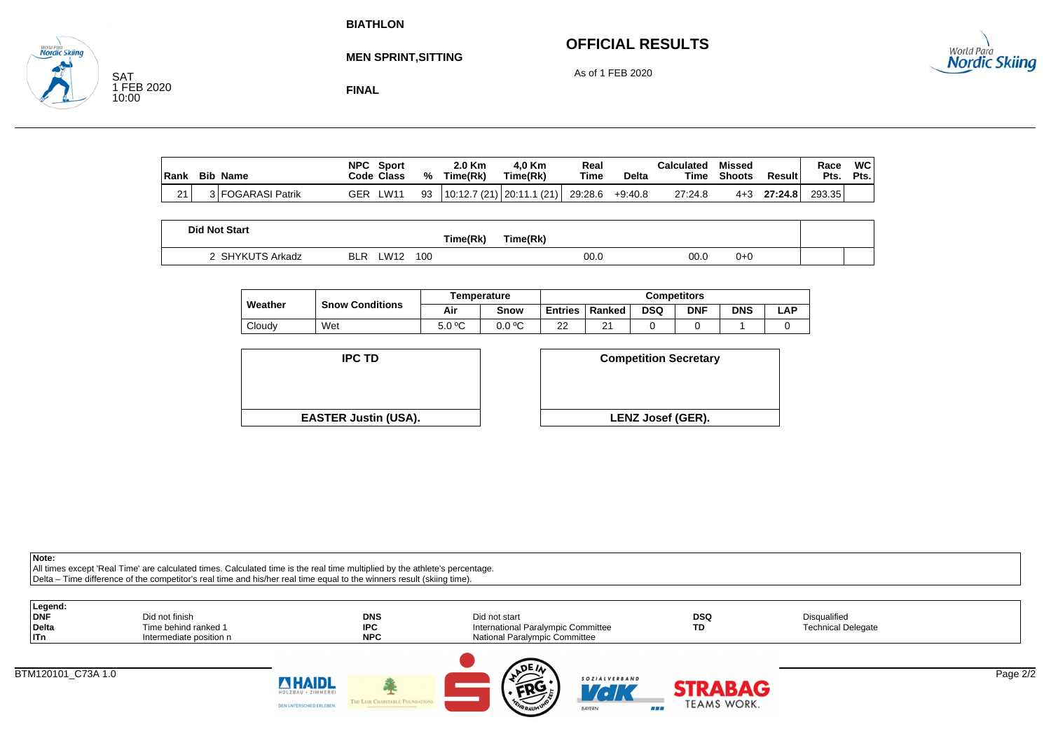BIATHLON

MEN SPRINT,SITTING

FINAL

SAT
1 FEB 2020
10:00

## OFFICIAL RESULTS

As of 1 FEB 2020

| Rank | Bib | Name | NPC Code | Sport Class | % | 2.0 Km Time(Rk) | 4,0 Km Time(Rk) | Real Time | Delta | Calculated Time | Missed Shoots | Result | Race Pts. | WC Pts. |
|---|---|---|---|---|---|---|---|---|---|---|---|---|---|---|
| 21 | 3 | FOGARASI Patrik | GER | LW11 | 93 | 10:12.7 (21) | 20:11.1 (21) | 29:28.6 | +9:40.8 | 27:24.8 | 4+3 | **27:24.8** | 293.35 | |

| Did Not Start | | | | | Time(Rk) | Time(Rk) | | | | |
|---|---|---|---|---|---|---|---|---|---|---|
| 2 | SHYKUTS Arkadz | BLR | LW12 | 100 | | | 00.0 | 00.0 | 0+0 | |

| Weather | Snow Conditions | Temperature | | Competitors | | | | | |
|---|---|---|---|---|---|---|---|---|---|
| | | Air | Snow | Entries | Ranked | DSQ | DNF | DNS | LAP |
| Cloudy | Wet | 5.0 ºC | 0.0 ºC | 22 | 21 | 0 | 0 | 1 | 0 |

| IPC TD | Competition Secretary |
|---|---|
| **EASTER Justin (USA).** | **LENZ Josef (GER).** |

**Note:**
All times except 'Real Time' are calculated times. Calculated time is the real time multiplied by the athlete's percentage.
Delta – Time difference of the competitor's real time and his/her real time equal to the winners result (skiing time).

**Legend:**

| | | | | | |
|---|---|---|---|---|---|
| **DNF** | Did not finish | **DNS** | Did not start | **DSQ** | Disqualified |
| **Delta** | Time behind ranked 1 | **IPC** | International Paralympic Committee | **TD** | Technical Delegate |
| **ITn** | Intermediate position n | **NPC** | National Paralympic Committee | | |

BTM120101_C73A 1.0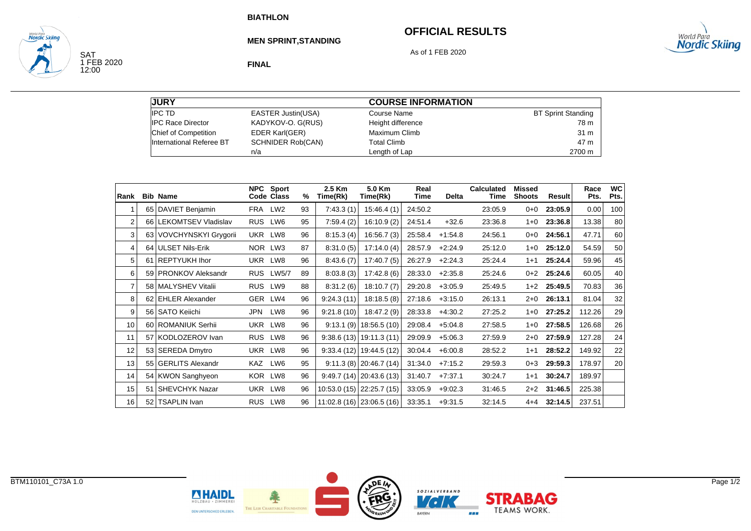BIATHLON

# OFFICIAL RESULTS

## MEN SPRINT,STANDING

As of 1 FEB 2020

SAT
1 FEB 2020
12:00

**FINAL**

| JURY | | COURSE INFORMATION | |
|---|---|---|---|
| IPC TD | EASTER Justin(USA) | Course Name | BT Sprint Standing |
| IPC Race Director | KADYKOV-O. G(RUS) | Height difference | 78 m |
| Chief of Competition | EDER Karl(GER) | Maximum Climb | 31 m |
| International Referee BT | SCHNIDER Rob(CAN) | Total Climb | 47 m |
| | n/a | Length of Lap | 2700 m |

| Rank | Bib | Name | NPC Code | Sport Class | % | 2.5 Km Time(Rk) | 5.0 Km Time(Rk) | Real Time | Delta | Calculated Time | Missed Shoots | Result | Race Pts. | WC Pts. |
|---|---|---|---|---|---|---|---|---|---|---|---|---|---|---|
| 1 | 65 | DAVIET Benjamin | FRA | LW2 | 93 | 7:43.3 (1) | 15:46.4 (1) | 24:50.2 | | 23:05.9 | 0+0 | **23:05.9** | 0.00 | 100 |
| 2 | 66 | LEKOMTSEV Vladislav | RUS | LW6 | 95 | 7:59.4 (2) | 16:10.9 (2) | 24:51.4 | +32.6 | 23:36.8 | 1+0 | **23:36.8** | 13.38 | 80 |
| 3 | 63 | VOVCHYNSKYI Grygorii | UKR | LW8 | 96 | 8:15.3 (4) | 16:56.7 (3) | 25:58.4 | +1:54.8 | 24:56.1 | 0+0 | **24:56.1** | 47.71 | 60 |
| 4 | 64 | ULSET Nils-Erik | NOR | LW3 | 87 | 8:31.0 (5) | 17:14.0 (4) | 28:57.9 | +2:24.9 | 25:12.0 | 1+0 | **25:12.0** | 54.59 | 50 |
| 5 | 61 | REPTYUKH Ihor | UKR | LW8 | 96 | 8:43.6 (7) | 17:40.7 (5) | 26:27.9 | +2:24.3 | 25:24.4 | 1+1 | **25:24.4** | 59.96 | 45 |
| 6 | 59 | PRONKOV Aleksandr | RUS | LW5/7 | 89 | 8:03.8 (3) | 17:42.8 (6) | 28:33.0 | +2:35.8 | 25:24.6 | 0+2 | **25:24.6** | 60.05 | 40 |
| 7 | 58 | MALYSHEV Vitalii | RUS | LW9 | 88 | 8:31.2 (6) | 18:10.7 (7) | 29:20.8 | +3:05.9 | 25:49.5 | 1+2 | **25:49.5** | 70.83 | 36 |
| 8 | 62 | EHLER Alexander | GER | LW4 | 96 | 9:24.3 (11) | 18:18.5 (8) | 27:18.6 | +3:15.0 | 26:13.1 | 2+0 | **26:13.1** | 81.04 | 32 |
| 9 | 56 | SATO Keiichi | JPN | LW8 | 96 | 9:21.8 (10) | 18:47.2 (9) | 28:33.8 | +4:30.2 | 27:25.2 | 1+0 | **27:25.2** | 112.26 | 29 |
| 10 | 60 | ROMANIUK Serhii | UKR | LW8 | 96 | 9:13.1 (9) | 18:56.5 (10) | 29:08.4 | +5:04.8 | 27:58.5 | 1+0 | **27:58.5** | 126.68 | 26 |
| 11 | 57 | KODLOZEROV Ivan | RUS | LW8 | 96 | 9:38.6 (13) | 19:11.3 (11) | 29:09.9 | +5:06.3 | 27:59.9 | 2+0 | **27:59.9** | 127.28 | 24 |
| 12 | 53 | SEREDA Dmytro | UKR | LW8 | 96 | 9:33.4 (12) | 19:44.5 (12) | 30:04.4 | +6:00.8 | 28:52.2 | 1+1 | **28:52.2** | 149.92 | 22 |
| 13 | 55 | GERLITS Alexandr | KAZ | LW6 | 95 | 9:11.3 (8) | 20:46.7 (14) | 31:34.0 | +7:15.2 | 29:59.3 | 0+3 | **29:59.3** | 178.97 | 20 |
| 14 | 54 | KWON Sanghyeon | KOR | LW8 | 96 | 9:49.7 (14) | 20:43.6 (13) | 31:40.7 | +7:37.1 | 30:24.7 | 1+1 | **30:24.7** | 189.97 | |
| 15 | 51 | SHEVCHYK Nazar | UKR | LW8 | 96 | 10:53.0 (15) | 22:25.7 (15) | 33:05.9 | +9:02.3 | 31:46.5 | 2+2 | **31:46.5** | 225.38 | |
| 16 | 52 | TSAPLIN Ivan | RUS | LW8 | 96 | 11:02.8 (16) | 23:06.5 (16) | 33:35.1 | +9:31.5 | 32:14.5 | 4+4 | **32:14.5** | 237.51 | |

BTM110101_C73A 1.0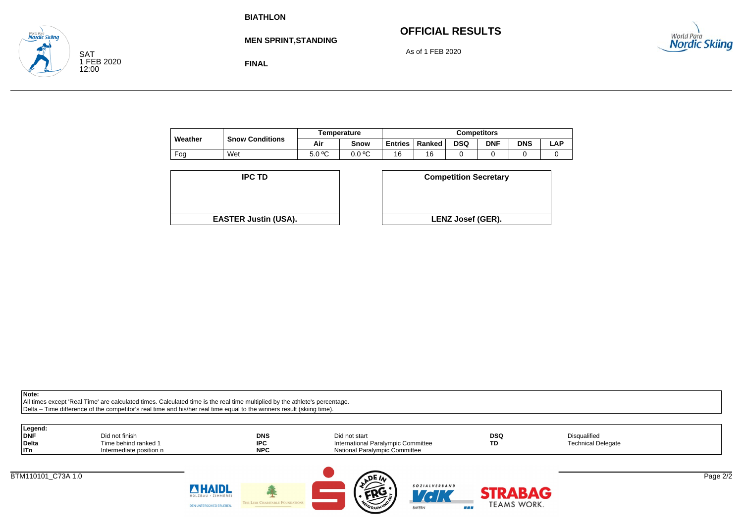BIATHLON

MEN SPRINT,STANDING

FINAL

SAT
1 FEB 2020
12:00

# OFFICIAL RESULTS

As of 1 FEB 2020

| Weather | Snow Conditions | Temperature | | Competitors | | | | | |
|---|---|---|---|---|---|---|---|---|---|
| | | Air | Snow | Entries | Ranked | DSQ | DNF | DNS | LAP |
| Fog | Wet | 5.0 ºC | 0.0 ºC | 16 | 16 | 0 | 0 | 0 | 0 |

| IPC TD | Competition Secretary |
|---|---|
| EASTER Justin (USA). | LENZ Josef (GER). |

**Note:**
All times except 'Real Time' are calculated times. Calculated time is the real time multiplied by the athlete's percentage.
Delta – Time difference of the competitor's real time and his/her real time equal to the winners result (skiing time).

**Legend:**

| | | | | | |
|---|---|---|---|---|---|
| **DNF** | Did not finish | **DNS** | Did not start | **DSQ** | Disqualified |
| **Delta** | Time behind ranked 1 | **IPC** | International Paralympic Committee | **TD** | Technical Delegate |
| **ITn** | Intermediate position n | **NPC** | National Paralympic Committee | | |

BTM110101_C73A 1.0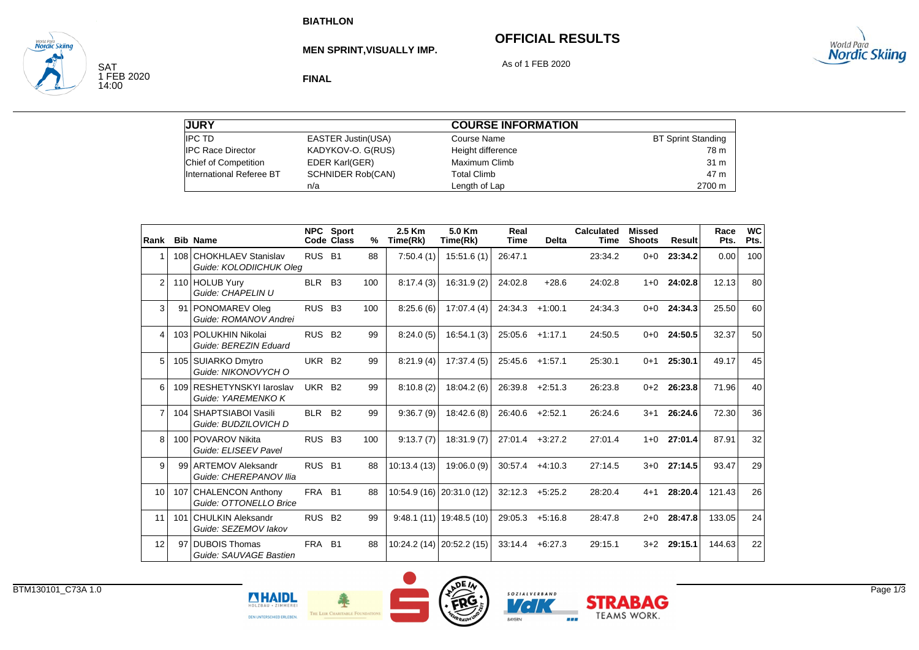**BIATHLON**

**MEN SPRINT,VISUALLY IMP.**

**FINAL**

SAT
1 FEB 2020
14:00

## OFFICIAL RESULTS

As of 1 FEB 2020

| JURY | | COURSE INFORMATION | |
|---|---|---|---|
| IPC TD | EASTER Justin(USA) | Course Name | BT Sprint Standing |
| IPC Race Director | KADYKOV-O. G(RUS) | Height difference | 78 m |
| Chief of Competition | EDER Karl(GER) | Maximum Climb | 31 m |
| International Referee BT | SCHNIDER Rob(CAN) | Total Climb | 47 m |
| | n/a | Length of Lap | 2700 m |

| Rank | Bib | Name | NPC Code | Sport Class | % | 2.5 Km Time(Rk) | 5.0 Km Time(Rk) | Real Time | Delta | Calculated Time | Missed Shoots | Result | Race Pts. | WC Pts. |
|---|---|---|---|---|---|---|---|---|---|---|---|---|---|---|
| 1 | 108 | CHOKHLAEV Stanislav<br>*Guide: KOLODIICHUK Oleg* | RUS | B1 | 88 | 7:50.4 (1) | 15:51.6 (1) | 26:47.1 | | 23:34.2 | 0+0 | **23:34.2** | 0.00 | 100 |
| 2 | 110 | HOLUB Yury<br>*Guide: CHAPELIN U* | BLR | B3 | 100 | 8:17.4 (3) | 16:31.9 (2) | 24:02.8 | +28.6 | 24:02.8 | 1+0 | **24:02.8** | 12.13 | 80 |
| 3 | 91 | PONOMAREV Oleg<br>*Guide: ROMANOV Andrei* | RUS | B3 | 100 | 8:25.6 (6) | 17:07.4 (4) | 24:34.3 | +1:00.1 | 24:34.3 | 0+0 | **24:34.3** | 25.50 | 60 |
| 4 | 103 | POLUKHIN Nikolai<br>*Guide: BEREZIN Eduard* | RUS | B2 | 99 | 8:24.0 (5) | 16:54.1 (3) | 25:05.6 | +1:17.1 | 24:50.5 | 0+0 | **24:50.5** | 32.37 | 50 |
| 5 | 105 | SUIARKO Dmytro<br>*Guide: NIKONOVYCH O* | UKR | B2 | 99 | 8:21.9 (4) | 17:37.4 (5) | 25:45.6 | +1:57.1 | 25:30.1 | 0+1 | **25:30.1** | 49.17 | 45 |
| 6 | 109 | RESHETYNSKYI Iaroslav<br>*Guide: YAREMENKO K* | UKR | B2 | 99 | 8:10.8 (2) | 18:04.2 (6) | 26:39.8 | +2:51.3 | 26:23.8 | 0+2 | **26:23.8** | 71.96 | 40 |
| 7 | 104 | SHAPTSIABOI Vasili<br>*Guide: BUDZILOVICH D* | BLR | B2 | 99 | 9:36.7 (9) | 18:42.6 (8) | 26:40.6 | +2:52.1 | 26:24.6 | 3+1 | **26:24.6** | 72.30 | 36 |
| 8 | 100 | POVAROV Nikita<br>*Guide: ELISEEV Pavel* | RUS | B3 | 100 | 9:13.7 (7) | 18:31.9 (7) | 27:01.4 | +3:27.2 | 27:01.4 | 1+0 | **27:01.4** | 87.91 | 32 |
| 9 | 99 | ARTEMOV Aleksandr<br>*Guide: CHEREPANOV Ilia* | RUS | B1 | 88 | 10:13.4 (13) | 19:06.0 (9) | 30:57.4 | +4:10.3 | 27:14.5 | 3+0 | **27:14.5** | 93.47 | 29 |
| 10 | 107 | CHALENCON Anthony<br>*Guide: OTTONELLO Brice* | FRA | B1 | 88 | 10:54.9 (16) | 20:31.0 (12) | 32:12.3 | +5:25.2 | 28:20.4 | 4+1 | **28:20.4** | 121.43 | 26 |
| 11 | 101 | CHULKIN Aleksandr<br>*Guide: SEZEMOV Iakov* | RUS | B2 | 99 | 9:48.1 (11) | 19:48.5 (10) | 29:05.3 | +5:16.8 | 28:47.8 | 2+0 | **28:47.8** | 133.05 | 24 |
| 12 | 97 | DUBOIS Thomas<br>*Guide: SAUVAGE Bastien* | FRA | B1 | 88 | 10:24.2 (14) | 20:52.2 (15) | 33:14.4 | +6:27.3 | 29:15.1 | 3+2 | **29:15.1** | 144.63 | 22 |

BTM130101_C73A 1.0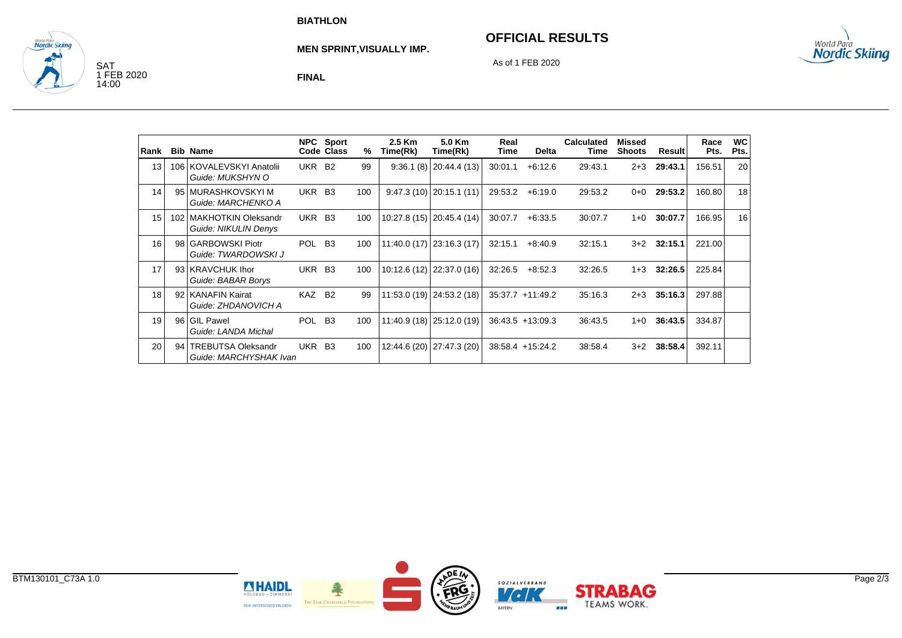**BIATHLON**

**MEN SPRINT,VISUALLY IMP.**

**FINAL**

SAT
1 FEB 2020
14:00

## OFFICIAL RESULTS

As of 1 FEB 2020

| Rank | Bib | Name | NPC Code | Sport Class | % | 2.5 Km Time(Rk) | 5.0 Km Time(Rk) | Real Time | Delta | Calculated Time | Missed Shoots | Result | Race Pts. | WC Pts. |
|---|---|---|---|---|---|---|---|---|---|---|---|---|---|---|
| 13 | 106 | KOVALEVSKYI Anatolii<br>*Guide: MUKSHYN O* | UKR | B2 | 99 | 9:36.1 (8) | 20:44.4 (13) | 30:01.1 | +6:12.6 | 29:43.1 | 2+3 | **29:43.1** | 156.51 | 20 |
| 14 | 95 | MURASHKOVSKYI M<br>*Guide: MARCHENKO A* | UKR | B3 | 100 | 9:47.3 (10) | 20:15.1 (11) | 29:53.2 | +6:19.0 | 29:53.2 | 0+0 | **29:53.2** | 160.80 | 18 |
| 15 | 102 | MAKHOTKIN Oleksandr<br>*Guide: NIKULIN Denys* | UKR | B3 | 100 | 10:27.8 (15) | 20:45.4 (14) | 30:07.7 | +6:33.5 | 30:07.7 | 1+0 | **30:07.7** | 166.95 | 16 |
| 16 | 98 | GARBOWSKI Piotr<br>*Guide: TWARDOWSKI J* | POL | B3 | 100 | 11:40.0 (17) | 23:16.3 (17) | 32:15.1 | +8:40.9 | 32:15.1 | 3+2 | **32:15.1** | 221.00 | |
| 17 | 93 | KRAVCHUK Ihor<br>*Guide: BABAR Borys* | UKR | B3 | 100 | 10:12.6 (12) | 22:37.0 (16) | 32:26.5 | +8:52.3 | 32:26.5 | 1+3 | **32:26.5** | 225.84 | |
| 18 | 92 | KANAFIN Kairat<br>*Guide: ZHDANOVICH A* | KAZ | B2 | 99 | 11:53.0 (19) | 24:53.2 (18) | 35:37.7 | +11:49.2 | 35:16.3 | 2+3 | **35:16.3** | 297.88 | |
| 19 | 96 | GIL Pawel<br>*Guide: LANDA Michal* | POL | B3 | 100 | 11:40.9 (18) | 25:12.0 (19) | 36:43.5 | +13:09.3 | 36:43.5 | 1+0 | **36:43.5** | 334.87 | |
| 20 | 94 | TREBUTSA Oleksandr<br>*Guide: MARCHYSHAK Ivan* | UKR | B3 | 100 | 12:44.6 (20) | 27:47.3 (20) | 38:58.4 | +15:24.2 | 38:58.4 | 3+2 | **38:58.4** | 392.11 | |

BTM130101_C73A 1.0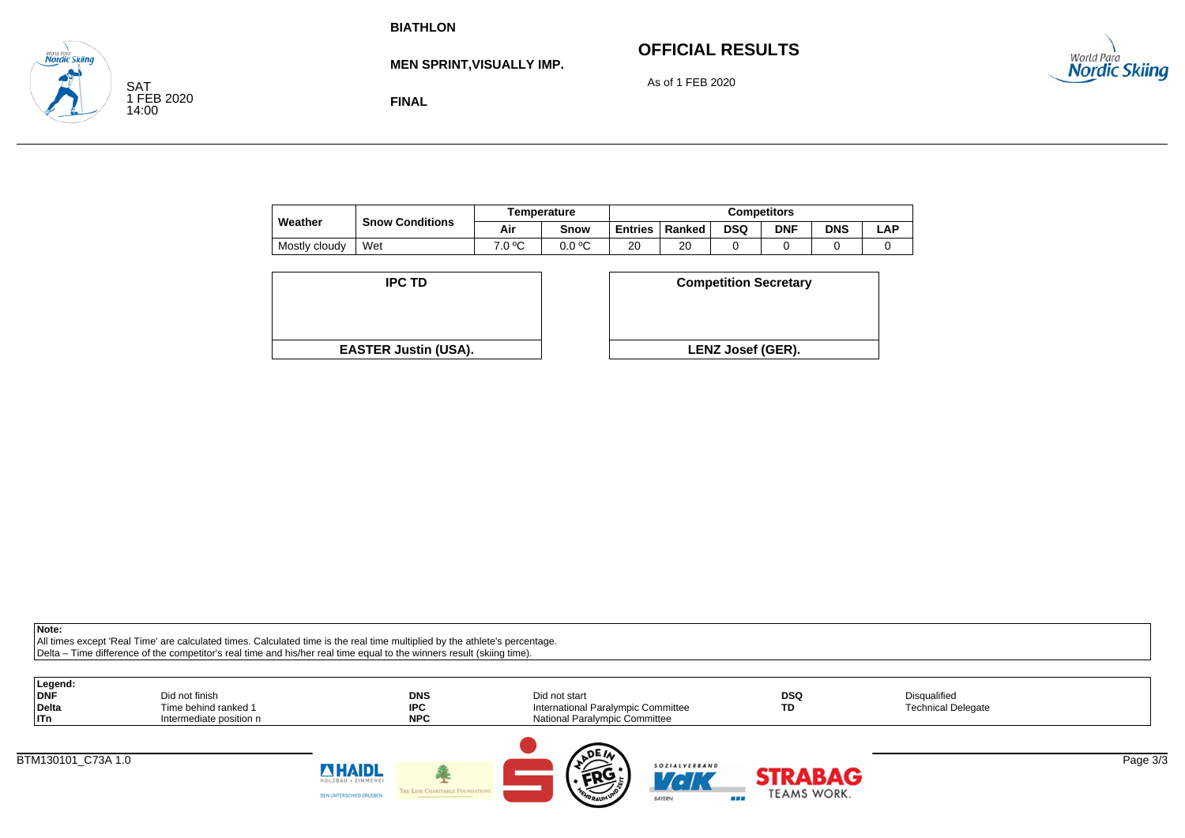BIATHLON

MEN SPRINT,VISUALLY IMP.

FINAL

SAT 1 FEB 2020 14:00

# OFFICIAL RESULTS

As of 1 FEB 2020

| Weather | Snow Conditions | Temperature | | Competitors | | | | | |
|---|---|---|---|---|---|---|---|---|---|
| | | Air | Snow | Entries | Ranked | DSQ | DNF | DNS | LAP |
| Mostly cloudy | Wet | 7.0 ºC | 0.0 ºC | 20 | 20 | 0 | 0 | 0 | 0 |

| IPC TD |
|---|
| EASTER Justin (USA). |

| Competition Secretary |
|---|
| LENZ Josef (GER). |

**Note:**
All times except 'Real Time' are calculated times. Calculated time is the real time multiplied by the athlete's percentage.
Delta – Time difference of the competitor's real time and his/her real time equal to the winners result (skiing time).

**Legend:**

| | | | | | |
|---|---|---|---|---|---|
| **DNF** | Did not finish | **DNS** | Did not start | **DSQ** | Disqualified |
| **Delta** | Time behind ranked 1 | **IPC** | International Paralympic Committee | **TD** | Technical Delegate |
| **ITn** | Intermediate position n | **NPC** | National Paralympic Committee | | |

BTM130101_C73A 1.0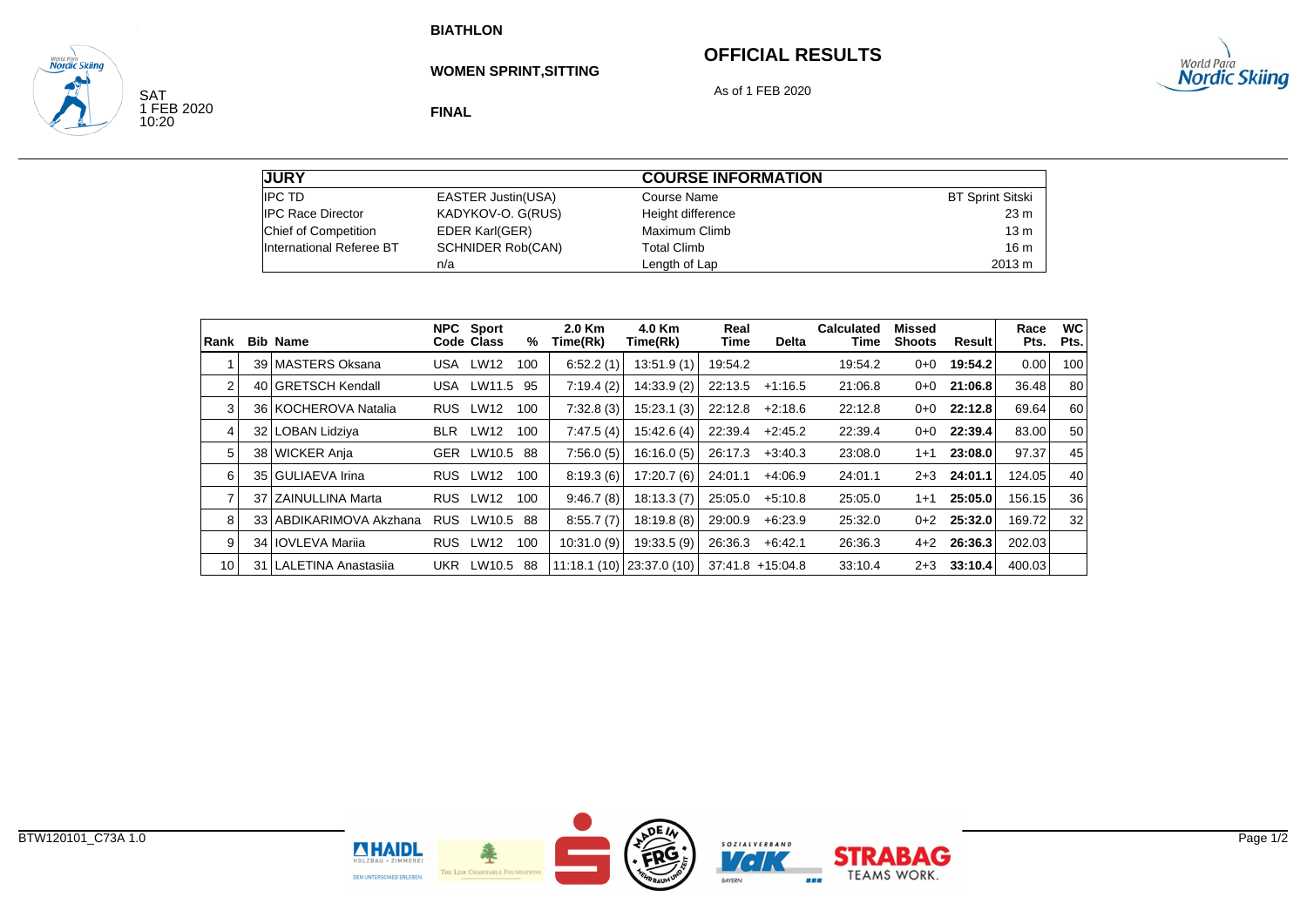BIATHLON

# OFFICIAL RESULTS

**WOMEN SPRINT,SITTING**

As of 1 FEB 2020

**FINAL**

SAT
1 FEB 2020
10:20

| JURY | | COURSE INFORMATION | |
|---|---|---|---|
| IPC TD | EASTER Justin(USA) | Course Name | BT Sprint Sitski |
| IPC Race Director | KADYKOV-O. G(RUS) | Height difference | 23 m |
| Chief of Competition | EDER Karl(GER) | Maximum Climb | 13 m |
| International Referee BT | SCHNIDER Rob(CAN) | Total Climb | 16 m |
| | n/a | Length of Lap | 2013 m |

| Rank | Bib | Name | NPC Code | Sport Class | % | 2.0 Km Time(Rk) | 4.0 Km Time(Rk) | Real Time | Delta | Calculated Time | Missed Shoots | Result | Race Pts. | WC Pts. |
|---|---|---|---|---|---|---|---|---|---|---|---|---|---|---|
| 1 | 39 | MASTERS Oksana | USA | LW12 | 100 | 6:52.2 (1) | 13:51.9 (1) | 19:54.2 | | 19:54.2 | 0+0 | **19:54.2** | 0.00 | 100 |
| 2 | 40 | GRETSCH Kendall | USA | LW11.5 | 95 | 7:19.4 (2) | 14:33.9 (2) | 22:13.5 | +1:16.5 | 21:06.8 | 0+0 | **21:06.8** | 36.48 | 80 |
| 3 | 36 | KOCHEROVA Natalia | RUS | LW12 | 100 | 7:32.8 (3) | 15:23.1 (3) | 22:12.8 | +2:18.6 | 22:12.8 | 0+0 | **22:12.8** | 69.64 | 60 |
| 4 | 32 | LOBAN Lidziya | BLR | LW12 | 100 | 7:47.5 (4) | 15:42.6 (4) | 22:39.4 | +2:45.2 | 22:39.4 | 0+0 | **22:39.4** | 83.00 | 50 |
| 5 | 38 | WICKER Anja | GER | LW10.5 | 88 | 7:56.0 (5) | 16:16.0 (5) | 26:17.3 | +3:40.3 | 23:08.0 | 1+1 | **23:08.0** | 97.37 | 45 |
| 6 | 35 | GULIAEVA Irina | RUS | LW12 | 100 | 8:19.3 (6) | 17:20.7 (6) | 24:01.1 | +4:06.9 | 24:01.1 | 2+3 | **24:01.1** | 124.05 | 40 |
| 7 | 37 | ZAINULLINA Marta | RUS | LW12 | 100 | 9:46.7 (8) | 18:13.3 (7) | 25:05.0 | +5:10.8 | 25:05.0 | 1+1 | **25:05.0** | 156.15 | 36 |
| 8 | 33 | ABDIKARIMOVA Akzhana | RUS | LW10.5 | 88 | 8:55.7 (7) | 18:19.8 (8) | 29:00.9 | +6:23.9 | 25:32.0 | 0+2 | **25:32.0** | 169.72 | 32 |
| 9 | 34 | IOVLEVA Mariia | RUS | LW12 | 100 | 10:31.0 (9) | 19:33.5 (9) | 26:36.3 | +6:42.1 | 26:36.3 | 4+2 | **26:36.3** | 202.03 | |
| 10 | 31 | LALETINA Anastasiia | UKR | LW10.5 | 88 | 11:18.1 (10) | 23:37.0 (10) | 37:41.8 | +15:04.8 | 33:10.4 | 2+3 | **33:10.4** | 400.03 | |

BTW120101_C73A 1.0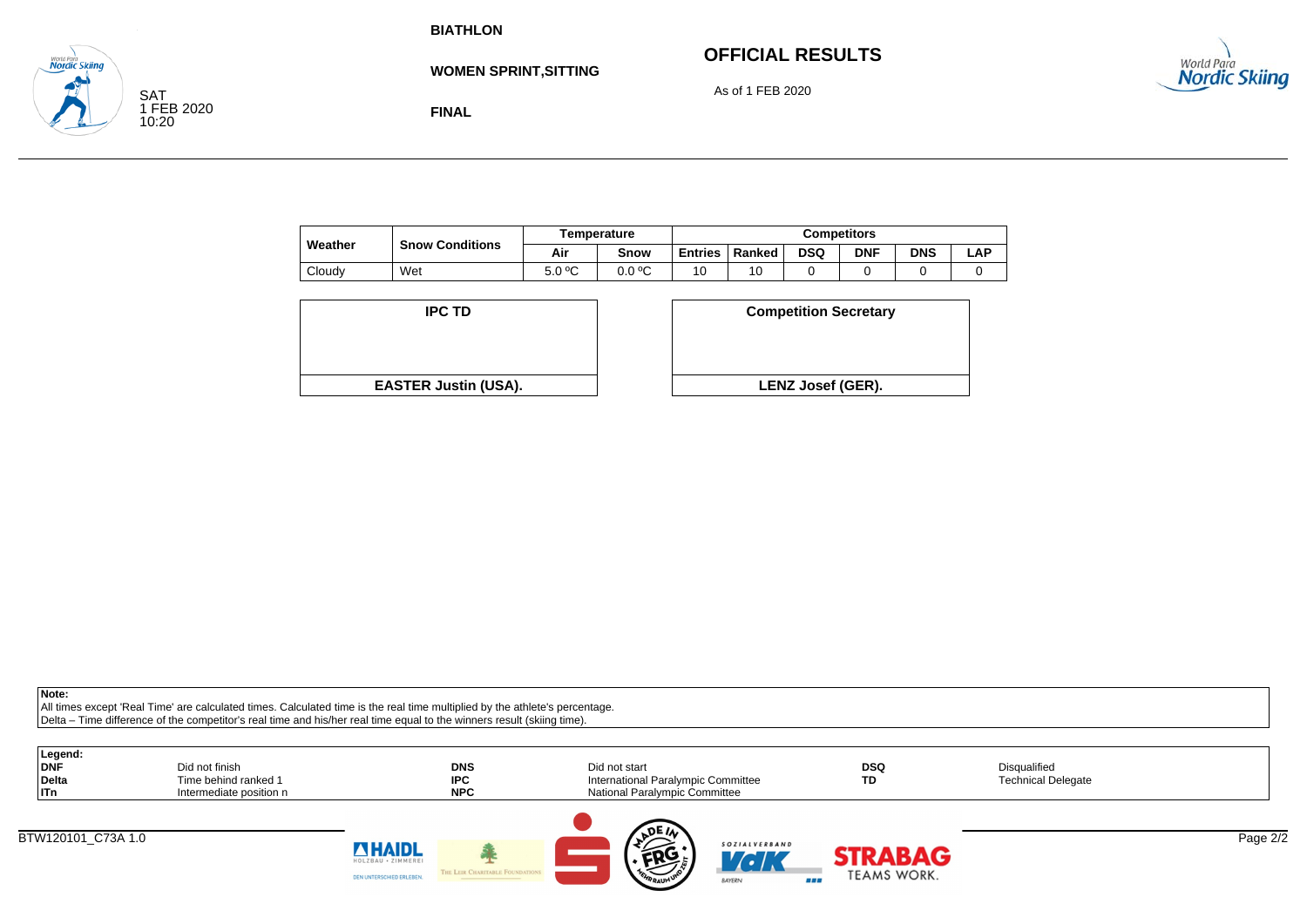**BIATHLON**

**WOMEN SPRINT,SITTING**

**FINAL**

SAT
1 FEB 2020
10:20

# OFFICIAL RESULTS

As of 1 FEB 2020

| Weather | Snow Conditions | Temperature | | Competitors | | | | | |
|---|---|---|---|---|---|---|---|---|---|
| | | Air | Snow | Entries | Ranked | DSQ | DNF | DNS | LAP |
| Cloudy | Wet | 5.0 ºC | 0.0 ºC | 10 | 10 | 0 | 0 | 0 | 0 |

| IPC TD | Competition Secretary |
|---|---|
| EASTER Justin (USA). | LENZ Josef (GER). |

**Note:**
All times except 'Real Time' are calculated times. Calculated time is the real time multiplied by the athlete's percentage.
Delta – Time difference of the competitor's real time and his/her real time equal to the winners result (skiing time).

**Legend:**

| | | | | | |
|---|---|---|---|---|---|
| **DNF** | Did not finish | **DNS** | Did not start | **DSQ** | Disqualified |
| **Delta** | Time behind ranked 1 | **IPC** | International Paralympic Committee | **TD** | Technical Delegate |
| **ITn** | Intermediate position n | **NPC** | National Paralympic Committee | | |

BTW120101_C73A 1.0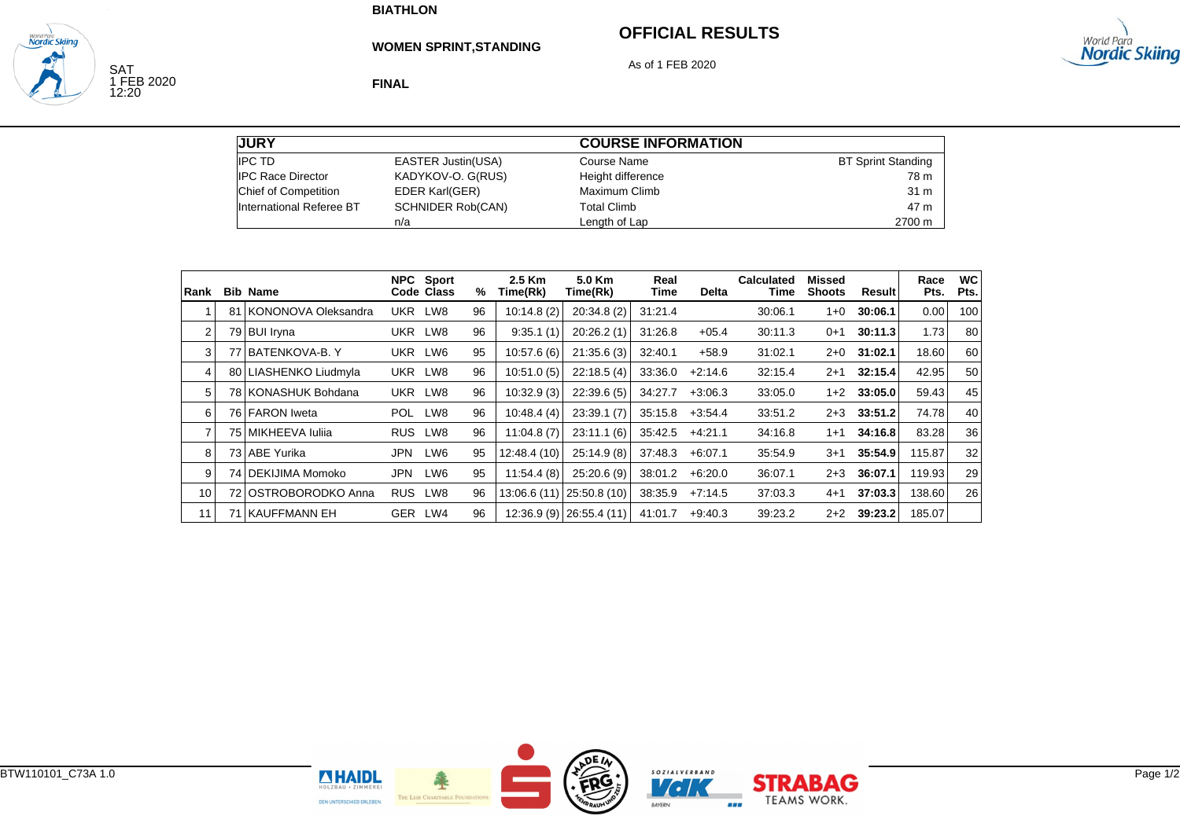**BIATHLON**

**WOMEN SPRINT,STANDING**

**FINAL**

SAT
1 FEB 2020
12:20

# OFFICIAL RESULTS

As of 1 FEB 2020

| JURY | | COURSE INFORMATION | |
|---|---|---|---|
| IPC TD | EASTER Justin(USA) | Course Name | BT Sprint Standing |
| IPC Race Director | KADYKOV-O. G(RUS) | Height difference | 78 m |
| Chief of Competition | EDER Karl(GER) | Maximum Climb | 31 m |
| International Referee BT | SCHNIDER Rob(CAN) | Total Climb | 47 m |
| | n/a | Length of Lap | 2700 m |

| Rank | Bib | Name | NPC Code | Sport Class | % | 2.5 Km Time(Rk) | 5.0 Km Time(Rk) | Real Time | Delta | Calculated Time | Missed Shoots | Result | Race Pts. | WC Pts. |
|---|---|---|---|---|---|---|---|---|---|---|---|---|---|---|
| 1 | 81 | KONONOVA Oleksandra | UKR | LW8 | 96 | 10:14.8 (2) | 20:34.8 (2) | 31:21.4 | | 30:06.1 | 1+0 | **30:06.1** | 0.00 | 100 |
| 2 | 79 | BUI Iryna | UKR | LW8 | 96 | 9:35.1 (1) | 20:26.2 (1) | 31:26.8 | +05.4 | 30:11.3 | 0+1 | **30:11.3** | 1.73 | 80 |
| 3 | 77 | BATENKOVA-B. Y | UKR | LW6 | 95 | 10:57.6 (6) | 21:35.6 (3) | 32:40.1 | +58.9 | 31:02.1 | 2+0 | **31:02.1** | 18.60 | 60 |
| 4 | 80 | LIASHENKO Liudmyla | UKR | LW8 | 96 | 10:51.0 (5) | 22:18.5 (4) | 33:36.0 | +2:14.6 | 32:15.4 | 2+1 | **32:15.4** | 42.95 | 50 |
| 5 | 78 | KONASHUK Bohdana | UKR | LW8 | 96 | 10:32.9 (3) | 22:39.6 (5) | 34:27.7 | +3:06.3 | 33:05.0 | 1+2 | **33:05.0** | 59.43 | 45 |
| 6 | 76 | FARON Iweta | POL | LW8 | 96 | 10:48.4 (4) | 23:39.1 (7) | 35:15.8 | +3:54.4 | 33:51.2 | 2+3 | **33:51.2** | 74.78 | 40 |
| 7 | 75 | MIKHEEVA Iuliia | RUS | LW8 | 96 | 11:04.8 (7) | 23:11.1 (6) | 35:42.5 | +4:21.1 | 34:16.8 | 1+1 | **34:16.8** | 83.28 | 36 |
| 8 | 73 | ABE Yurika | JPN | LW6 | 95 | 12:48.4 (10) | 25:14.9 (8) | 37:48.3 | +6:07.1 | 35:54.9 | 3+1 | **35:54.9** | 115.87 | 32 |
| 9 | 74 | DEKIJIMA Momoko | JPN | LW6 | 95 | 11:54.4 (8) | 25:20.6 (9) | 38:01.2 | +6:20.0 | 36:07.1 | 2+3 | **36:07.1** | 119.93 | 29 |
| 10 | 72 | OSTROBORODKO Anna | RUS | LW8 | 96 | 13:06.6 (11) | 25:50.8 (10) | 38:35.9 | +7:14.5 | 37:03.3 | 4+1 | **37:03.3** | 138.60 | 26 |
| 11 | 71 | KAUFFMANN EH | GER | LW4 | 96 | 12:36.9 (9) | 26:55.4 (11) | 41:01.7 | +9:40.3 | 39:23.2 | 2+2 | **39:23.2** | 185.07 | |

BTW110101_C73A 1.0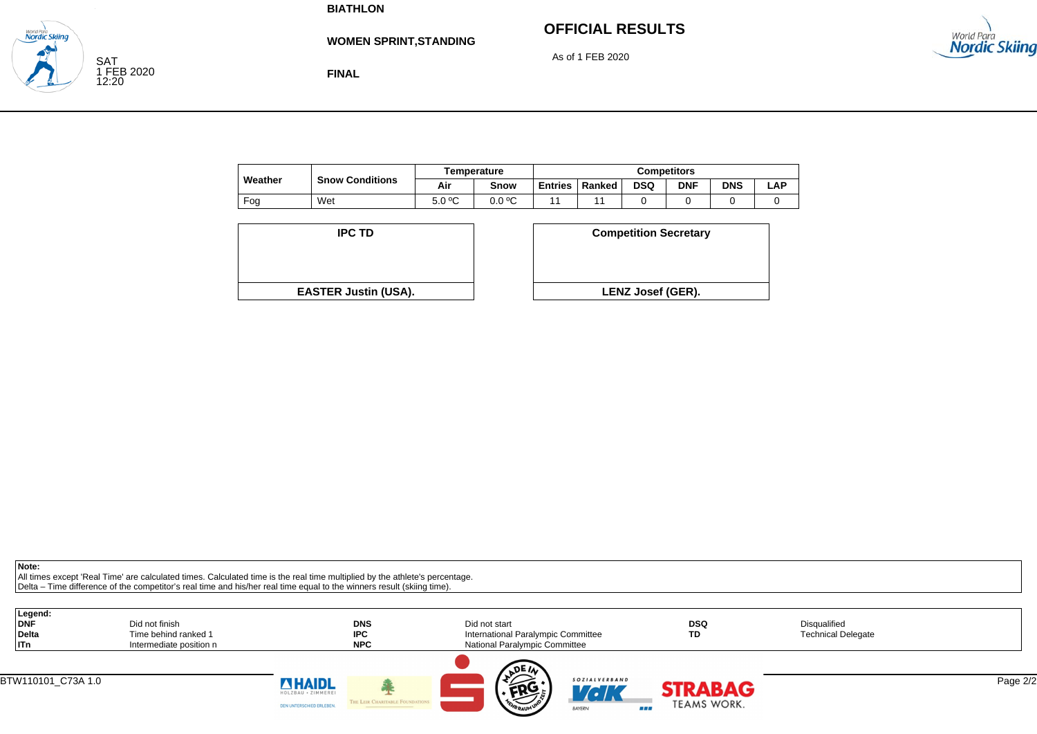**BIATHLON**

**WOMEN SPRINT,STANDING**

**FINAL**

SAT
1 FEB 2020
12:20

# OFFICIAL RESULTS

As of 1 FEB 2020

| Weather | Snow Conditions | Temperature | | Competitors | | | | | |
|---|---|---|---|---|---|---|---|---|---|
| | | Air | Snow | Entries | Ranked | DSQ | DNF | DNS | LAP |
| Fog | Wet | 5.0 ºC | 0.0 ºC | 11 | 11 | 0 | 0 | 0 | 0 |

| IPC TD |
|---|
| **EASTER Justin (USA).** |

| Competition Secretary |
|---|
| **LENZ Josef (GER).** |

**Note:**
All times except 'Real Time' are calculated times. Calculated time is the real time multiplied by the athlete's percentage.
Delta – Time difference of the competitor's real time and his/her real time equal to the winners result (skiing time).

**Legend:**

| | | | | | |
|---|---|---|---|---|---|
| **DNF** | Did not finish | **DNS** | Did not start | **DSQ** | Disqualified |
| **Delta** | Time behind ranked 1 | **IPC** | International Paralympic Committee | **TD** | Technical Delegate |
| **ITn** | Intermediate position n | **NPC** | National Paralympic Committee | | |

BTW110101_C73A 1.0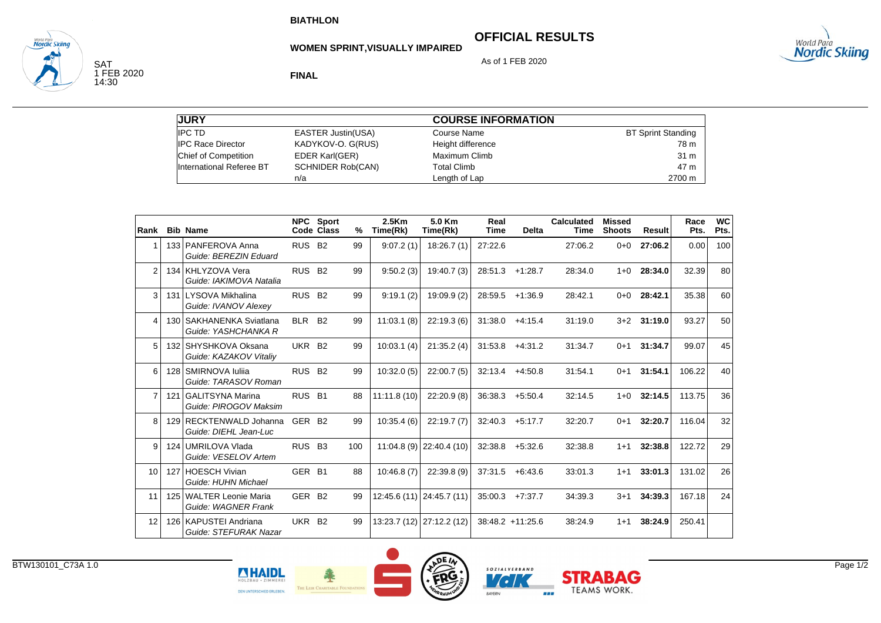BIATHLON

# OFFICIAL RESULTS

**WOMEN SPRINT,VISUALLY IMPAIRED**

As of 1 FEB 2020

SAT
1 FEB 2020
14:30

**FINAL**

| JURY | | COURSE INFORMATION | |
|---|---|---|---|
| IPC TD | EASTER Justin(USA) | Course Name | BT Sprint Standing |
| IPC Race Director | KADYKOV-O. G(RUS) | Height difference | 78 m |
| Chief of Competition | EDER Karl(GER) | Maximum Climb | 31 m |
| International Referee BT | SCHNIDER Rob(CAN) | Total Climb | 47 m |
| | n/a | Length of Lap | 2700 m |

| Rank | Bib | Name | NPC Code | Sport Class | % | 2.5Km Time(Rk) | 5.0 Km Time(Rk) | Real Time | Delta | Calculated Time | Missed Shoots | Result | Race Pts. | WC Pts. |
|---|---|---|---|---|---|---|---|---|---|---|---|---|---|---|
| 1 | 133 | PANFEROVA Anna<br>*Guide: BEREZIN Eduard* | RUS | B2 | 99 | 9:07.2 (1) | 18:26.7 (1) | 27:22.6 | | 27:06.2 | 0+0 | **27:06.2** | 0.00 | 100 |
| 2 | 134 | KHLYZOVA Vera<br>*Guide: IAKIMOVA Natalia* | RUS | B2 | 99 | 9:50.2 (3) | 19:40.7 (3) | 28:51.3 | +1:28.7 | 28:34.0 | 1+0 | **28:34.0** | 32.39 | 80 |
| 3 | 131 | LYSOVA Mikhalina<br>*Guide: IVANOV Alexey* | RUS | B2 | 99 | 9:19.1 (2) | 19:09.9 (2) | 28:59.5 | +1:36.9 | 28:42.1 | 0+0 | **28:42.1** | 35.38 | 60 |
| 4 | 130 | SAKHANENKA Sviatlana<br>*Guide: YASHCHANKA R* | BLR | B2 | 99 | 11:03.1 (8) | 22:19.3 (6) | 31:38.0 | +4:15.4 | 31:19.0 | 3+2 | **31:19.0** | 93.27 | 50 |
| 5 | 132 | SHYSHKOVA Oksana<br>*Guide: KAZAKOV Vitaliy* | UKR | B2 | 99 | 10:03.1 (4) | 21:35.2 (4) | 31:53.8 | +4:31.2 | 31:34.7 | 0+1 | **31:34.7** | 99.07 | 45 |
| 6 | 128 | SMIRNOVA Iuliia<br>*Guide: TARASOV Roman* | RUS | B2 | 99 | 10:32.0 (5) | 22:00.7 (5) | 32:13.4 | +4:50.8 | 31:54.1 | 0+1 | **31:54.1** | 106.22 | 40 |
| 7 | 121 | GALITSYNA Marina<br>*Guide: PIROGOV Maksim* | RUS | B1 | 88 | 11:11.8 (10) | 22:20.9 (8) | 36:38.3 | +5:50.4 | 32:14.5 | 1+0 | **32:14.5** | 113.75 | 36 |
| 8 | 129 | RECKTENWALD Johanna<br>*Guide: DIEHL Jean-Luc* | GER | B2 | 99 | 10:35.4 (6) | 22:19.7 (7) | 32:40.3 | +5:17.7 | 32:20.7 | 0+1 | **32:20.7** | 116.04 | 32 |
| 9 | 124 | UMRILOVA Vlada<br>*Guide: VESELOV Artem* | RUS | B3 | 100 | 11:04.8 (9) | 22:40.4 (10) | 32:38.8 | +5:32.6 | 32:38.8 | 1+1 | **32:38.8** | 122.72 | 29 |
| 10 | 127 | HOESCH Vivian<br>*Guide: HUHN Michael* | GER | B1 | 88 | 10:46.8 (7) | 22:39.8 (9) | 37:31.5 | +6:43.6 | 33:01.3 | 1+1 | **33:01.3** | 131.02 | 26 |
| 11 | 125 | WALTER Leonie Maria<br>*Guide: WAGNER Frank* | GER | B2 | 99 | 12:45.6 (11) | 24:45.7 (11) | 35:00.3 | +7:37.7 | 34:39.3 | 3+1 | **34:39.3** | 167.18 | 24 |
| 12 | 126 | KAPUSTEI Andriana<br>*Guide: STEFURAK Nazar* | UKR | B2 | 99 | 13:23.7 (12) | 27:12.2 (12) | 38:48.2 | +11:25.6 | 38:24.9 | 1+1 | **38:24.9** | 250.41 | |

BTW130101_C73A 1.0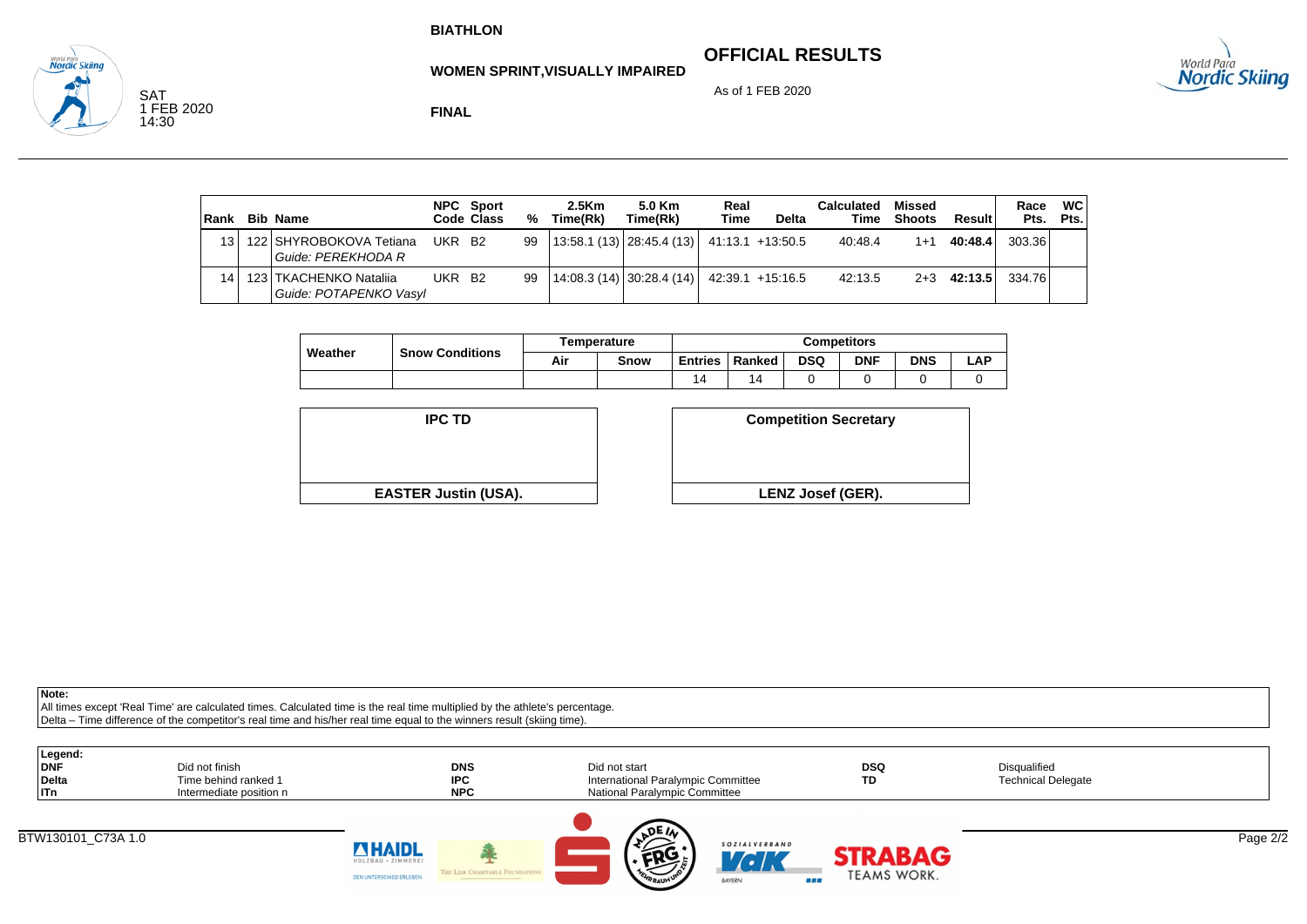**BIATHLON**

**WOMEN SPRINT,VISUALLY IMPAIRED**

**FINAL**

# OFFICIAL RESULTS

As of 1 FEB 2020

SAT 1 FEB 2020 14:30

| Rank | Bib | Name | NPC Code | Sport Class | % | 2.5Km Time(Rk) | 5.0 Km Time(Rk) | Real Time | Delta | Calculated Time | Missed Shoots | Result | Race Pts. | WC Pts. |
|---|---|---|---|---|---|---|---|---|---|---|---|---|---|---|
| 13 | 122 | SHYROBOKOVA Tetiana<br>*Guide: PEREKHODA R* | UKR | B2 | 99 | 13:58.1 (13) | 28:45.4 (13) | 41:13.1 | +13:50.5 | 40:48.4 | 1+1 | **40:48.4** | 303.36 | |
| 14 | 123 | TKACHENKO Nataliia<br>*Guide: POTAPENKO Vasyl* | UKR | B2 | 99 | 14:08.3 (14) | 30:28.4 (14) | 42:39.1 | +15:16.5 | 42:13.5 | 2+3 | **42:13.5** | 334.76 | |

| Weather | Snow Conditions | Temperature | | Competitors | | | | | |
|---|---|---|---|---|---|---|---|---|---|
| | | Air | Snow | Entries | Ranked | DSQ | DNF | DNS | LAP |
| | | | | 14 | 14 | 0 | 0 | 0 | 0 |

| IPC TD | Competition Secretary |
|---|---|
| EASTER Justin (USA). | LENZ Josef (GER). |

**Note:**
All times except 'Real Time' are calculated times. Calculated time is the real time multiplied by the athlete's percentage.
Delta – Time difference of the competitor's real time and his/her real time equal to the winners result (skiing time).

**Legend:**

| | | | | | |
|---|---|---|---|---|---|
| **DNF** | Did not finish | **DNS** | Did not start | **DSQ** | Disqualified |
| **Delta** | Time behind ranked 1 | **IPC** | International Paralympic Committee | **TD** | Technical Delegate |
| **ITn** | Intermediate position n | **NPC** | National Paralympic Committee | | |

BTW130101_C73A 1.0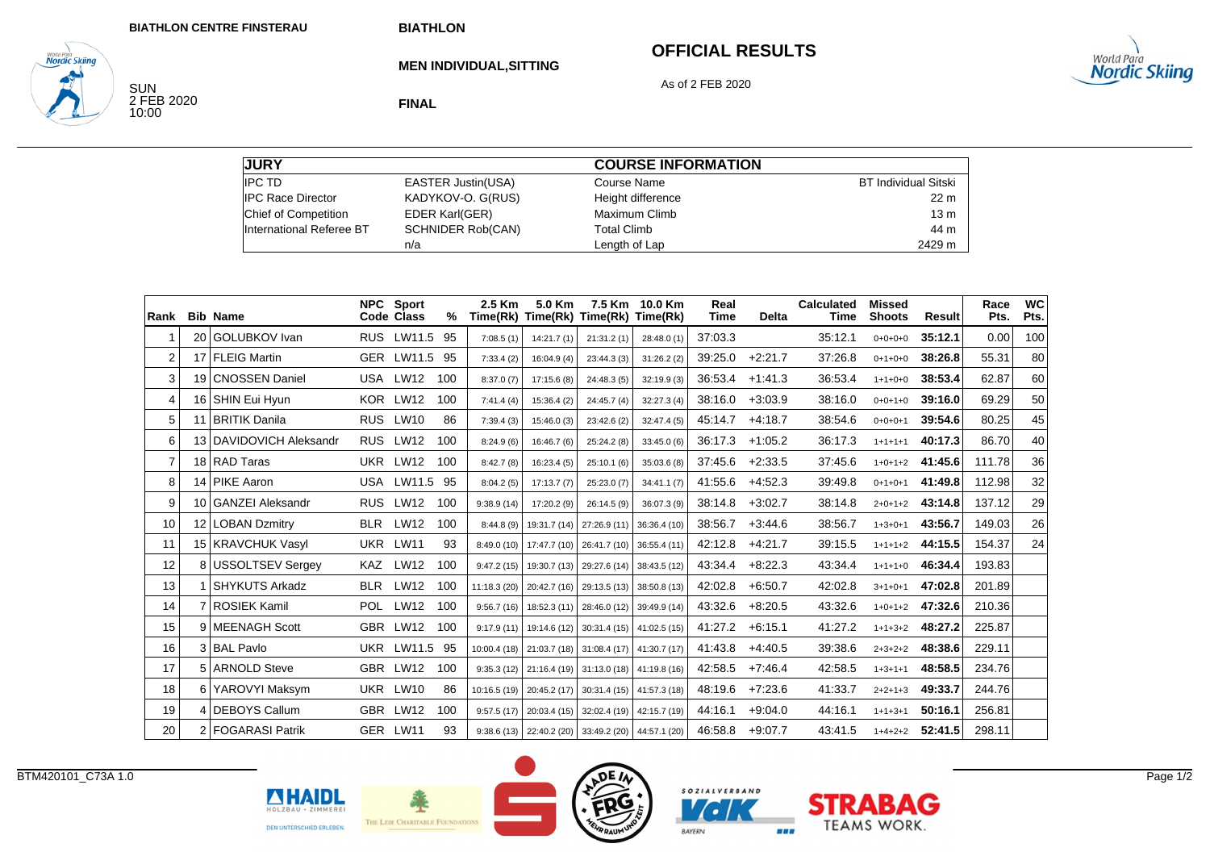BIATHLON CENTRE FINSTERAU

BIATHLON

SUN
2 FEB 2020
10:00

# OFFICIAL RESULTS

## MEN INDIVIDUAL,SITTING

As of 2 FEB 2020

**FINAL**

| JURY | | COURSE INFORMATION | |
|---|---|---|---|
| IPC TD | EASTER Justin(USA) | Course Name | BT Individual Sitski |
| IPC Race Director | KADYKOV-O. G(RUS) | Height difference | 22 m |
| Chief of Competition | EDER Karl(GER) | Maximum Climb | 13 m |
| International Referee BT | SCHNIDER Rob(CAN) | Total Climb | 44 m |
| | n/a | Length of Lap | 2429 m |

| Rank | Bib | Name | NPC Code | Sport Class | % | 2.5 Km Time(Rk) | 5.0 Km Time(Rk) | 7.5 Km Time(Rk) | 10.0 Km Time(Rk) | Real Time | Delta | Calculated Time | Missed Shoots | Result | Race Pts. | WC Pts. |
|---|---|---|---|---|---|---|---|---|---|---|---|---|---|---|---|---|
| 1 | 20 | GOLUBKOV Ivan | RUS | LW11.5 | 95 | 7:08.5 (1) | 14:21.7 (1) | 21:31.2 (1) | 28:48.0 (1) | 37:03.3 | | 35:12.1 | 0+0+0+0 | **35:12.1** | 0.00 | 100 |
| 2 | 17 | FLEIG Martin | GER | LW11.5 | 95 | 7:33.4 (2) | 16:04.9 (4) | 23:44.3 (3) | 31:26.2 (2) | 39:25.0 | +2:21.7 | 37:26.8 | 0+1+0+0 | **38:26.8** | 55.31 | 80 |
| 3 | 19 | CNOSSEN Daniel | USA | LW12 | 100 | 8:37.0 (7) | 17:15.6 (8) | 24:48.3 (5) | 32:19.9 (3) | 36:53.4 | +1:41.3 | 36:53.4 | 1+1+0+0 | **38:53.4** | 62.87 | 60 |
| 4 | 16 | SHIN Eui Hyun | KOR | LW12 | 100 | 7:41.4 (4) | 15:36.4 (2) | 24:45.7 (4) | 32:27.3 (4) | 38:16.0 | +3:03.9 | 38:16.0 | 0+0+1+0 | **39:16.0** | 69.29 | 50 |
| 5 | 11 | BRITIK Danila | RUS | LW10 | 86 | 7:39.4 (3) | 15:46.0 (3) | 23:42.6 (2) | 32:47.4 (5) | 45:14.7 | +4:18.7 | 38:54.6 | 0+0+0+1 | **39:54.6** | 80.25 | 45 |
| 6 | 13 | DAVIDOVICH Aleksandr | RUS | LW12 | 100 | 8:24.9 (6) | 16:46.7 (6) | 25:24.2 (8) | 33:45.0 (6) | 36:17.3 | +1:05.2 | 36:17.3 | 1+1+1+1 | **40:17.3** | 86.70 | 40 |
| 7 | 18 | RAD Taras | UKR | LW12 | 100 | 8:42.7 (8) | 16:23.4 (5) | 25:10.1 (6) | 35:03.6 (8) | 37:45.6 | +2:33.5 | 37:45.6 | 1+0+1+2 | **41:45.6** | 111.78 | 36 |
| 8 | 14 | PIKE Aaron | USA | LW11.5 | 95 | 8:04.2 (5) | 17:13.7 (7) | 25:23.0 (7) | 34:41.1 (7) | 41:55.6 | +4:52.3 | 39:49.8 | 0+1+0+1 | **41:49.8** | 112.98 | 32 |
| 9 | 10 | GANZEI Aleksandr | RUS | LW12 | 100 | 9:38.9 (14) | 17:20.2 (9) | 26:14.5 (9) | 36:07.3 (9) | 38:14.8 | +3:02.7 | 38:14.8 | 2+0+1+2 | **43:14.8** | 137.12 | 29 |
| 10 | 12 | LOBAN Dzmitry | BLR | LW12 | 100 | 8:44.8 (9) | 19:31.7 (14) | 27:26.9 (11) | 36:36.4 (10) | 38:56.7 | +3:44.6 | 38:56.7 | 1+3+0+1 | **43:56.7** | 149.03 | 26 |
| 11 | 15 | KRAVCHUK Vasyl | UKR | LW11 | 93 | 8:49.0 (10) | 17:47.7 (10) | 26:41.7 (10) | 36:55.4 (11) | 42:12.8 | +4:21.7 | 39:15.5 | 1+1+1+2 | **44:15.5** | 154.37 | 24 |
| 12 | 8 | USSOLTSEV Sergey | KAZ | LW12 | 100 | 9:47.2 (15) | 19:30.7 (13) | 29:27.6 (14) | 38:43.5 (12) | 43:34.4 | +8:22.3 | 43:34.4 | 1+1+1+0 | **46:34.4** | 193.83 | |
| 13 | 1 | SHYKUTS Arkadz | BLR | LW12 | 100 | 11:18.3 (20) | 20:42.7 (16) | 29:13.5 (13) | 38:50.8 (13) | 42:02.8 | +6:50.7 | 42:02.8 | 3+1+0+1 | **47:02.8** | 201.89 | |
| 14 | 7 | ROSIEK Kamil | POL | LW12 | 100 | 9:56.7 (16) | 18:52.3 (11) | 28:46.0 (12) | 39:49.9 (14) | 43:32.6 | +8:20.5 | 43:32.6 | 1+0+1+2 | **47:32.6** | 210.36 | |
| 15 | 9 | MEENAGH Scott | GBR | LW12 | 100 | 9:17.9 (11) | 19:14.6 (12) | 30:31.4 (15) | 41:02.5 (15) | 41:27.2 | +6:15.1 | 41:27.2 | 1+1+3+2 | **48:27.2** | 225.87 | |
| 16 | 3 | BAL Pavlo | UKR | LW11.5 | 95 | 10:00.4 (18) | 21:03.7 (18) | 31:08.4 (17) | 41:30.7 (17) | 41:43.8 | +4:40.5 | 39:38.6 | 2+3+2+2 | **48:38.6** | 229.11 | |
| 17 | 5 | ARNOLD Steve | GBR | LW12 | 100 | 9:35.3 (12) | 21:16.4 (19) | 31:13.0 (18) | 41:19.8 (16) | 42:58.5 | +7:46.4 | 42:58.5 | 1+3+1+1 | **48:58.5** | 234.76 | |
| 18 | 6 | YAROVYI Maksym | UKR | LW10 | 86 | 10:16.5 (19) | 20:45.2 (17) | 30:31.4 (15) | 41:57.3 (18) | 48:19.6 | +7:23.6 | 41:33.7 | 2+2+1+3 | **49:33.7** | 244.76 | |
| 19 | 4 | DEBOYS Callum | GBR | LW12 | 100 | 9:57.5 (17) | 20:03.4 (15) | 32:02.4 (19) | 42:15.7 (19) | 44:16.1 | +9:04.0 | 44:16.1 | 1+1+3+1 | **50:16.1** | 256.81 | |
| 20 | 2 | FOGARASI Patrik | GER | LW11 | 93 | 9:38.6 (13) | 22:40.2 (20) | 33:49.2 (20) | 44:57.1 (20) | 46:58.8 | +9:07.7 | 43:41.5 | 1+4+2+2 | **52:41.5** | 298.11 | |

BTM420101_C73A 1.0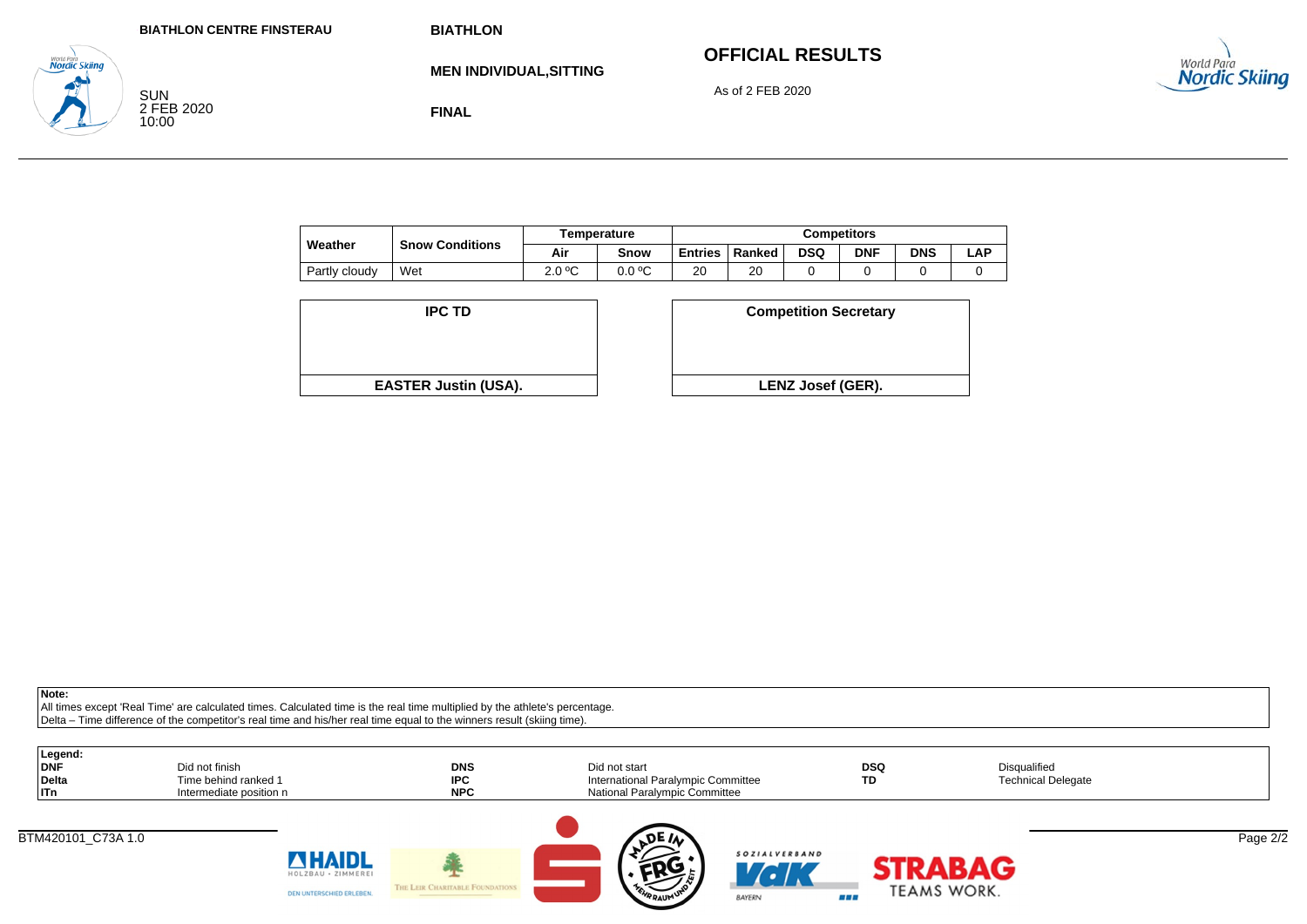BIATHLON CENTRE FINSTERAU

SUN
2 FEB 2020
10:00

**BIATHLON**

**MEN INDIVIDUAL,SITTING**

**FINAL**

## OFFICIAL RESULTS

As of 2 FEB 2020

| Weather | Snow Conditions | Temperature | | Competitors | | | | | |
|---|---|---|---|---|---|---|---|---|---|
| | | Air | Snow | Entries | Ranked | DSQ | DNF | DNS | LAP |
| Partly cloudy | Wet | 2.0 ºC | 0.0 ºC | 20 | 20 | 0 | 0 | 0 | 0 |

| IPC TD | Competition Secretary |
|---|---|
| EASTER Justin (USA). | LENZ Josef (GER). |

**Note:**
All times except 'Real Time' are calculated times. Calculated time is the real time multiplied by the athlete's percentage.
Delta – Time difference of the competitor's real time and his/her real time equal to the winners result (skiing time).

**Legend:**

| | | | | | |
|---|---|---|---|---|---|
| **DNF** | Did not finish | **DNS** | Did not start | **DSQ** | Disqualified |
| **Delta** | Time behind ranked 1 | **IPC** | International Paralympic Committee | **TD** | Technical Delegate |
| **ITn** | Intermediate position n | **NPC** | National Paralympic Committee | | |

BTM420101_C73A 1.0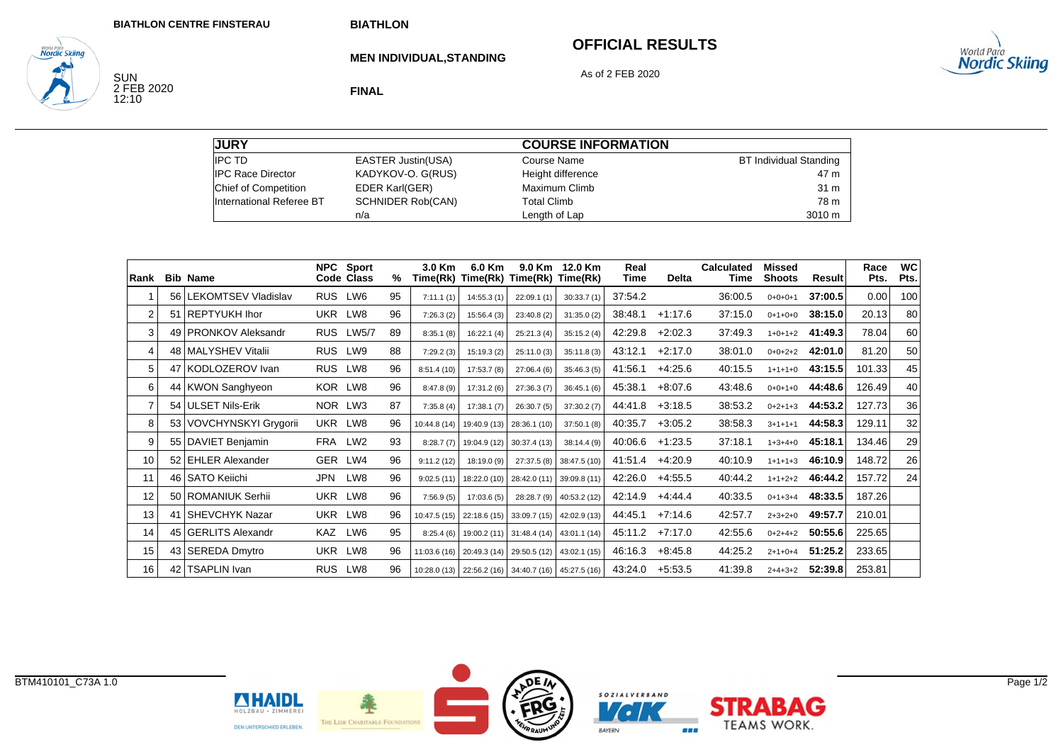BIATHLON CENTRE FINSTERAU

SUN
2 FEB 2020
12:10

BIATHLON

MEN INDIVIDUAL,STANDING

FINAL

# OFFICIAL RESULTS

As of 2 FEB 2020

| JURY | | COURSE INFORMATION | |
|---|---|---|---|
| IPC TD | EASTER Justin(USA) | Course Name | BT Individual Standing |
| IPC Race Director | KADYKOV-O. G(RUS) | Height difference | 47 m |
| Chief of Competition | EDER Karl(GER) | Maximum Climb | 31 m |
| International Referee BT | SCHNIDER Rob(CAN) | Total Climb | 78 m |
| | n/a | Length of Lap | 3010 m |

| Rank | Bib | Name | NPC Code | Sport Class | % | 3.0 Km Time(Rk) | 6.0 Km Time(Rk) | 9.0 Km Time(Rk) | 12.0 Km Time(Rk) | Real Time | Delta | Calculated Time | Missed Shoots | Result | Race Pts. | WC Pts. |
|---|---|---|---|---|---|---|---|---|---|---|---|---|---|---|---|---|
| 1 | 56 | LEKOMTSEV Vladislav | RUS | LW6 | 95 | 7:11.1 (1) | 14:55.3 (1) | 22:09.1 (1) | 30:33.7 (1) | 37:54.2 | | 36:00.5 | 0+0+0+1 | **37:00.5** | 0.00 | 100 |
| 2 | 51 | REPTYUKH Ihor | UKR | LW8 | 96 | 7:26.3 (2) | 15:56.4 (3) | 23:40.8 (2) | 31:35.0 (2) | 38:48.1 | +1:17.6 | 37:15.0 | 0+1+0+0 | **38:15.0** | 20.13 | 80 |
| 3 | 49 | PRONKOV Aleksandr | RUS | LW5/7 | 89 | 8:35.1 (8) | 16:22.1 (4) | 25:21.3 (4) | 35:15.2 (4) | 42:29.8 | +2:02.3 | 37:49.3 | 1+0+1+2 | **41:49.3** | 78.04 | 60 |
| 4 | 48 | MALYSHEV Vitalii | RUS | LW9 | 88 | 7:29.2 (3) | 15:19.3 (2) | 25:11.0 (3) | 35:11.8 (3) | 43:12.1 | +2:17.0 | 38:01.0 | 0+0+2+2 | **42:01.0** | 81.20 | 50 |
| 5 | 47 | KODLOZEROV Ivan | RUS | LW8 | 96 | 8:51.4 (10) | 17:53.7 (8) | 27:06.4 (6) | 35:46.3 (5) | 41:56.1 | +4:25.6 | 40:15.5 | 1+1+1+0 | **43:15.5** | 101.33 | 45 |
| 6 | 44 | KWON Sanghyeon | KOR | LW8 | 96 | 8:47.8 (9) | 17:31.2 (6) | 27:36.3 (7) | 36:45.1 (6) | 45:38.1 | +8:07.6 | 43:48.6 | 0+0+1+0 | **44:48.6** | 126.49 | 40 |
| 7 | 54 | ULSET Nils-Erik | NOR | LW3 | 87 | 7:35.8 (4) | 17:38.1 (7) | 26:30.7 (5) | 37:30.2 (7) | 44:41.8 | +3:18.5 | 38:53.2 | 0+2+1+3 | **44:53.2** | 127.73 | 36 |
| 8 | 53 | VOVCHYNSKYI Grygorii | UKR | LW8 | 96 | 10:44.8 (14) | 19:40.9 (13) | 28:36.1 (10) | 37:50.1 (8) | 40:35.7 | +3:05.2 | 38:58.3 | 3+1+1+1 | **44:58.3** | 129.11 | 32 |
| 9 | 55 | DAVIET Benjamin | FRA | LW2 | 93 | 8:28.7 (7) | 19:04.9 (12) | 30:37.4 (13) | 38:14.4 (9) | 40:06.6 | +1:23.5 | 37:18.1 | 1+3+4+0 | **45:18.1** | 134.46 | 29 |
| 10 | 52 | EHLER Alexander | GER | LW4 | 96 | 9:11.2 (12) | 18:19.0 (9) | 27:37.5 (8) | 38:47.5 (10) | 41:51.4 | +4:20.9 | 40:10.9 | 1+1+1+3 | **46:10.9** | 148.72 | 26 |
| 11 | 46 | SATO Keiichi | JPN | LW8 | 96 | 9:02.5 (11) | 18:22.0 (10) | 28:42.0 (11) | 39:09.8 (11) | 42:26.0 | +4:55.5 | 40:44.2 | 1+1+2+2 | **46:44.2** | 157.72 | 24 |
| 12 | 50 | ROMANIUK Serhii | UKR | LW8 | 96 | 7:56.9 (5) | 17:03.6 (5) | 28:28.7 (9) | 40:53.2 (12) | 42:14.9 | +4:44.4 | 40:33.5 | 0+1+3+4 | **48:33.5** | 187.26 | |
| 13 | 41 | SHEVCHYK Nazar | UKR | LW8 | 96 | 10:47.5 (15) | 22:18.6 (15) | 33:09.7 (15) | 42:02.9 (13) | 44:45.1 | +7:14.6 | 42:57.7 | 2+3+2+0 | **49:57.7** | 210.01 | |
| 14 | 45 | GERLITS Alexandr | KAZ | LW6 | 95 | 8:25.4 (6) | 19:00.2 (11) | 31:48.4 (14) | 43:01.1 (14) | 45:11.2 | +7:17.0 | 42:55.6 | 0+2+4+2 | **50:55.6** | 225.65 | |
| 15 | 43 | SEREDA Dmytro | UKR | LW8 | 96 | 11:03.6 (16) | 20:49.3 (14) | 29:50.5 (12) | 43:02.1 (15) | 46:16.3 | +8:45.8 | 44:25.2 | 2+1+0+4 | **51:25.2** | 233.65 | |
| 16 | 42 | TSAPLIN Ivan | RUS | LW8 | 96 | 10:28.0 (13) | 22:56.2 (16) | 34:40.7 (16) | 45:27.5 (16) | 43:24.0 | +5:53.5 | 41:39.8 | 2+4+3+2 | **52:39.8** | 253.81 | |

BTM410101_C73A 1.0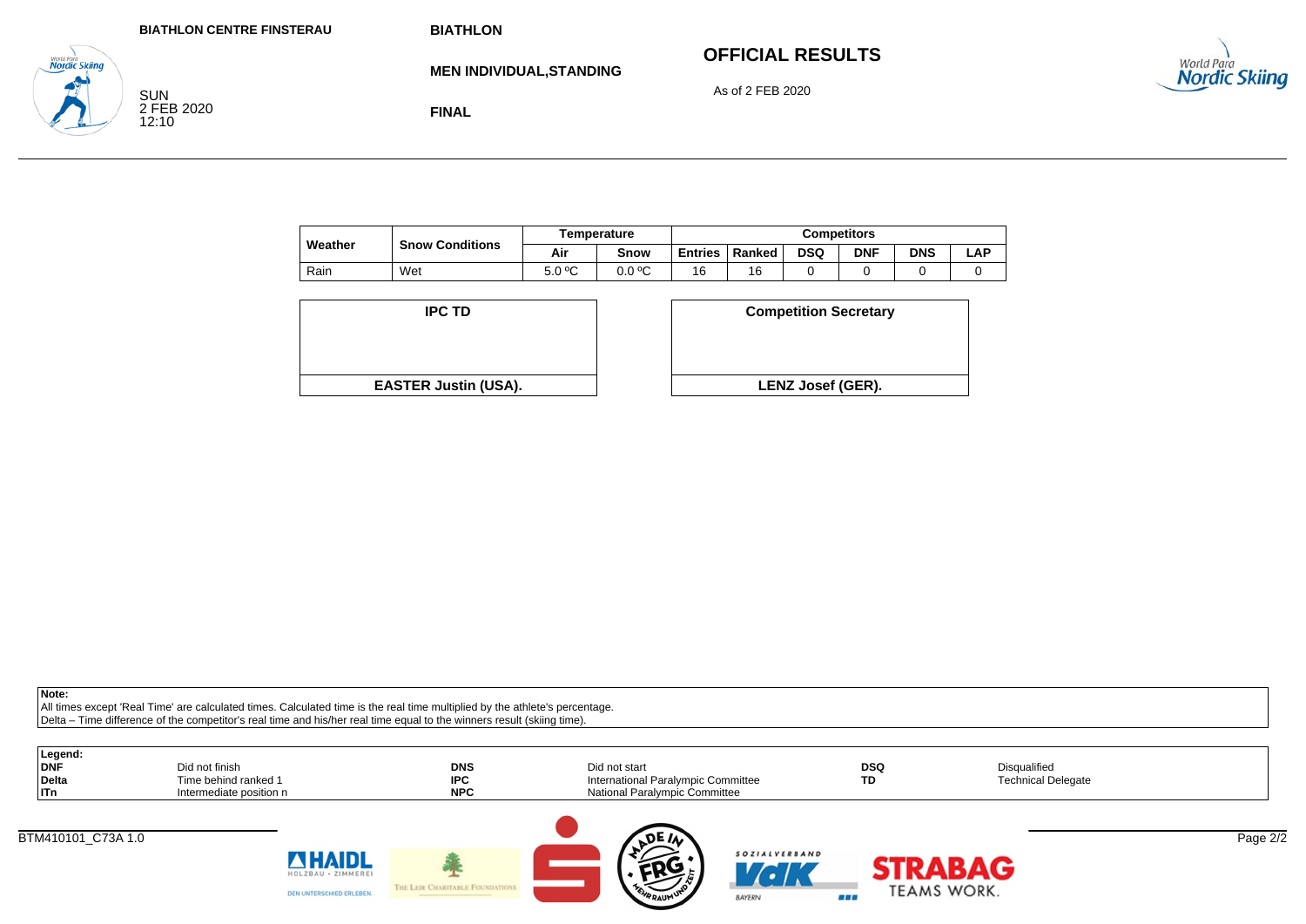**BIATHLON CENTRE FINSTERAU**

SUN
2 FEB 2020
12:10

**BIATHLON**

**MEN INDIVIDUAL,STANDING**

**FINAL**

## OFFICIAL RESULTS

As of 2 FEB 2020

| Weather | Snow Conditions | Temperature | | Competitors | | | | | |
|---|---|---|---|---|---|---|---|---|---|
| | | Air | Snow | Entries | Ranked | DSQ | DNF | DNS | LAP |
| Rain | Wet | 5.0 ºC | 0.0 ºC | 16 | 16 | 0 | 0 | 0 | 0 |

| IPC TD |
|---|
| EASTER Justin (USA). |

| Competition Secretary |
|---|
| LENZ Josef (GER). |

**Note:**
All times except 'Real Time' are calculated times. Calculated time is the real time multiplied by the athlete's percentage.
Delta – Time difference of the competitor's real time and his/her real time equal to the winners result (skiing time).

**Legend:**

| | | | | | |
|---|---|---|---|---|---|
| **DNF** | Did not finish | **DNS** | Did not start | **DSQ** | Disqualified |
| **Delta** | Time behind ranked 1 | **IPC** | International Paralympic Committee | **TD** | Technical Delegate |
| **ITn** | Intermediate position n | **NPC** | National Paralympic Committee | | |

BTM410101_C73A 1.0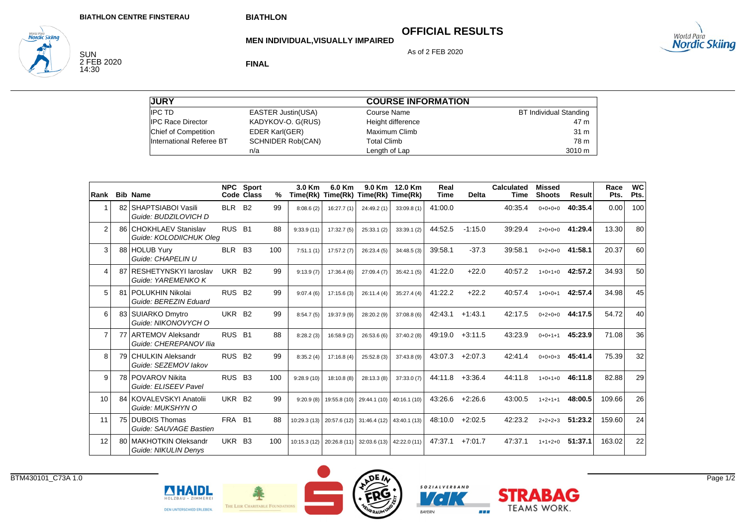BIATHLON CENTRE FINSTERAU

BIATHLON

MEN INDIVIDUAL,VISUALLY IMPAIRED

# OFFICIAL RESULTS

As of 2 FEB 2020

SUN
2 FEB 2020
14:30

**FINAL**

| JURY | | COURSE INFORMATION | |
|---|---|---|---|
| IPC TD | EASTER Justin(USA) | Course Name | BT Individual Standing |
| IPC Race Director | KADYKOV-O. G(RUS) | Height difference | 47 m |
| Chief of Competition | EDER Karl(GER) | Maximum Climb | 31 m |
| International Referee BT | SCHNIDER Rob(CAN) | Total Climb | 78 m |
| | n/a | Length of Lap | 3010 m |

| Rank | Bib | Name | NPC Code | Sport Class | % | 3.0 Km Time(Rk) | 6.0 Km Time(Rk) | 9.0 Km Time(Rk) | 12.0 Km Time(Rk) | Real Time | Delta | Calculated Time | Missed Shoots | Result | Race Pts. | WC Pts. |
|---|---|---|---|---|---|---|---|---|---|---|---|---|---|---|---|---|
| 1 | 82 | SHAPTSIABOI Vasili<br>*Guide: BUDZILOVICH D* | BLR | B2 | 99 | 8:08.6 (2) | 16:27.7 (1) | 24:49.2 (1) | 33:09.8 (1) | 41:00.0 | | 40:35.4 | 0+0+0+0 | **40:35.4** | 0.00 | 100 |
| 2 | 86 | CHOKHLAEV Stanislav<br>*Guide: KOLODIICHUK Oleg* | RUS | B1 | 88 | 9:33.9 (11) | 17:32.7 (5) | 25:33.1 (2) | 33:39.1 (2) | 44:52.5 | -1:15.0 | 39:29.4 | 2+0+0+0 | **41:29.4** | 13.30 | 80 |
| 3 | 88 | HOLUB Yury<br>*Guide: CHAPELIN U* | BLR | B3 | 100 | 7:51.1 (1) | 17:57.2 (7) | 26:23.4 (5) | 34:48.5 (3) | 39:58.1 | -37.3 | 39:58.1 | 0+2+0+0 | **41:58.1** | 20.37 | 60 |
| 4 | 87 | RESHETYNSKYI Iaroslav<br>*Guide: YAREMENKO K* | UKR | B2 | 99 | 9:13.9 (7) | 17:36.4 (6) | 27:09.4 (7) | 35:42.1 (5) | 41:22.0 | +22.0 | 40:57.2 | 1+0+1+0 | **42:57.2** | 34.93 | 50 |
| 5 | 81 | POLUKHIN Nikolai<br>*Guide: BEREZIN Eduard* | RUS | B2 | 99 | 9:07.4 (6) | 17:15.6 (3) | 26:11.4 (4) | 35:27.4 (4) | 41:22.2 | +22.2 | 40:57.4 | 1+0+0+1 | **42:57.4** | 34.98 | 45 |
| 6 | 83 | SUIARKO Dmytro<br>*Guide: NIKONOVYCH O* | UKR | B2 | 99 | 8:54.7 (5) | 19:37.9 (9) | 28:20.2 (9) | 37:08.8 (6) | 42:43.1 | +1:43.1 | 42:17.5 | 0+2+0+0 | **44:17.5** | 54.72 | 40 |
| 7 | 77 | ARTEMOV Aleksandr<br>*Guide: CHEREPANOV Ilia* | RUS | B1 | 88 | 8:28.2 (3) | 16:58.9 (2) | 26:53.6 (6) | 37:40.2 (8) | 49:19.0 | +3:11.5 | 43:23.9 | 0+0+1+1 | **45:23.9** | 71.08 | 36 |
| 8 | 79 | CHULKIN Aleksandr<br>*Guide: SEZEMOV Iakov* | RUS | B2 | 99 | 8:35.2 (4) | 17:16.8 (4) | 25:52.8 (3) | 37:43.8 (9) | 43:07.3 | +2:07.3 | 42:41.4 | 0+0+0+3 | **45:41.4** | 75.39 | 32 |
| 9 | 78 | POVAROV Nikita<br>*Guide: ELISEEV Pavel* | RUS | B3 | 100 | 9:28.9 (10) | 18:10.8 (8) | 28:13.3 (8) | 37:33.0 (7) | 44:11.8 | +3:36.4 | 44:11.8 | 1+0+1+0 | **46:11.8** | 82.88 | 29 |
| 10 | 84 | KOVALEVSKYI Anatolii<br>*Guide: MUKSHYN O* | UKR | B2 | 99 | 9:20.9 (8) | 19:55.8 (10) | 29:44.1 (10) | 40:16.1 (10) | 43:26.6 | +2:26.6 | 43:00.5 | 1+2+1+1 | **48:00.5** | 109.66 | 26 |
| 11 | 75 | DUBOIS Thomas<br>*Guide: SAUVAGE Bastien* | FRA | B1 | 88 | 10:29.3 (13) | 20:57.6 (12) | 31:46.4 (12) | 43:40.1 (13) | 48:10.0 | +2:02.5 | 42:23.2 | 2+2+2+3 | **51:23.2** | 159.60 | 24 |
| 12 | 80 | MAKHOTKIN Oleksandr<br>*Guide: NIKULIN Denys* | UKR | B3 | 100 | 10:15.3 (12) | 20:26.8 (11) | 32:03.6 (13) | 42:22.0 (11) | 47:37.1 | +7:01.7 | 47:37.1 | 1+1+2+0 | **51:37.1** | 163.02 | 22 |

BTM430101_C73A 1.0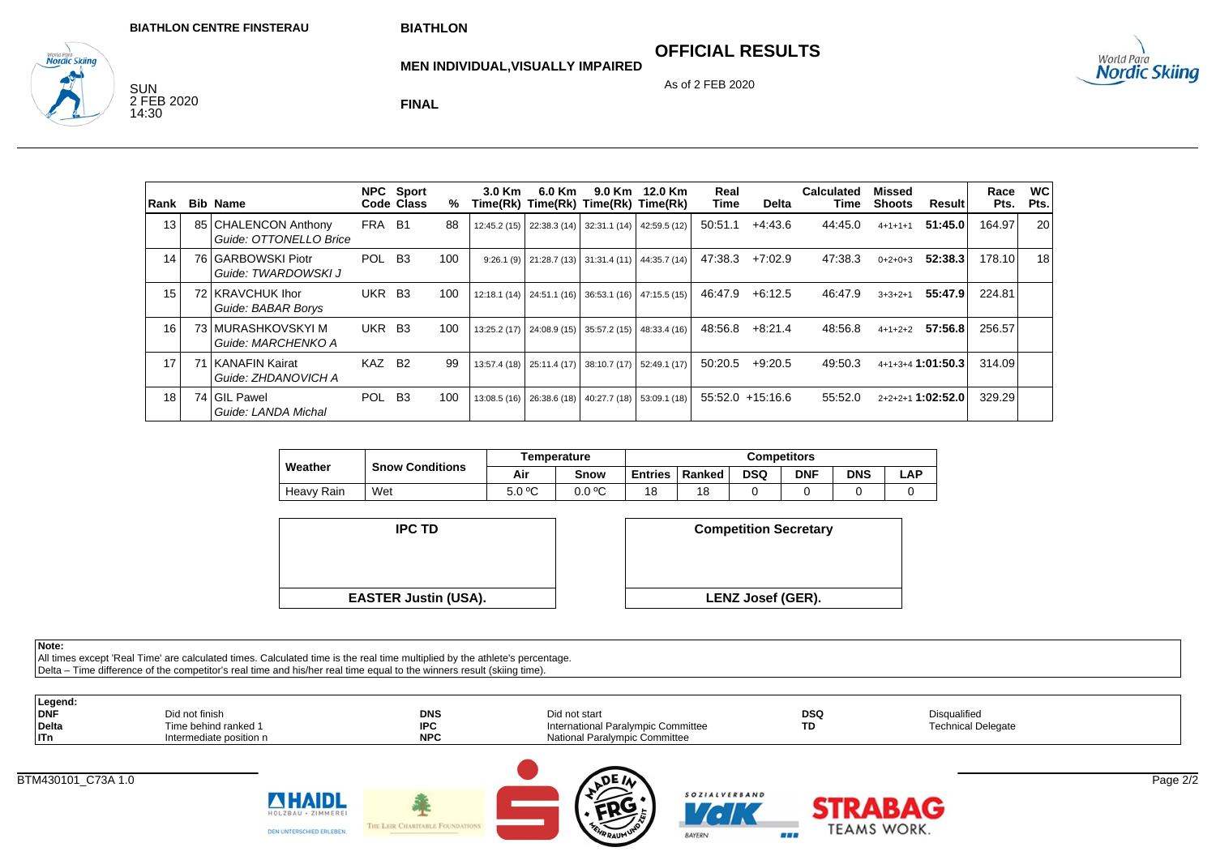BIATHLON CENTRE FINSTERAU

SUN
2 FEB 2020
14:30

**BIATHLON**

**MEN INDIVIDUAL,VISUALLY IMPAIRED**

**FINAL**

## OFFICIAL RESULTS

As of 2 FEB 2020

| Rank | Bib | Name | NPC Code | Sport Class | % | 3.0 Km Time(Rk) | 6.0 Km Time(Rk) | 9.0 Km Time(Rk) | 12.0 Km Time(Rk) | Real Time | Delta | Calculated Time | Missed Shoots | Result | Race Pts. | WC Pts. |
|---|---|---|---|---|---|---|---|---|---|---|---|---|---|---|---|---|
| 13 | 85 | CHALENCON Anthony *Guide: OTTONELLO Brice* | FRA | B1 | 88 | 12:45.2 (15) | 22:38.3 (14) | 32:31.1 (14) | 42:59.5 (12) | 50:51.1 | +4:43.6 | 44:45.0 | 4+1+1+1 | **51:45.0** | 164.97 | 20 |
| 14 | 76 | GARBOWSKI Piotr *Guide: TWARDOWSKI J* | POL | B3 | 100 | 9:26.1 (9) | 21:28.7 (13) | 31:31.4 (11) | 44:35.7 (14) | 47:38.3 | +7:02.9 | 47:38.3 | 0+2+0+3 | **52:38.3** | 178.10 | 18 |
| 15 | 72 | KRAVCHUK Ihor *Guide: BABAR Borys* | UKR | B3 | 100 | 12:18.1 (14) | 24:51.1 (16) | 36:53.1 (16) | 47:15.5 (15) | 46:47.9 | +6:12.5 | 46:47.9 | 3+3+2+1 | **55:47.9** | 224.81 | |
| 16 | 73 | MURASHKOVSKYI M *Guide: MARCHENKO A* | UKR | B3 | 100 | 13:25.2 (17) | 24:08.9 (15) | 35:57.2 (15) | 48:33.4 (16) | 48:56.8 | +8:21.4 | 48:56.8 | 4+1+2+2 | **57:56.8** | 256.57 | |
| 17 | 71 | KANAFIN Kairat *Guide: ZHDANOVICH A* | KAZ | B2 | 99 | 13:57.4 (18) | 25:11.4 (17) | 38:10.7 (17) | 52:49.1 (17) | 50:20.5 | +9:20.5 | 49:50.3 | 4+1+3+4 | **1:01:50.3** | 314.09 | |
| 18 | 74 | GIL Pawel *Guide: LANDA Michal* | POL | B3 | 100 | 13:08.5 (16) | 26:38.6 (18) | 40:27.7 (18) | 53:09.1 (18) | 55:52.0 | +15:16.6 | 55:52.0 | 2+2+2+1 | **1:02:52.0** | 329.29 | |

| Weather | Snow Conditions | Temperature | | Competitors | | | | | |
|---|---|---|---|---|---|---|---|---|---|
| | | Air | Snow | Entries | Ranked | DSQ | DNF | DNS | LAP |
| Heavy Rain | Wet | 5.0 ºC | 0.0 ºC | 18 | 18 | 0 | 0 | 0 | 0 |

| IPC TD | Competition Secretary |
|---|---|
| **EASTER Justin (USA).** | **LENZ Josef (GER).** |

**Note:**
All times except 'Real Time' are calculated times. Calculated time is the real time multiplied by the athlete's percentage.
Delta – Time difference of the competitor's real time and his/her real time equal to the winners result (skiing time).

**Legend:**

| | | | | | |
|---|---|---|---|---|---|
| **DNF** | Did not finish | **DNS** | Did not start | **DSQ** | Disqualified |
| **Delta** | Time behind ranked 1 | **IPC** | International Paralympic Committee | **TD** | Technical Delegate |
| **ITn** | Intermediate position n | **NPC** | National Paralympic Committee | | |

BTM430101_C73A 1.0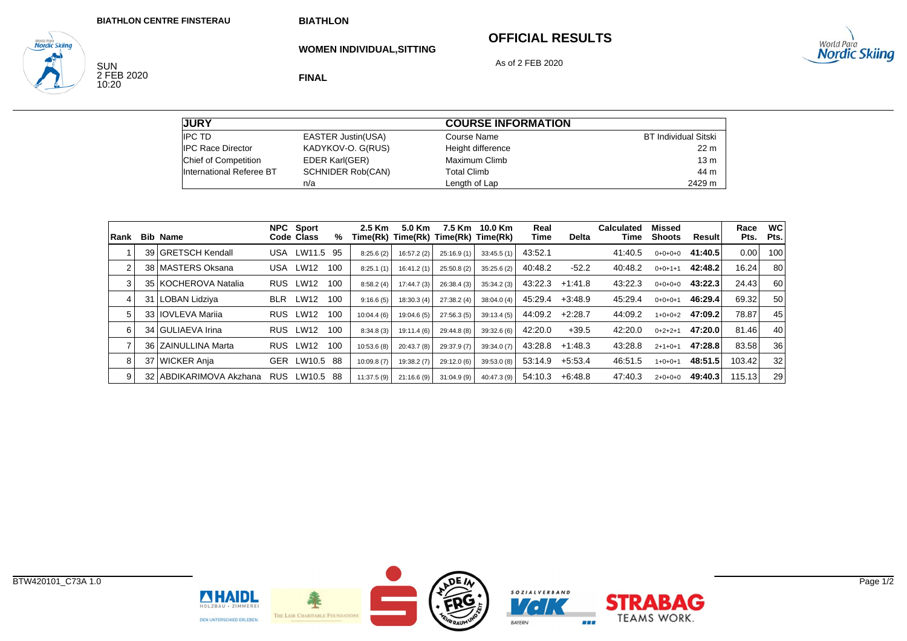BIATHLON CENTRE FINSTERAU

# BIATHLON

## WOMEN INDIVIDUAL,SITTING

**FINAL**

## OFFICIAL RESULTS

As of 2 FEB 2020

SUN
2 FEB 2020
10:20

| JURY | | COURSE INFORMATION | |
|---|---|---|---|
| IPC TD | EASTER Justin(USA) | Course Name | BT Individual Sitski |
| IPC Race Director | KADYKOV-O. G(RUS) | Height difference | 22 m |
| Chief of Competition | EDER Karl(GER) | Maximum Climb | 13 m |
| International Referee BT | SCHNIDER Rob(CAN) | Total Climb | 44 m |
| | n/a | Length of Lap | 2429 m |

| Rank | Bib | Name | NPC Code | Sport Class | % | 2.5 Km Time(Rk) | 5.0 Km Time(Rk) | 7.5 Km Time(Rk) | 10.0 Km Time(Rk) | Real Time | Delta | Calculated Time | Missed Shoots | Result | Race Pts. | WC Pts. |
|---|---|---|---|---|---|---|---|---|---|---|---|---|---|---|---|---|
| 1 | 39 | GRETSCH Kendall | USA | LW11.5 | 95 | 8:25.6 (2) | 16:57.2 (2) | 25:16.9 (1) | 33:45.5 (1) | 43:52.1 | | 41:40.5 | 0+0+0+0 | **41:40.5** | 0.00 | 100 |
| 2 | 38 | MASTERS Oksana | USA | LW12 | 100 | 8:25.1 (1) | 16:41.2 (1) | 25:50.8 (2) | 35:25.6 (2) | 40:48.2 | -52.2 | 40:48.2 | 0+0+1+1 | **42:48.2** | 16.24 | 80 |
| 3 | 35 | KOCHEROVA Natalia | RUS | LW12 | 100 | 8:58.2 (4) | 17:44.7 (3) | 26:38.4 (3) | 35:34.2 (3) | 43:22.3 | +1:41.8 | 43:22.3 | 0+0+0+0 | **43:22.3** | 24.43 | 60 |
| 4 | 31 | LOBAN Lidziya | BLR | LW12 | 100 | 9:16.6 (5) | 18:30.3 (4) | 27:38.2 (4) | 38:04.0 (4) | 45:29.4 | +3:48.9 | 45:29.4 | 0+0+0+1 | **46:29.4** | 69.32 | 50 |
| 5 | 33 | IOVLEVA Mariia | RUS | LW12 | 100 | 10:04.4 (6) | 19:04.6 (5) | 27:56.3 (5) | 39:13.4 (5) | 44:09.2 | +2:28.7 | 44:09.2 | 1+0+0+2 | **47:09.2** | 78.87 | 45 |
| 6 | 34 | GULIAEVA Irina | RUS | LW12 | 100 | 8:34.8 (3) | 19:11.4 (6) | 29:44.8 (8) | 39:32.6 (6) | 42:20.0 | +39.5 | 42:20.0 | 0+2+2+1 | **47:20.0** | 81.46 | 40 |
| 7 | 36 | ZAINULLINA Marta | RUS | LW12 | 100 | 10:53.6 (8) | 20:43.7 (8) | 29:37.9 (7) | 39:34.0 (7) | 43:28.8 | +1:48.3 | 43:28.8 | 2+1+0+1 | **47:28.8** | 83.58 | 36 |
| 8 | 37 | WICKER Anja | GER | LW10.5 | 88 | 10:09.8 (7) | 19:38.2 (7) | 29:12.0 (6) | 39:53.0 (8) | 53:14.9 | +5:53.4 | 46:51.5 | 1+0+0+1 | **48:51.5** | 103.42 | 32 |
| 9 | 32 | ABDIKARIMOVA Akzhana | RUS | LW10.5 | 88 | 11:37.5 (9) | 21:16.6 (9) | 31:04.9 (9) | 40:47.3 (9) | 54:10.3 | +6:48.8 | 47:40.3 | 2+0+0+0 | **49:40.3** | 115.13 | 29 |

BTW420101_C73A 1.0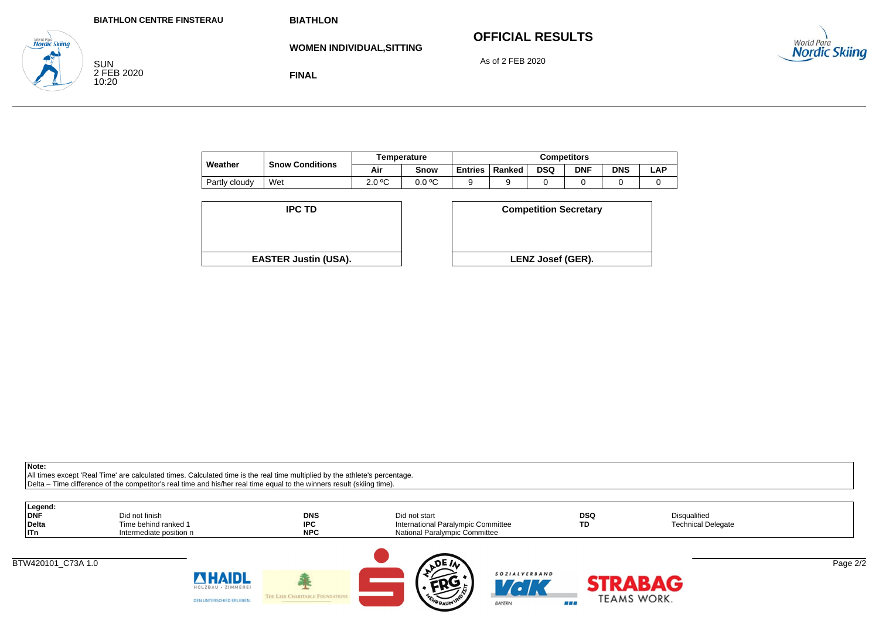BIATHLON CENTRE FINSTERAU

SUN
2 FEB 2020
10:20

BIATHLON

**WOMEN INDIVIDUAL,SITTING**

**FINAL**

# OFFICIAL RESULTS

As of 2 FEB 2020

| Weather | Snow Conditions | Temperature | | Competitors | | | | | |
|---|---|---|---|---|---|---|---|---|---|
| | | Air | Snow | Entries | Ranked | DSQ | DNF | DNS | LAP |
| Partly cloudy | Wet | 2.0 ºC | 0.0 ºC | 9 | 9 | 0 | 0 | 0 | 0 |

| IPC TD | Competition Secretary |
|---|---|
| EASTER Justin (USA). | LENZ Josef (GER). |

**Note:**
All times except 'Real Time' are calculated times. Calculated time is the real time multiplied by the athlete's percentage.
Delta – Time difference of the competitor's real time and his/her real time equal to the winners result (skiing time).

**Legend:**

| | | | | | |
|---|---|---|---|---|---|
| **DNF** | Did not finish | **DNS** | Did not start | **DSQ** | Disqualified |
| **Delta** | Time behind ranked 1 | **IPC** | International Paralympic Committee | **TD** | Technical Delegate |
| **ITn** | Intermediate position n | **NPC** | National Paralympic Committee | | |

BTW420101_C73A 1.0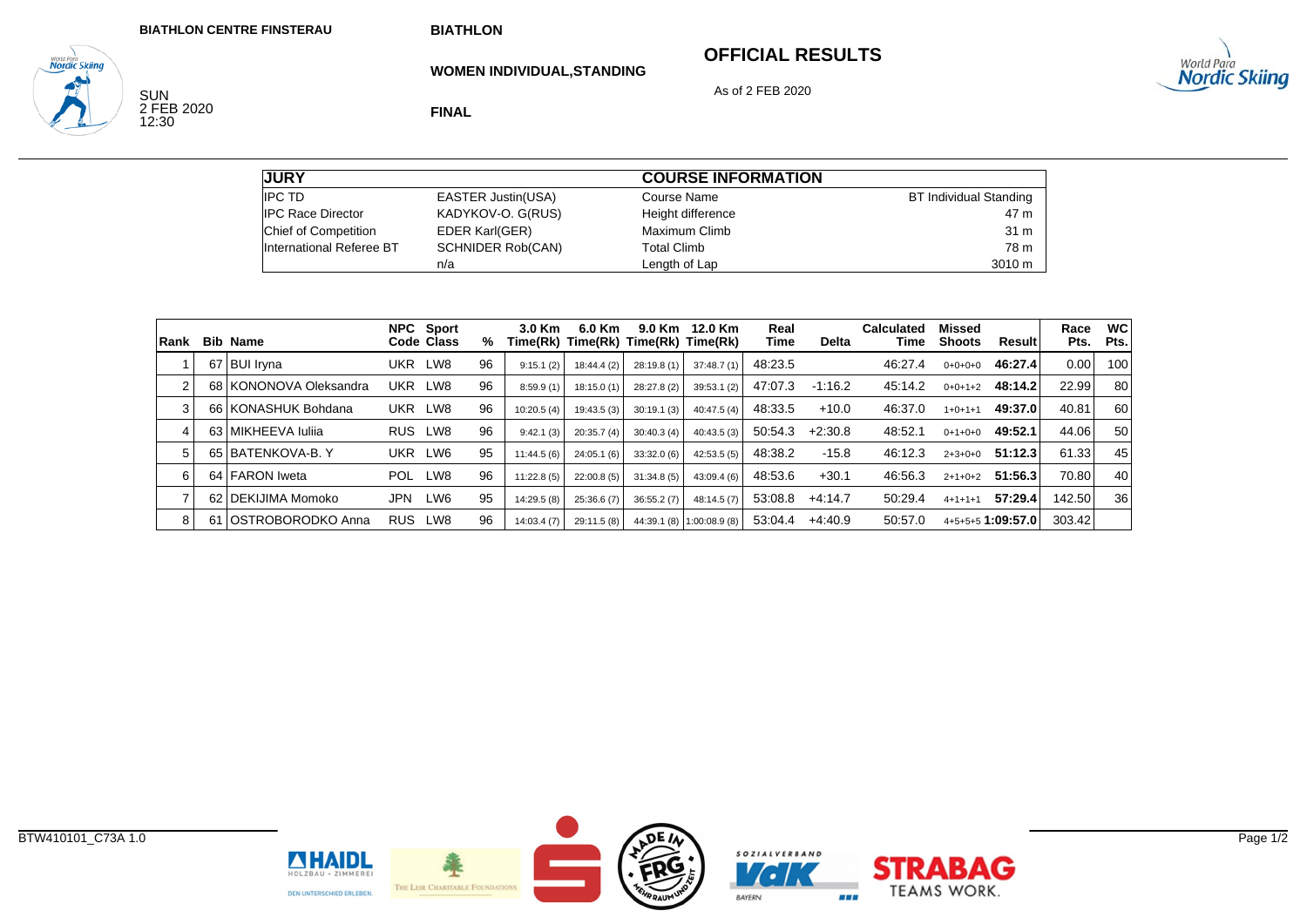BIATHLON CENTRE FINSTERAU

BIATHLON

WOMEN INDIVIDUAL,STANDING

FINAL

SUN
2 FEB 2020
12:30

# OFFICIAL RESULTS

As of 2 FEB 2020

| JURY | | COURSE INFORMATION | |
|---|---|---|---|
| IPC TD | EASTER Justin(USA) | Course Name | BT Individual Standing |
| IPC Race Director | KADYKOV-O. G(RUS) | Height difference | 47 m |
| Chief of Competition | EDER Karl(GER) | Maximum Climb | 31 m |
| International Referee BT | SCHNIDER Rob(CAN) | Total Climb | 78 m |
| | n/a | Length of Lap | 3010 m |

| Rank | Bib | Name | NPC Code | Sport Class | % | 3.0 Km Time(Rk) | 6.0 Km Time(Rk) | 9.0 Km Time(Rk) | 12.0 Km Time(Rk) | Real Time | Delta | Calculated Time | Missed Shoots | Result | Race Pts. | WC Pts. |
|---|---|---|---|---|---|---|---|---|---|---|---|---|---|---|---|---|
| 1 | 67 | BUI Iryna | UKR | LW8 | 96 | 9:15.1 (2) | 18:44.4 (2) | 28:19.8 (1) | 37:48.7 (1) | 48:23.5 | | 46:27.4 | 0+0+0+0 | **46:27.4** | 0.00 | 100 |
| 2 | 68 | KONONOVA Oleksandra | UKR | LW8 | 96 | 8:59.9 (1) | 18:15.0 (1) | 28:27.8 (2) | 39:53.1 (2) | 47:07.3 | -1:16.2 | 45:14.2 | 0+0+1+2 | **48:14.2** | 22.99 | 80 |
| 3 | 66 | KONASHUK Bohdana | UKR | LW8 | 96 | 10:20.5 (4) | 19:43.5 (3) | 30:19.1 (3) | 40:47.5 (4) | 48:33.5 | +10.0 | 46:37.0 | 1+0+1+1 | **49:37.0** | 40.81 | 60 |
| 4 | 63 | MIKHEEVA Iuliia | RUS | LW8 | 96 | 9:42.1 (3) | 20:35.7 (4) | 30:40.3 (4) | 40:43.5 (3) | 50:54.3 | +2:30.8 | 48:52.1 | 0+1+0+0 | **49:52.1** | 44.06 | 50 |
| 5 | 65 | BATENKOVA-B. Y | UKR | LW6 | 95 | 11:44.5 (6) | 24:05.1 (6) | 33:32.0 (6) | 42:53.5 (5) | 48:38.2 | -15.8 | 46:12.3 | 2+3+0+0 | **51:12.3** | 61.33 | 45 |
| 6 | 64 | FARON Iweta | POL | LW8 | 96 | 11:22.8 (5) | 22:00.8 (5) | 31:34.8 (5) | 43:09.4 (6) | 48:53.6 | +30.1 | 46:56.3 | 2+1+0+2 | **51:56.3** | 70.80 | 40 |
| 7 | 62 | DEKIJIMA Momoko | JPN | LW6 | 95 | 14:29.5 (8) | 25:36.6 (7) | 36:55.2 (7) | 48:14.5 (7) | 53:08.8 | +4:14.7 | 50:29.4 | 4+1+1+1 | **57:29.4** | 142.50 | 36 |
| 8 | 61 | OSTROBORODKO Anna | RUS | LW8 | 96 | 14:03.4 (7) | 29:11.5 (8) | 44:39.1 (8) | 1:00:08.9 (8) | 53:04.4 | +4:40.9 | 50:57.0 | 4+5+5+5 | **1:09:57.0** | 303.42 | |

BTW410101_C73A 1.0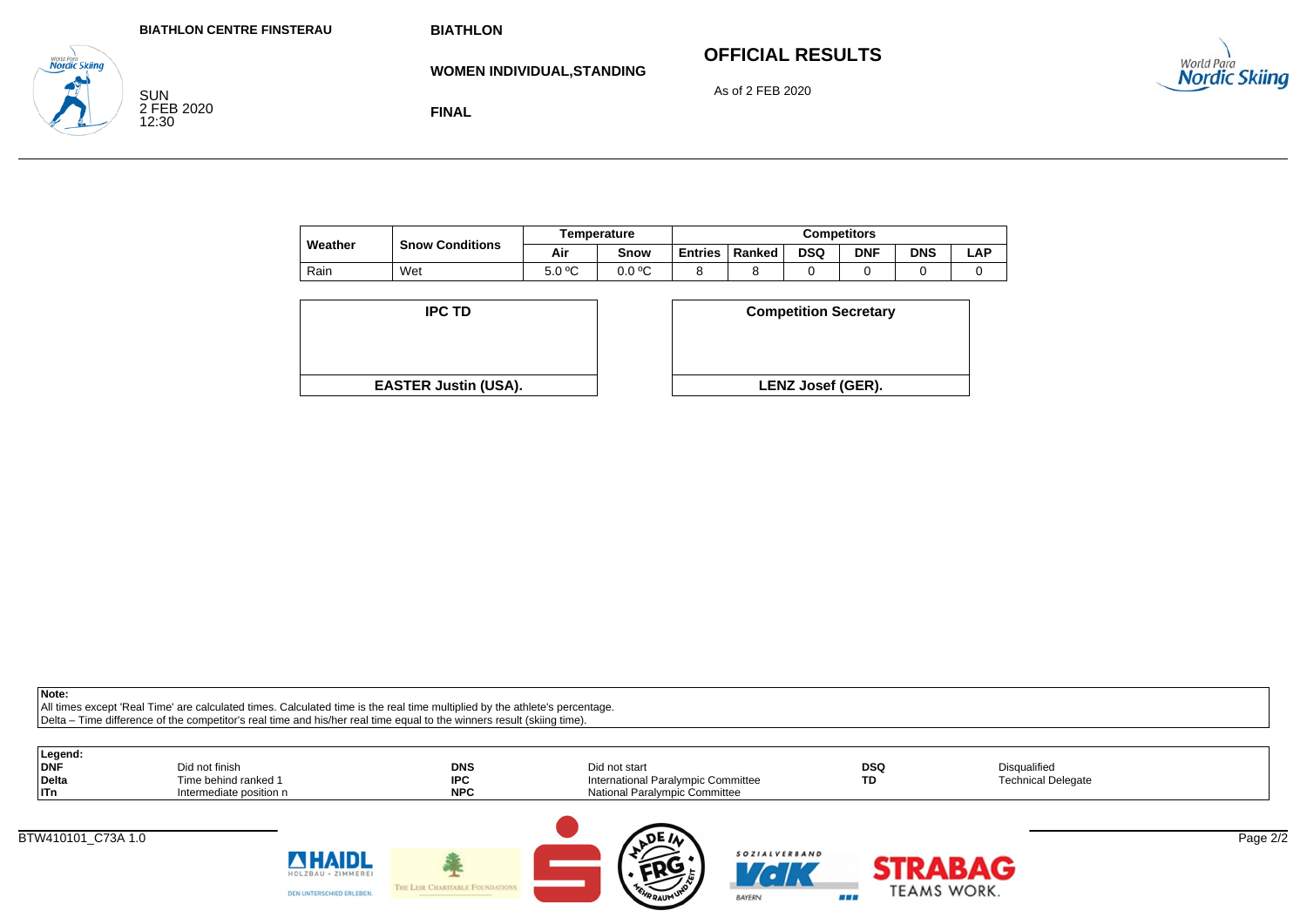BIATHLON CENTRE FINSTERAU

SUN
2 FEB 2020
12:30

**BIATHLON**

**WOMEN INDIVIDUAL,STANDING**

**FINAL**

## OFFICIAL RESULTS

As of 2 FEB 2020

| Weather | Snow Conditions | Temperature | | Competitors | | | | | |
|---|---|---|---|---|---|---|---|---|---|
| | | Air | Snow | Entries | Ranked | DSQ | DNF | DNS | LAP |
| Rain | Wet | 5.0 ºC | 0.0 ºC | 8 | 8 | 0 | 0 | 0 | 0 |

| IPC TD | Competition Secretary |
|---|---|
| EASTER Justin (USA). | LENZ Josef (GER). |

**Note:**
All times except 'Real Time' are calculated times. Calculated time is the real time multiplied by the athlete's percentage.
Delta – Time difference of the competitor's real time and his/her real time equal to the winners result (skiing time).

**Legend:**

| | | | | | |
|---|---|---|---|---|---|
| **DNF** | Did not finish | **DNS** | Did not start | **DSQ** | Disqualified |
| **Delta** | Time behind ranked 1 | **IPC** | International Paralympic Committee | **TD** | Technical Delegate |
| **ITn** | Intermediate position n | **NPC** | National Paralympic Committee | | |

BTW410101_C73A 1.0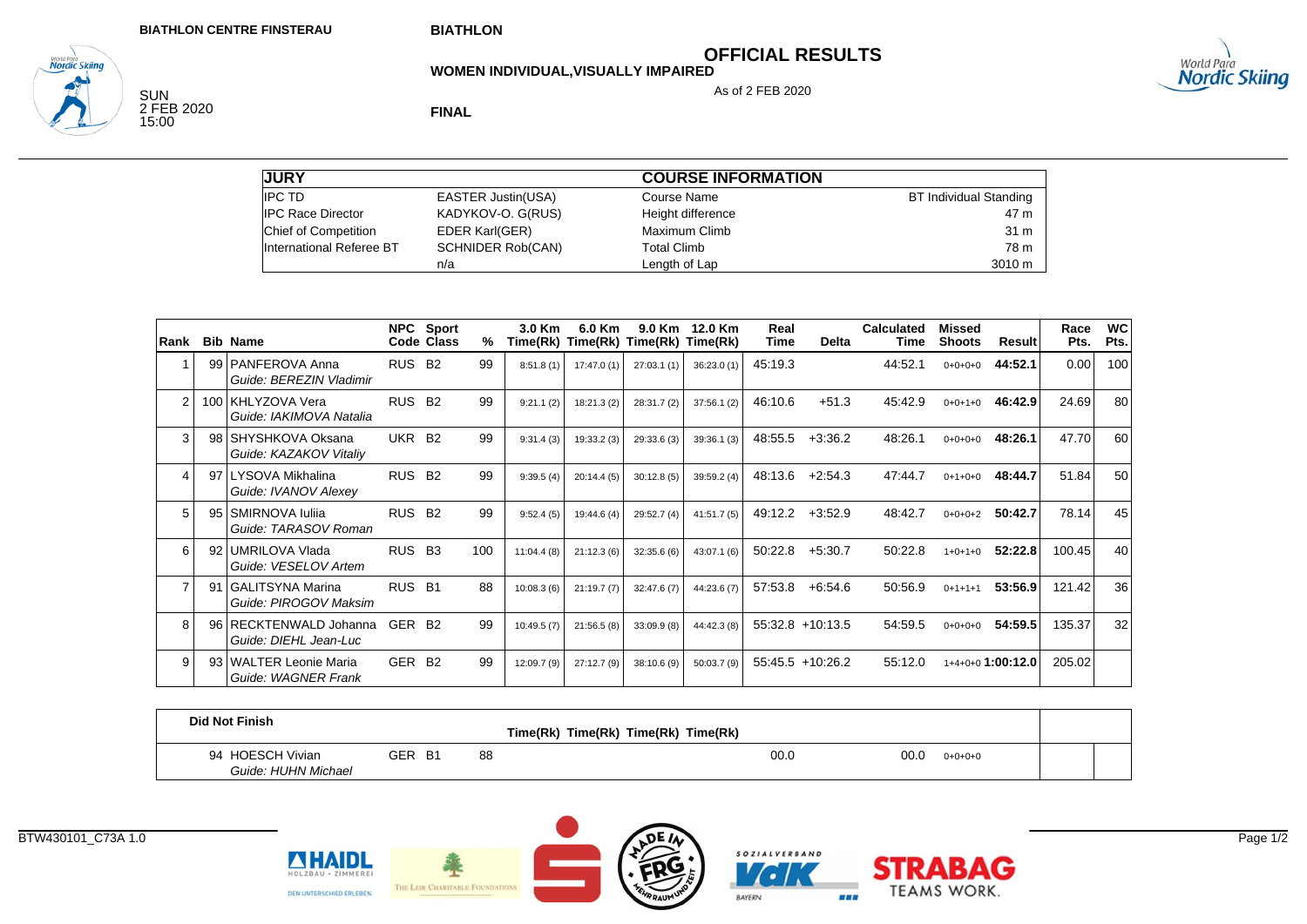BIATHLON CENTRE FINSTERAU

BIATHLON

SUN
2 FEB 2020
15:00

# OFFICIAL RESULTS

## WOMEN INDIVIDUAL,VISUALLY IMPAIRED

As of 2 FEB 2020

**FINAL**

| JURY | | COURSE INFORMATION | |
|---|---|---|---|
| IPC TD | EASTER Justin(USA) | Course Name | BT Individual Standing |
| IPC Race Director | KADYKOV-O. G(RUS) | Height difference | 47 m |
| Chief of Competition | EDER Karl(GER) | Maximum Climb | 31 m |
| International Referee BT | SCHNIDER Rob(CAN) | Total Climb | 78 m |
| | n/a | Length of Lap | 3010 m |

| Rank | Bib | Name | NPC Code | Sport Class | % | 3.0 Km Time(Rk) | 6.0 Km Time(Rk) | 9.0 Km Time(Rk) | 12.0 Km Time(Rk) | Real Time | Delta | Calculated Time | Missed Shoots | Result | Race Pts. | WC Pts. |
|---|---|---|---|---|---|---|---|---|---|---|---|---|---|---|---|---|
| 1 | 99 | PANFEROVA Anna *Guide: BEREZIN Vladimir* | RUS | B2 | 99 | 8:51.8 (1) | 17:47.0 (1) | 27:03.1 (1) | 36:23.0 (1) | 45:19.3 | | 44:52.1 | 0+0+0+0 | **44:52.1** | 0.00 | 100 |
| 2 | 100 | KHLYZOVA Vera *Guide: IAKIMOVA Natalia* | RUS | B2 | 99 | 9:21.1 (2) | 18:21.3 (2) | 28:31.7 (2) | 37:56.1 (2) | 46:10.6 | +51.3 | 45:42.9 | 0+0+1+0 | **46:42.9** | 24.69 | 80 |
| 3 | 98 | SHYSHKOVA Oksana *Guide: KAZAKOV Vitaliy* | UKR | B2 | 99 | 9:31.4 (3) | 19:33.2 (3) | 29:33.6 (3) | 39:36.1 (3) | 48:55.5 | +3:36.2 | 48:26.1 | 0+0+0+0 | **48:26.1** | 47.70 | 60 |
| 4 | 97 | LYSOVA Mikhalina *Guide: IVANOV Alexey* | RUS | B2 | 99 | 9:39.5 (4) | 20:14.4 (5) | 30:12.8 (5) | 39:59.2 (4) | 48:13.6 | +2:54.3 | 47:44.7 | 0+1+0+0 | **48:44.7** | 51.84 | 50 |
| 5 | 95 | SMIRNOVA Iuliia *Guide: TARASOV Roman* | RUS | B2 | 99 | 9:52.4 (5) | 19:44.6 (4) | 29:52.7 (4) | 41:51.7 (5) | 49:12.2 | +3:52.9 | 48:42.7 | 0+0+0+2 | **50:42.7** | 78.14 | 45 |
| 6 | 92 | UMRILOVA Vlada *Guide: VESELOV Artem* | RUS | B3 | 100 | 11:04.4 (8) | 21:12.3 (6) | 32:35.6 (6) | 43:07.1 (6) | 50:22.8 | +5:30.7 | 50:22.8 | 1+0+1+0 | **52:22.8** | 100.45 | 40 |
| 7 | 91 | GALITSYNA Marina *Guide: PIROGOV Maksim* | RUS | B1 | 88 | 10:08.3 (6) | 21:19.7 (7) | 32:47.6 (7) | 44:23.6 (7) | 57:53.8 | +6:54.6 | 50:56.9 | 0+1+1+1 | **53:56.9** | 121.42 | 36 |
| 8 | 96 | RECKTENWALD Johanna *Guide: DIEHL Jean-Luc* | GER | B2 | 99 | 10:49.5 (7) | 21:56.5 (8) | 33:09.9 (8) | 44:42.3 (8) | 55:32.8 | +10:13.5 | 54:59.5 | 0+0+0+0 | **54:59.5** | 135.37 | 32 |
| 9 | 93 | WALTER Leonie Maria *Guide: WAGNER Frank* | GER | B2 | 99 | 12:09.7 (9) | 27:12.7 (9) | 38:10.6 (9) | 50:03.7 (9) | 55:45.5 | +10:26.2 | 55:12.0 | 1+4+0+0 | **1:00:12.0** | 205.02 | |

**Did Not Finish**

| Bib | Name | NPC Code | Sport Class | % | Time(Rk) | Time(Rk) | Time(Rk) | Time(Rk) | Real Time | Calculated Time | Missed Shoots |
|---|---|---|---|---|---|---|---|---|---|---|---|
| 94 | HOESCH Vivian *Guide: HUHN Michael* | GER | B1 | 88 | | | | | 00.0 | 00.0 | 0+0+0+0 |

BTW430101_C73A 1.0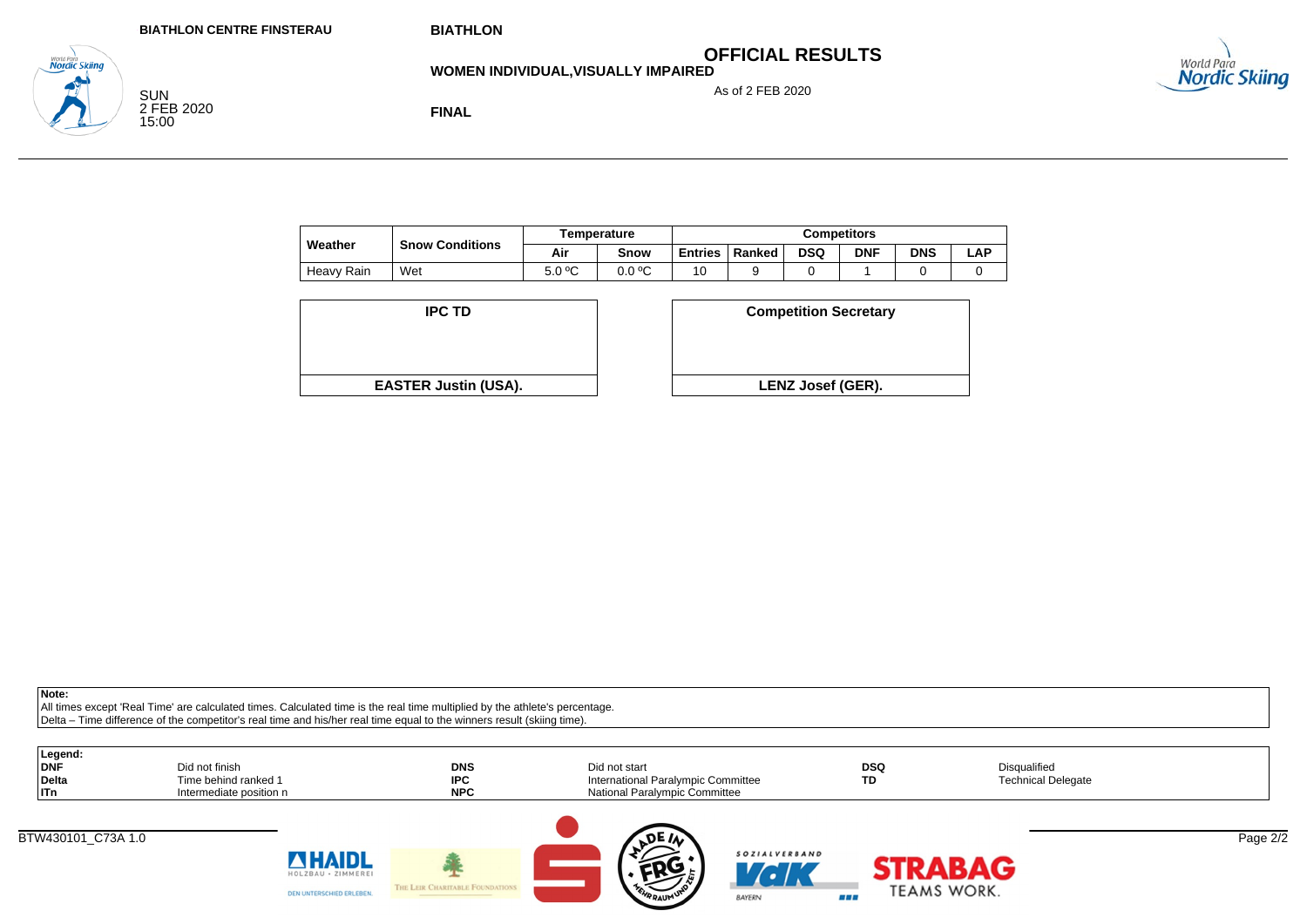BIATHLON CENTRE FINSTERAU

BIATHLON

# OFFICIAL RESULTS

**WOMEN INDIVIDUAL,VISUALLY IMPAIRED**

As of 2 FEB 2020

SUN
2 FEB 2020
15:00

**FINAL**

| Weather | Snow Conditions | Temperature | | Competitors | | | | | |
|---|---|---|---|---|---|---|---|---|---|
| | | Air | Snow | Entries | Ranked | DSQ | DNF | DNS | LAP |
| Heavy Rain | Wet | 5.0 ºC | 0.0 ºC | 10 | 9 | 0 | 1 | 0 | 0 |

| IPC TD |
|---|
| **EASTER Justin (USA).** |

| Competition Secretary |
|---|
| **LENZ Josef (GER).** |

**Note:**
All times except 'Real Time' are calculated times. Calculated time is the real time multiplied by the athlete's percentage.
Delta – Time difference of the competitor's real time and his/her real time equal to the winners result (skiing time).

**Legend:**

| | | | | | |
|---|---|---|---|---|---|
| **DNF** | Did not finish | **DNS** | Did not start | **DSQ** | Disqualified |
| **Delta** | Time behind ranked 1 | **IPC** | International Paralympic Committee | **TD** | Technical Delegate |
| **ITn** | Intermediate position n | **NPC** | National Paralympic Committee | | |

BTW430101_C73A 1.0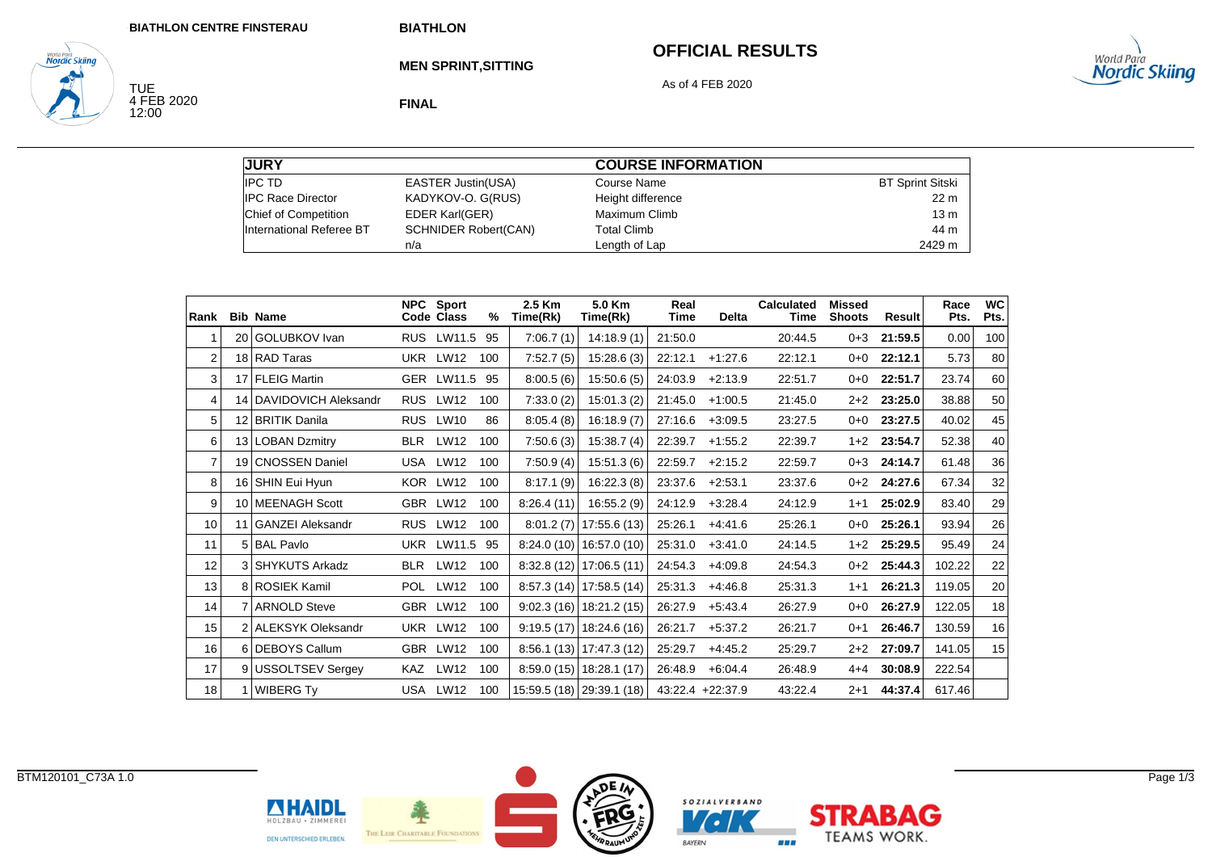BIATHLON CENTRE FINSTERAU

BIATHLON

# OFFICIAL RESULTS

## MEN SPRINT,SITTING

As of 4 FEB 2020

TUE
4 FEB 2020
12:00

**FINAL**

| JURY | | COURSE INFORMATION | |
|---|---|---|---|
| IPC TD | EASTER Justin(USA) | Course Name | BT Sprint Sitski |
| IPC Race Director | KADYKOV-O. G(RUS) | Height difference | 22 m |
| Chief of Competition | EDER Karl(GER) | Maximum Climb | 13 m |
| International Referee BT | SCHNIDER Robert(CAN) | Total Climb | 44 m |
| | n/a | Length of Lap | 2429 m |

| Rank | Bib | Name | NPC Code | Sport Class | % | 2.5 Km Time(Rk) | 5.0 Km Time(Rk) | Real Time | Delta | Calculated Time | Missed Shoots | Result | Race Pts. | WC Pts. |
|---|---|---|---|---|---|---|---|---|---|---|---|---|---|---|
| 1 | 20 | GOLUBKOV Ivan | RUS | LW11.5 | 95 | 7:06.7 (1) | 14:18.9 (1) | 21:50.0 | | 20:44.5 | 0+3 | **21:59.5** | 0.00 | 100 |
| 2 | 18 | RAD Taras | UKR | LW12 | 100 | 7:52.7 (5) | 15:28.6 (3) | 22:12.1 | +1:27.6 | 22:12.1 | 0+0 | **22:12.1** | 5.73 | 80 |
| 3 | 17 | FLEIG Martin | GER | LW11.5 | 95 | 8:00.5 (6) | 15:50.6 (5) | 24:03.9 | +2:13.9 | 22:51.7 | 0+0 | **22:51.7** | 23.74 | 60 |
| 4 | 14 | DAVIDOVICH Aleksandr | RUS | LW12 | 100 | 7:33.0 (2) | 15:01.3 (2) | 21:45.0 | +1:00.5 | 21:45.0 | 2+2 | **23:25.0** | 38.88 | 50 |
| 5 | 12 | BRITIK Danila | RUS | LW10 | 86 | 8:05.4 (8) | 16:18.9 (7) | 27:16.6 | +3:09.5 | 23:27.5 | 0+0 | **23:27.5** | 40.02 | 45 |
| 6 | 13 | LOBAN Dzmitry | BLR | LW12 | 100 | 7:50.6 (3) | 15:38.7 (4) | 22:39.7 | +1:55.2 | 22:39.7 | 1+2 | **23:54.7** | 52.38 | 40 |
| 7 | 19 | CNOSSEN Daniel | USA | LW12 | 100 | 7:50.9 (4) | 15:51.3 (6) | 22:59.7 | +2:15.2 | 22:59.7 | 0+3 | **24:14.7** | 61.48 | 36 |
| 8 | 16 | SHIN Eui Hyun | KOR | LW12 | 100 | 8:17.1 (9) | 16:22.3 (8) | 23:37.6 | +2:53.1 | 23:37.6 | 0+2 | **24:27.6** | 67.34 | 32 |
| 9 | 10 | MEENAGH Scott | GBR | LW12 | 100 | 8:26.4 (11) | 16:55.2 (9) | 24:12.9 | +3:28.4 | 24:12.9 | 1+1 | **25:02.9** | 83.40 | 29 |
| 10 | 11 | GANZEI Aleksandr | RUS | LW12 | 100 | 8:01.2 (7) | 17:55.6 (13) | 25:26.1 | +4:41.6 | 25:26.1 | 0+0 | **25:26.1** | 93.94 | 26 |
| 11 | 5 | BAL Pavlo | UKR | LW11.5 | 95 | 8:24.0 (10) | 16:57.0 (10) | 25:31.0 | +3:41.0 | 24:14.5 | 1+2 | **25:29.5** | 95.49 | 24 |
| 12 | 3 | SHYKUTS Arkadz | BLR | LW12 | 100 | 8:32.8 (12) | 17:06.5 (11) | 24:54.3 | +4:09.8 | 24:54.3 | 0+2 | **25:44.3** | 102.22 | 22 |
| 13 | 8 | ROSIEK Kamil | POL | LW12 | 100 | 8:57.3 (14) | 17:58.5 (14) | 25:31.3 | +4:46.8 | 25:31.3 | 1+1 | **26:21.3** | 119.05 | 20 |
| 14 | 7 | ARNOLD Steve | GBR | LW12 | 100 | 9:02.3 (16) | 18:21.2 (15) | 26:27.9 | +5:43.4 | 26:27.9 | 0+0 | **26:27.9** | 122.05 | 18 |
| 15 | 2 | ALEKSYK Oleksandr | UKR | LW12 | 100 | 9:19.5 (17) | 18:24.6 (16) | 26:21.7 | +5:37.2 | 26:21.7 | 0+1 | **26:46.7** | 130.59 | 16 |
| 16 | 6 | DEBOYS Callum | GBR | LW12 | 100 | 8:56.1 (13) | 17:47.3 (12) | 25:29.7 | +4:45.2 | 25:29.7 | 2+2 | **27:09.7** | 141.05 | 15 |
| 17 | 9 | USSOLTSEV Sergey | KAZ | LW12 | 100 | 8:59.0 (15) | 18:28.1 (17) | 26:48.9 | +6:04.4 | 26:48.9 | 4+4 | **30:08.9** | 222.54 | |
| 18 | 1 | WIBERG Ty | USA | LW12 | 100 | 15:59.5 (18) | 29:39.1 (18) | 43:22.4 | +22:37.9 | 43:22.4 | 2+1 | **44:37.4** | 617.46 | |

BTM120101_C73A 1.0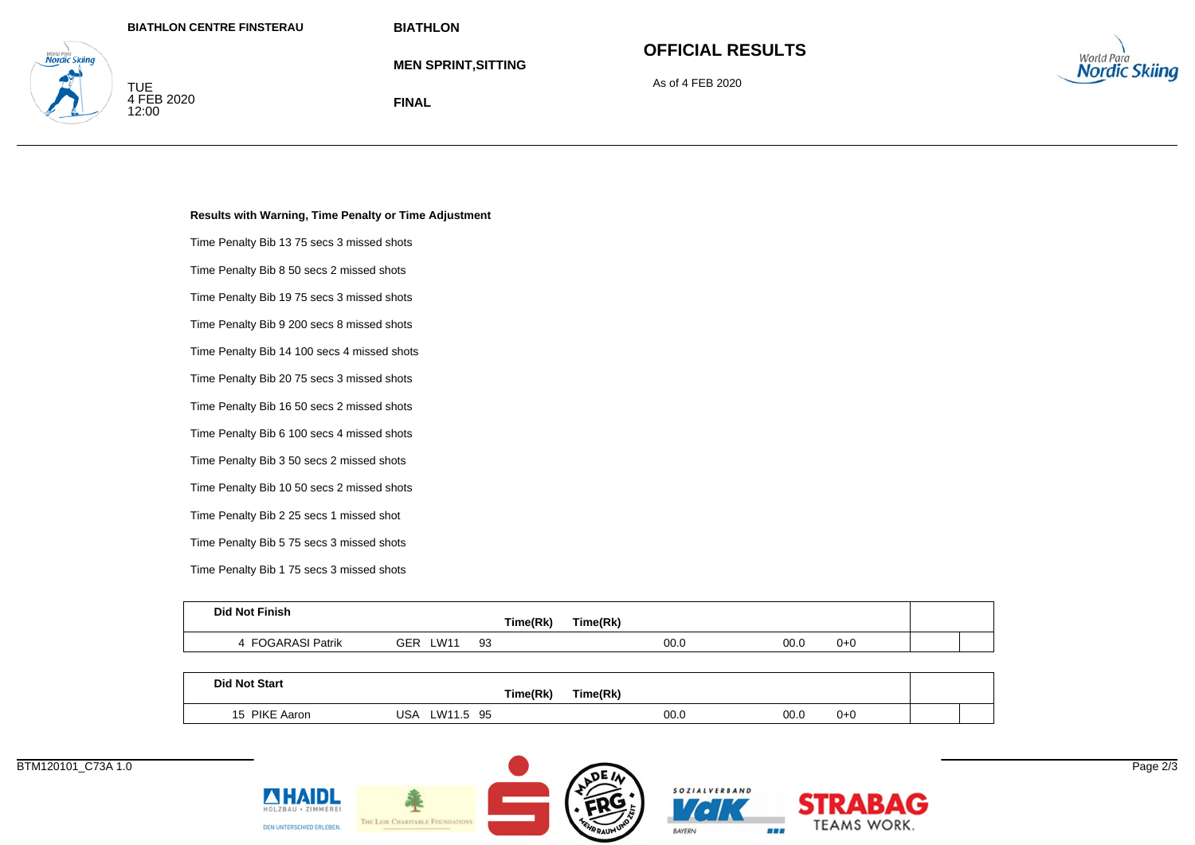BIATHLON CENTRE FINSTERAU

TUE
4 FEB 2020
12:00

BIATHLON

MEN SPRINT,SITTING

FINAL

# OFFICIAL RESULTS

As of 4 FEB 2020

**Results with Warning, Time Penalty or Time Adjustment**

Time Penalty Bib 13 75 secs 3 missed shots

Time Penalty Bib 8 50 secs 2 missed shots

Time Penalty Bib 19 75 secs 3 missed shots

Time Penalty Bib 9 200 secs 8 missed shots

Time Penalty Bib 14 100 secs 4 missed shots

Time Penalty Bib 20 75 secs 3 missed shots

Time Penalty Bib 16 50 secs 2 missed shots

Time Penalty Bib 6 100 secs 4 missed shots

Time Penalty Bib 3 50 secs 2 missed shots

Time Penalty Bib 10 50 secs 2 missed shots

Time Penalty Bib 2 25 secs 1 missed shot

Time Penalty Bib 5 75 secs 3 missed shots

Time Penalty Bib 1 75 secs 3 missed shots

| **Did Not Finish** | | | | **Time(Rk)** | **Time(Rk)** | | | | | |
|---|---|---|---|---|---|---|---|---|---|---|
| 4 FOGARASI Patrik | GER | LW11 | 93 | | | 00.0 | 00.0 | 0+0 | | |

| **Did Not Start** | | | | **Time(Rk)** | **Time(Rk)** | | | | | |
|---|---|---|---|---|---|---|---|---|---|---|
| 15 PIKE Aaron | USA | LW11.5 | 95 | | | 00.0 | 00.0 | 0+0 | | |

BTM120101_C73A 1.0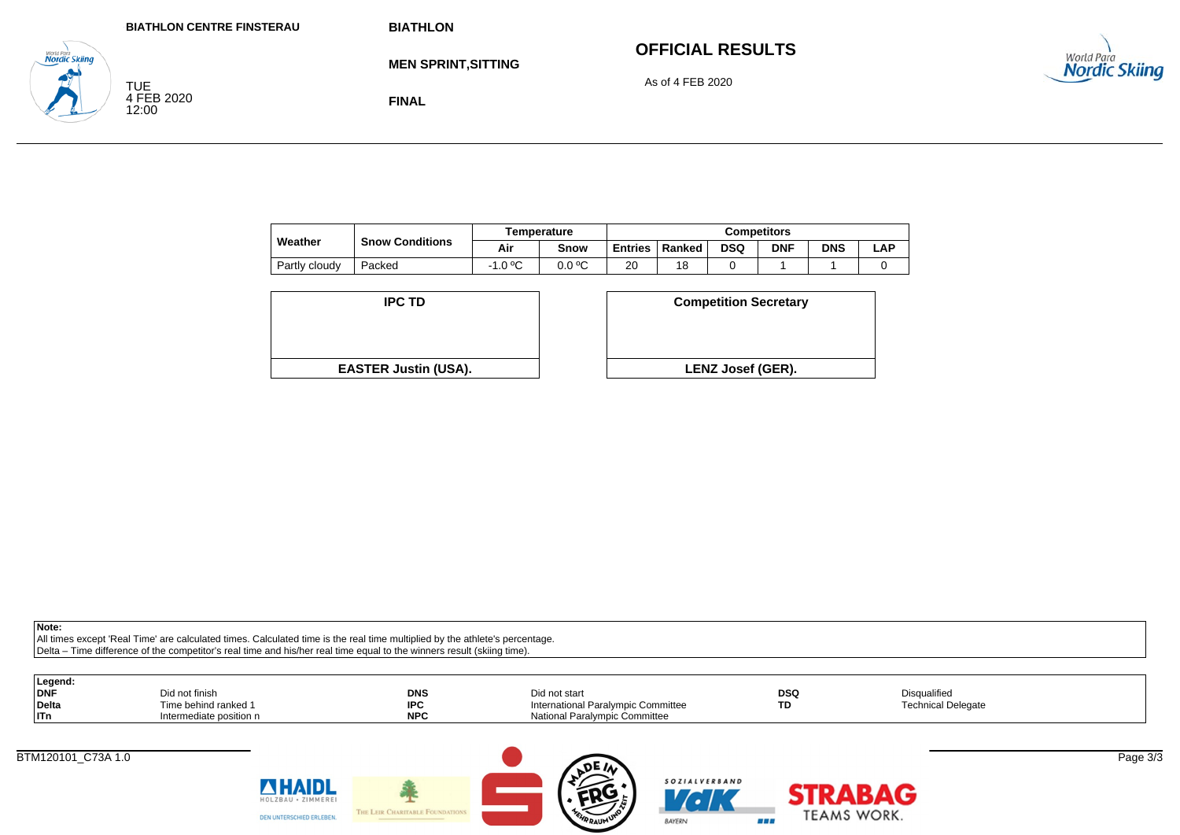**BIATHLON CENTRE FINSTERAU**

TUE
4 FEB 2020
12:00

**BIATHLON**

**MEN SPRINT,SITTING**

**FINAL**

## OFFICIAL RESULTS

As of 4 FEB 2020

| Weather | Snow Conditions | Temperature | | Competitors | | | | | |
|---|---|---|---|---|---|---|---|---|---|
| | | Air | Snow | Entries | Ranked | DSQ | DNF | DNS | LAP |
| Partly cloudy | Packed | -1.0 ºC | 0.0 ºC | 20 | 18 | 0 | 1 | 1 | 0 |

| IPC TD | Competition Secretary |
|---|---|
| EASTER Justin (USA). | LENZ Josef (GER). |

**Note:**
All times except 'Real Time' are calculated times. Calculated time is the real time multiplied by the athlete's percentage.
Delta – Time difference of the competitor's real time and his/her real time equal to the winners result (skiing time).

**Legend:**

| | | | | | |
|---|---|---|---|---|---|
| **DNF** | Did not finish | **DNS** | Did not start | **DSQ** | Disqualified |
| **Delta** | Time behind ranked 1 | **IPC** | International Paralympic Committee | **TD** | Technical Delegate |
| **ITn** | Intermediate position n | **NPC** | National Paralympic Committee | | |

BTM120101_C73A 1.0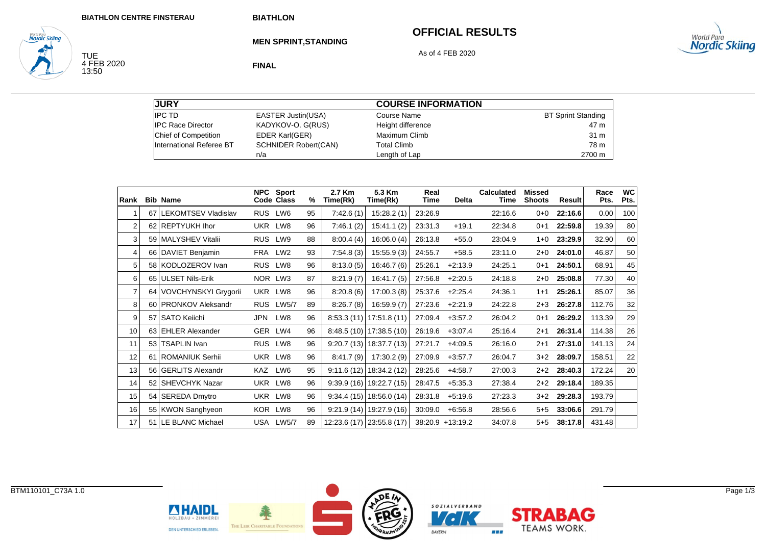BIATHLON CENTRE FINSTERAU

BIATHLON

**MEN SPRINT,STANDING**

# OFFICIAL RESULTS

As of 4 FEB 2020

TUE 4 FEB 2020 13:50

**FINAL**

| JURY | | COURSE INFORMATION | |
|---|---|---|---|
| IPC TD | EASTER Justin(USA) | Course Name | BT Sprint Standing |
| IPC Race Director | KADYKOV-O. G(RUS) | Height difference | 47 m |
| Chief of Competition | EDER Karl(GER) | Maximum Climb | 31 m |
| International Referee BT | SCHNIDER Robert(CAN) | Total Climb | 78 m |
| | n/a | Length of Lap | 2700 m |

| Rank | Bib | Name | NPC Code | Sport Class | % | 2.7 Km Time(Rk) | 5.3 Km Time(Rk) | Real Time | Delta | Calculated Time | Missed Shoots | Result | Race Pts. | WC Pts. |
|---|---|---|---|---|---|---|---|---|---|---|---|---|---|---|
| 1 | 67 | LEKOMTSEV Vladislav | RUS | LW6 | 95 | 7:42.6 (1) | 15:28.2 (1) | 23:26.9 | | 22:16.6 | 0+0 | **22:16.6** | 0.00 | 100 |
| 2 | 62 | REPTYUKH Ihor | UKR | LW8 | 96 | 7:46.1 (2) | 15:41.1 (2) | 23:31.3 | +19.1 | 22:34.8 | 0+1 | **22:59.8** | 19.39 | 80 |
| 3 | 59 | MALYSHEV Vitalii | RUS | LW9 | 88 | 8:00.4 (4) | 16:06.0 (4) | 26:13.8 | +55.0 | 23:04.9 | 1+0 | **23:29.9** | 32.90 | 60 |
| 4 | 66 | DAVIET Benjamin | FRA | LW2 | 93 | 7:54.8 (3) | 15:55.9 (3) | 24:55.7 | +58.5 | 23:11.0 | 2+0 | **24:01.0** | 46.87 | 50 |
| 5 | 58 | KODLOZEROV Ivan | RUS | LW8 | 96 | 8:13.0 (5) | 16:46.7 (6) | 25:26.1 | +2:13.9 | 24:25.1 | 0+1 | **24:50.1** | 68.91 | 45 |
| 6 | 65 | ULSET Nils-Erik | NOR | LW3 | 87 | 8:21.9 (7) | 16:41.7 (5) | 27:56.8 | +2:20.5 | 24:18.8 | 2+0 | **25:08.8** | 77.30 | 40 |
| 7 | 64 | VOVCHYNSKYI Grygorii | UKR | LW8 | 96 | 8:20.8 (6) | 17:00.3 (8) | 25:37.6 | +2:25.4 | 24:36.1 | 1+1 | **25:26.1** | 85.07 | 36 |
| 8 | 60 | PRONKOV Aleksandr | RUS | LW5/7 | 89 | 8:26.7 (8) | 16:59.9 (7) | 27:23.6 | +2:21.9 | 24:22.8 | 2+3 | **26:27.8** | 112.76 | 32 |
| 9 | 57 | SATO Keiichi | JPN | LW8 | 96 | 8:53.3 (11) | 17:51.8 (11) | 27:09.4 | +3:57.2 | 26:04.2 | 0+1 | **26:29.2** | 113.39 | 29 |
| 10 | 63 | EHLER Alexander | GER | LW4 | 96 | 8:48.5 (10) | 17:38.5 (10) | 26:19.6 | +3:07.4 | 25:16.4 | 2+1 | **26:31.4** | 114.38 | 26 |
| 11 | 53 | TSAPLIN Ivan | RUS | LW8 | 96 | 9:20.7 (13) | 18:37.7 (13) | 27:21.7 | +4:09.5 | 26:16.0 | 2+1 | **27:31.0** | 141.13 | 24 |
| 12 | 61 | ROMANIUK Serhii | UKR | LW8 | 96 | 8:41.7 (9) | 17:30.2 (9) | 27:09.9 | +3:57.7 | 26:04.7 | 3+2 | **28:09.7** | 158.51 | 22 |
| 13 | 56 | GERLITS Alexandr | KAZ | LW6 | 95 | 9:11.6 (12) | 18:34.2 (12) | 28:25.6 | +4:58.7 | 27:00.3 | 2+2 | **28:40.3** | 172.24 | 20 |
| 14 | 52 | SHEVCHYK Nazar | UKR | LW8 | 96 | 9:39.9 (16) | 19:22.7 (15) | 28:47.5 | +5:35.3 | 27:38.4 | 2+2 | **29:18.4** | 189.35 | |
| 15 | 54 | SEREDA Dmytro | UKR | LW8 | 96 | 9:34.4 (15) | 18:56.0 (14) | 28:31.8 | +5:19.6 | 27:23.3 | 3+2 | **29:28.3** | 193.79 | |
| 16 | 55 | KWON Sanghyeon | KOR | LW8 | 96 | 9:21.9 (14) | 19:27.9 (16) | 30:09.0 | +6:56.8 | 28:56.6 | 5+5 | **33:06.6** | 291.79 | |
| 17 | 51 | LE BLANC Michael | USA | LW5/7 | 89 | 12:23.6 (17) | 23:55.8 (17) | 38:20.9 | +13:19.2 | 34:07.8 | 5+5 | **38:17.8** | 431.48 | |

BTM110101_C73A 1.0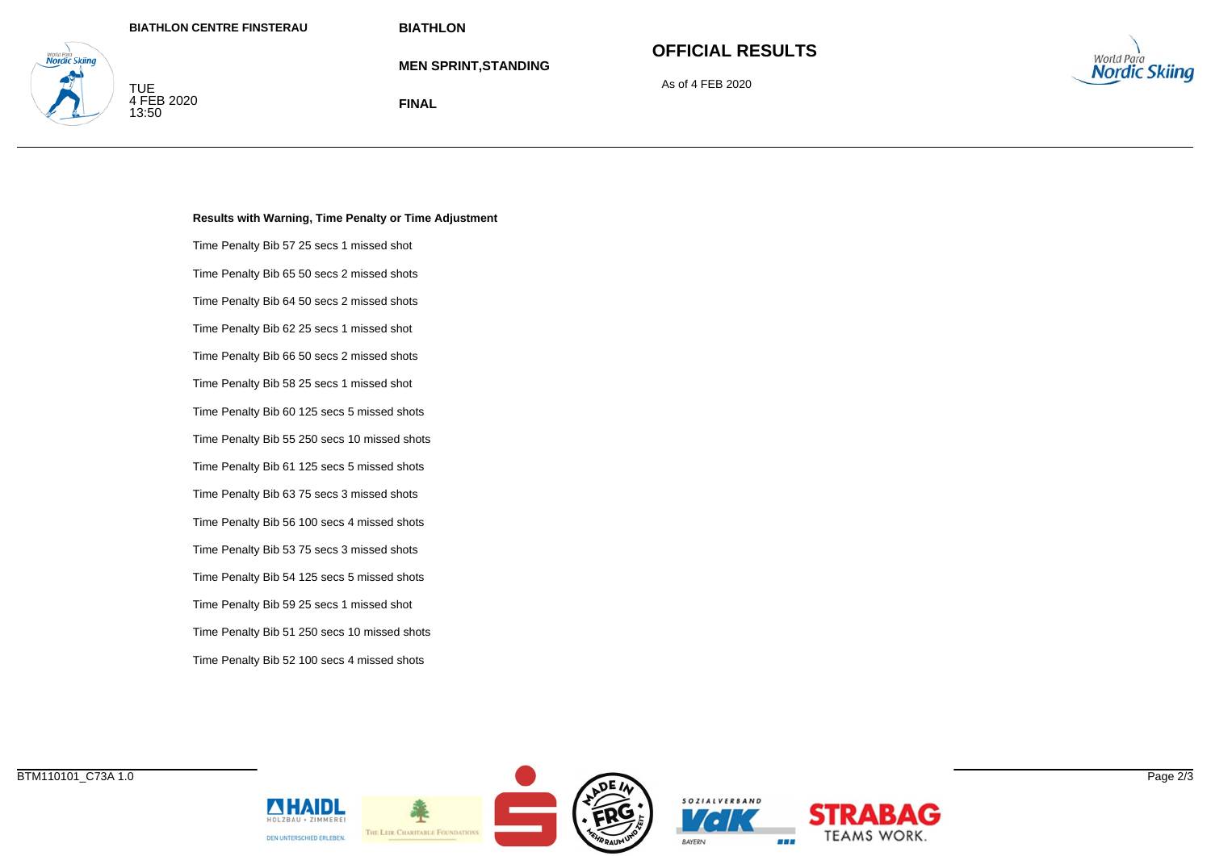BIATHLON CENTRE FINSTERAU

TUE
4 FEB 2020
13:50

BIATHLON

MEN SPRINT,STANDING

FINAL

# OFFICIAL RESULTS

As of 4 FEB 2020

**Results with Warning, Time Penalty or Time Adjustment**

Time Penalty Bib 57 25 secs 1 missed shot

Time Penalty Bib 65 50 secs 2 missed shots

Time Penalty Bib 64 50 secs 2 missed shots

Time Penalty Bib 62 25 secs 1 missed shot

Time Penalty Bib 66 50 secs 2 missed shots

Time Penalty Bib 58 25 secs 1 missed shot

Time Penalty Bib 60 125 secs 5 missed shots

Time Penalty Bib 55 250 secs 10 missed shots

Time Penalty Bib 61 125 secs 5 missed shots

Time Penalty Bib 63 75 secs 3 missed shots

Time Penalty Bib 56 100 secs 4 missed shots

Time Penalty Bib 53 75 secs 3 missed shots

Time Penalty Bib 54 125 secs 5 missed shots

Time Penalty Bib 59 25 secs 1 missed shot

Time Penalty Bib 51 250 secs 10 missed shots

Time Penalty Bib 52 100 secs 4 missed shots

BTM110101_C73A 1.0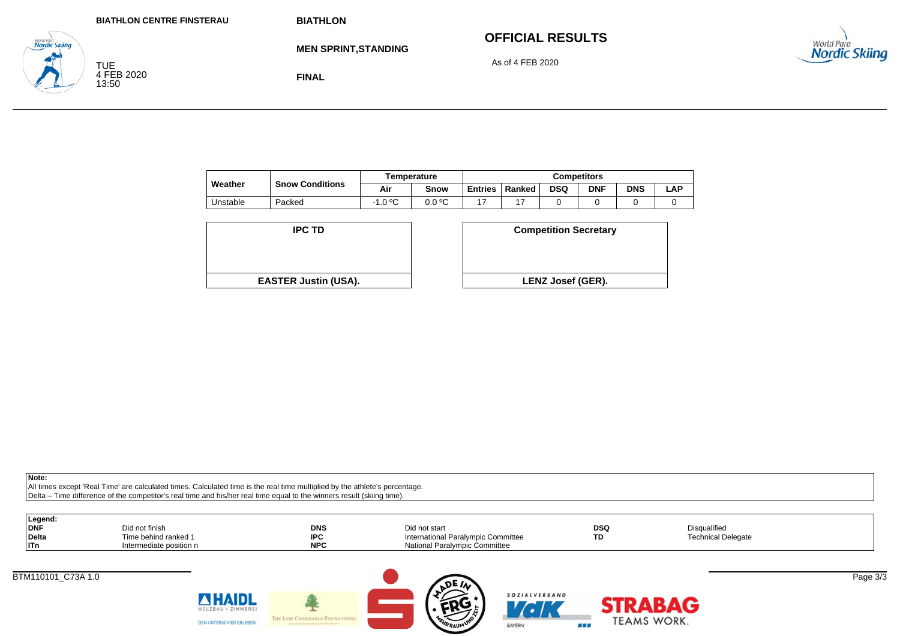BIATHLON CENTRE FINSTERAU

TUE
4 FEB 2020
13:50

**BIATHLON**

**MEN SPRINT,STANDING**

**FINAL**

## OFFICIAL RESULTS

As of 4 FEB 2020

| Weather | Snow Conditions | Temperature | | Competitors | | | | | |
|---|---|---|---|---|---|---|---|---|---|
| | | Air | Snow | Entries | Ranked | DSQ | DNF | DNS | LAP |
| Unstable | Packed | -1.0 ºC | 0.0 ºC | 17 | 17 | 0 | 0 | 0 | 0 |

| IPC TD | Competition Secretary |
|---|---|
| **EASTER Justin (USA).** | **LENZ Josef (GER).** |

**Note:**
All times except 'Real Time' are calculated times. Calculated time is the real time multiplied by the athlete's percentage.
Delta – Time difference of the competitor's real time and his/her real time equal to the winners result (skiing time).

**Legend:**

| | | | | | |
|---|---|---|---|---|---|
| **DNF** | Did not finish | **DNS** | Did not start | **DSQ** | Disqualified |
| **Delta** | Time behind ranked 1 | **IPC** | International Paralympic Committee | **TD** | Technical Delegate |
| **ITn** | Intermediate position n | **NPC** | National Paralympic Committee | | |

BTM110101_C73A 1.0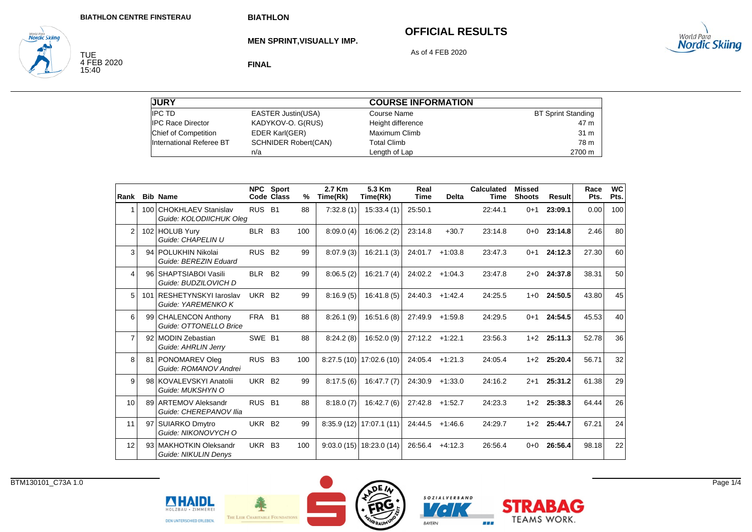BIATHLON CENTRE FINSTERAU

BIATHLON

# OFFICIAL RESULTS

## MEN SPRINT,VISUALLY IMP.

As of 4 FEB 2020

TUE
4 FEB 2020
15:40

**FINAL**

| JURY | | COURSE INFORMATION | |
|---|---|---|---|
| IPC TD | EASTER Justin(USA) | Course Name | BT Sprint Standing |
| IPC Race Director | KADYKOV-O. G(RUS) | Height difference | 47 m |
| Chief of Competition | EDER Karl(GER) | Maximum Climb | 31 m |
| International Referee BT | SCHNIDER Robert(CAN) | Total Climb | 78 m |
| | n/a | Length of Lap | 2700 m |

| Rank | Bib | Name | NPC Code | Sport Class | % | 2.7 Km Time(Rk) | 5.3 Km Time(Rk) | Real Time | Delta | Calculated Time | Missed Shoots | Result | Race Pts. | WC Pts. |
|---|---|---|---|---|---|---|---|---|---|---|---|---|---|---|
| 1 | 100 | CHOKHLAEV Stanislav<br>*Guide: KOLODIICHUK Oleg* | RUS | B1 | 88 | 7:32.8 (1) | 15:33.4 (1) | 25:50.1 | | 22:44.1 | 0+1 | **23:09.1** | 0.00 | 100 |
| 2 | 102 | HOLUB Yury<br>*Guide: CHAPELIN U* | BLR | B3 | 100 | 8:09.0 (4) | 16:06.2 (2) | 23:14.8 | +30.7 | 23:14.8 | 0+0 | **23:14.8** | 2.46 | 80 |
| 3 | 94 | POLUKHIN Nikolai<br>*Guide: BEREZIN Eduard* | RUS | B2 | 99 | 8:07.9 (3) | 16:21.1 (3) | 24:01.7 | +1:03.8 | 23:47.3 | 0+1 | **24:12.3** | 27.30 | 60 |
| 4 | 96 | SHAPTSIABOI Vasili<br>*Guide: BUDZILOVICH D* | BLR | B2 | 99 | 8:06.5 (2) | 16:21.7 (4) | 24:02.2 | +1:04.3 | 23:47.8 | 2+0 | **24:37.8** | 38.31 | 50 |
| 5 | 101 | RESHETYNSKYI Iaroslav<br>*Guide: YAREMENKO K* | UKR | B2 | 99 | 8:16.9 (5) | 16:41.8 (5) | 24:40.3 | +1:42.4 | 24:25.5 | 1+0 | **24:50.5** | 43.80 | 45 |
| 6 | 99 | CHALENCON Anthony<br>*Guide: OTTONELLO Brice* | FRA | B1 | 88 | 8:26.1 (9) | 16:51.6 (8) | 27:49.9 | +1:59.8 | 24:29.5 | 0+1 | **24:54.5** | 45.53 | 40 |
| 7 | 92 | MODIN Zebastian<br>*Guide: AHRLIN Jerry* | SWE | B1 | 88 | 8:24.2 (8) | 16:52.0 (9) | 27:12.2 | +1:22.1 | 23:56.3 | 1+2 | **25:11.3** | 52.78 | 36 |
| 8 | 81 | PONOMAREV Oleg<br>*Guide: ROMANOV Andrei* | RUS | B3 | 100 | 8:27.5 (10) | 17:02.6 (10) | 24:05.4 | +1:21.3 | 24:05.4 | 1+2 | **25:20.4** | 56.71 | 32 |
| 9 | 98 | KOVALEVSKYI Anatolii<br>*Guide: MUKSHYN O* | UKR | B2 | 99 | 8:17.5 (6) | 16:47.7 (7) | 24:30.9 | +1:33.0 | 24:16.2 | 2+1 | **25:31.2** | 61.38 | 29 |
| 10 | 89 | ARTEMOV Aleksandr<br>*Guide: CHEREPANOV Ilia* | RUS | B1 | 88 | 8:18.0 (7) | 16:42.7 (6) | 27:42.8 | +1:52.7 | 24:23.3 | 1+2 | **25:38.3** | 64.44 | 26 |
| 11 | 97 | SUIARKO Dmytro<br>*Guide: NIKONOVYCH O* | UKR | B2 | 99 | 8:35.9 (12) | 17:07.1 (11) | 24:44.5 | +1:46.6 | 24:29.7 | 1+2 | **25:44.7** | 67.21 | 24 |
| 12 | 93 | MAKHOTKIN Oleksandr<br>*Guide: NIKULIN Denys* | UKR | B3 | 100 | 9:03.0 (15) | 18:23.0 (14) | 26:56.4 | +4:12.3 | 26:56.4 | 0+0 | **26:56.4** | 98.18 | 22 |

BTM130101_C73A 1.0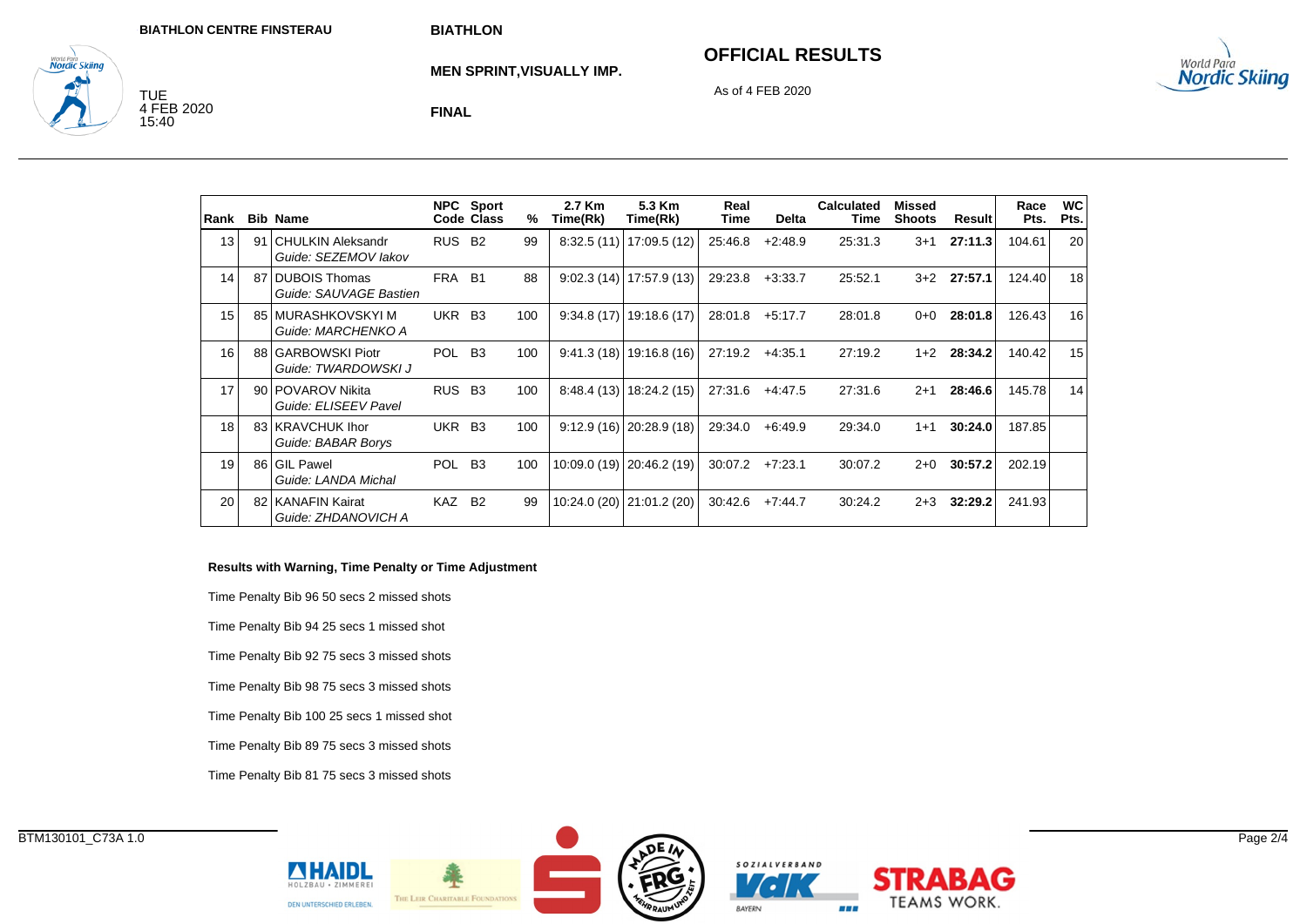BIATHLON CENTRE FINSTERAU

TUE
4 FEB 2020
15:40

BIATHLON

MEN SPRINT,VISUALLY IMP.

FINAL

## OFFICIAL RESULTS

As of 4 FEB 2020

| Rank | Bib | Name | NPC Code | Sport Class | % | 2.7 Km Time(Rk) | 5.3 Km Time(Rk) | Real Time | Delta | Calculated Time | Missed Shoots | Result | Race Pts. | WC Pts. |
|---|---|---|---|---|---|---|---|---|---|---|---|---|---|---|
| 13 | 91 | CHULKIN Aleksandr<br>*Guide: SEZEMOV Iakov* | RUS | B2 | 99 | 8:32.5 (11) | 17:09.5 (12) | 25:46.8 | +2:48.9 | 25:31.3 | 3+1 | **27:11.3** | 104.61 | 20 |
| 14 | 87 | DUBOIS Thomas<br>*Guide: SAUVAGE Bastien* | FRA | B1 | 88 | 9:02.3 (14) | 17:57.9 (13) | 29:23.8 | +3:33.7 | 25:52.1 | 3+2 | **27:57.1** | 124.40 | 18 |
| 15 | 85 | MURASHKOVSKYI M<br>*Guide: MARCHENKO A* | UKR | B3 | 100 | 9:34.8 (17) | 19:18.6 (17) | 28:01.8 | +5:17.7 | 28:01.8 | 0+0 | **28:01.8** | 126.43 | 16 |
| 16 | 88 | GARBOWSKI Piotr<br>*Guide: TWARDOWSKI J* | POL | B3 | 100 | 9:41.3 (18) | 19:16.8 (16) | 27:19.2 | +4:35.1 | 27:19.2 | 1+2 | **28:34.2** | 140.42 | 15 |
| 17 | 90 | POVAROV Nikita<br>*Guide: ELISEEV Pavel* | RUS | B3 | 100 | 8:48.4 (13) | 18:24.2 (15) | 27:31.6 | +4:47.5 | 27:31.6 | 2+1 | **28:46.6** | 145.78 | 14 |
| 18 | 83 | KRAVCHUK Ihor<br>*Guide: BABAR Borys* | UKR | B3 | 100 | 9:12.9 (16) | 20:28.9 (18) | 29:34.0 | +6:49.9 | 29:34.0 | 1+1 | **30:24.0** | 187.85 | |
| 19 | 86 | GIL Pawel<br>*Guide: LANDA Michal* | POL | B3 | 100 | 10:09.0 (19) | 20:46.2 (19) | 30:07.2 | +7:23.1 | 30:07.2 | 2+0 | **30:57.2** | 202.19 | |
| 20 | 82 | KANAFIN Kairat<br>*Guide: ZHDANOVICH A* | KAZ | B2 | 99 | 10:24.0 (20) | 21:01.2 (20) | 30:42.6 | +7:44.7 | 30:24.2 | 2+3 | **32:29.2** | 241.93 | |

**Results with Warning, Time Penalty or Time Adjustment**

Time Penalty Bib 96 50 secs 2 missed shots

Time Penalty Bib 94 25 secs 1 missed shot

Time Penalty Bib 92 75 secs 3 missed shots

Time Penalty Bib 98 75 secs 3 missed shots

Time Penalty Bib 100 25 secs 1 missed shot

Time Penalty Bib 89 75 secs 3 missed shots

Time Penalty Bib 81 75 secs 3 missed shots

BTM130101_C73A 1.0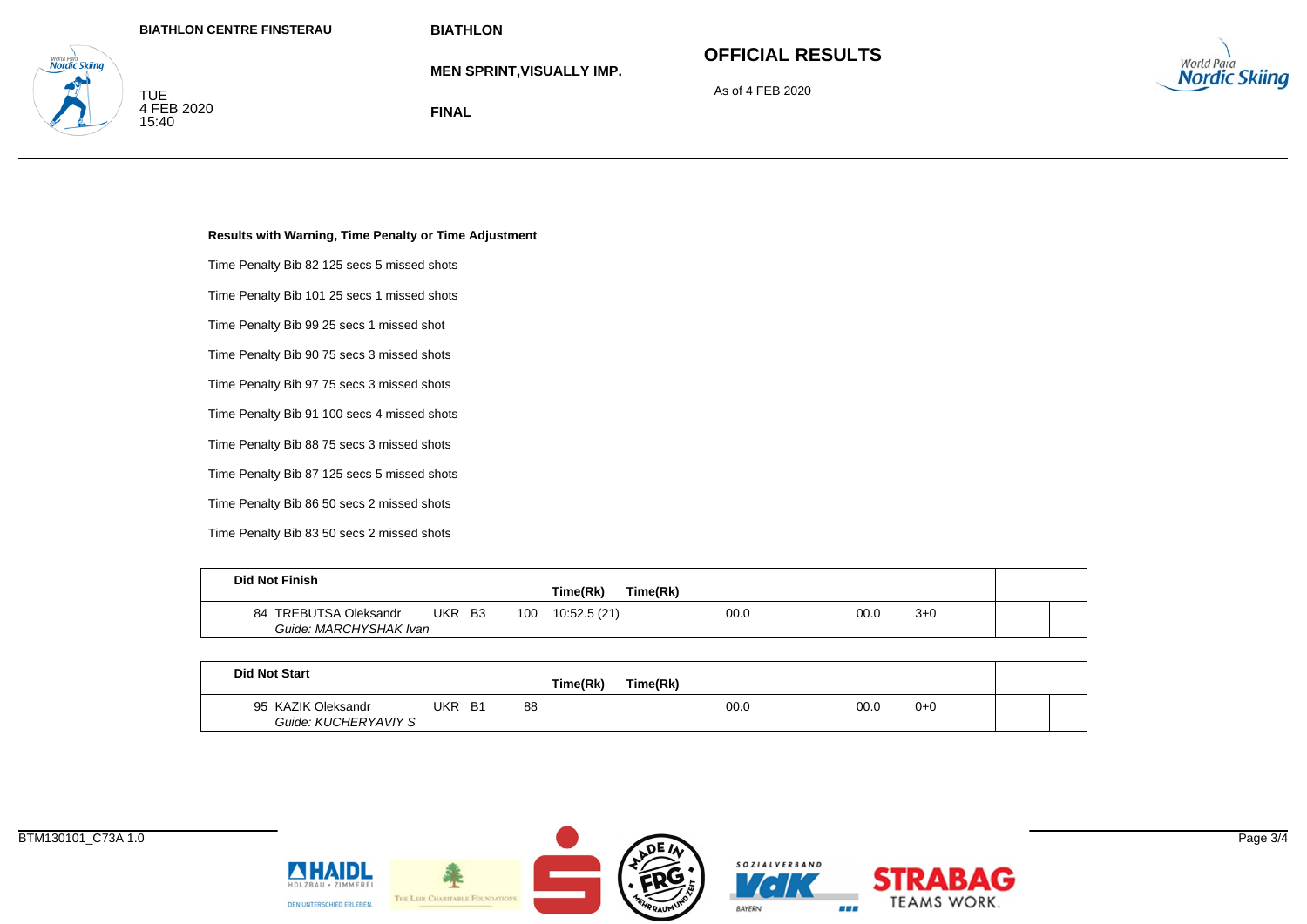**Results with Warning, Time Penalty or Time Adjustment**

Time Penalty Bib 82 125 secs 5 missed shots

Time Penalty Bib 101 25 secs 1 missed shots

Time Penalty Bib 99 25 secs 1 missed shot

Time Penalty Bib 90 75 secs 3 missed shots

Time Penalty Bib 97 75 secs 3 missed shots

Time Penalty Bib 91 100 secs 4 missed shots

Time Penalty Bib 88 75 secs 3 missed shots

Time Penalty Bib 87 125 secs 5 missed shots

Time Penalty Bib 86 50 secs 2 missed shots

Time Penalty Bib 83 50 secs 2 missed shots

| Did Not Finish | | | | Time(Rk) | Time(Rk) | | | | | |
|---|---|---|---|---|---|---|---|---|---|---|
| 84 TREBUTSA Oleksandr<br>*Guide: MARCHYSHAK Ivan* | UKR | B3 | 100 | 10:52.5 (21) | | 00.0 | 00.0 | 3+0 | | |

| Did Not Start | | | | Time(Rk) | Time(Rk) | | | | | |
|---|---|---|---|---|---|---|---|---|---|---|
| 95 KAZIK Oleksandr<br>*Guide: KUCHERYAVIY S* | UKR | B1 | 88 | | | 00.0 | 00.0 | 0+0 | | |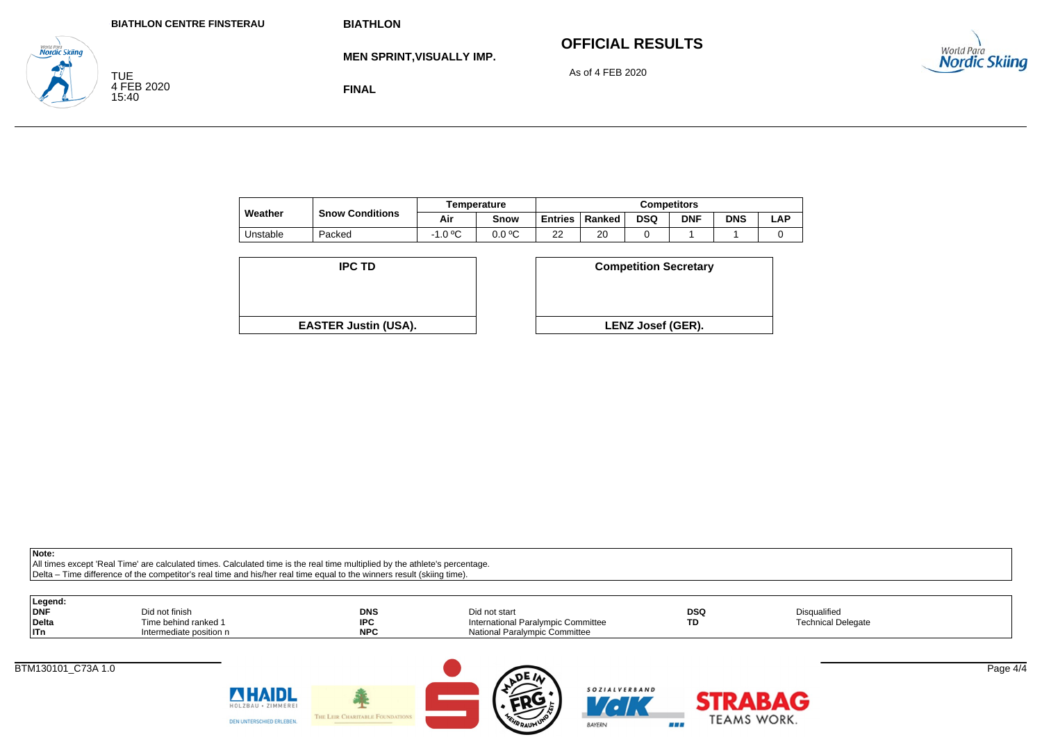BIATHLON CENTRE FINSTERAU

TUE
4 FEB 2020
15:40

BIATHLON

MEN SPRINT,VISUALLY IMP.

FINAL

## OFFICIAL RESULTS

As of 4 FEB 2020

| Weather | Snow Conditions | Temperature | | Competitors | | | | | |
|---|---|---|---|---|---|---|---|---|---|
| | | Air | Snow | Entries | Ranked | DSQ | DNF | DNS | LAP |
| Unstable | Packed | -1.0 ºC | 0.0 ºC | 22 | 20 | 0 | 1 | 1 | 0 |

| IPC TD |
|---|
| EASTER Justin (USA). |

| Competition Secretary |
|---|
| LENZ Josef (GER). |

**Note:**
All times except 'Real Time' are calculated times. Calculated time is the real time multiplied by the athlete's percentage.
Delta – Time difference of the competitor's real time and his/her real time equal to the winners result (skiing time).

**Legend:**

| | | | | | |
|---|---|---|---|---|---|
| **DNF** | Did not finish | **DNS** | Did not start | **DSQ** | Disqualified |
| **Delta** | Time behind ranked 1 | **IPC** | International Paralympic Committee | **TD** | Technical Delegate |
| **ITn** | Intermediate position n | **NPC** | National Paralympic Committee | | |

BTM130101_C73A 1.0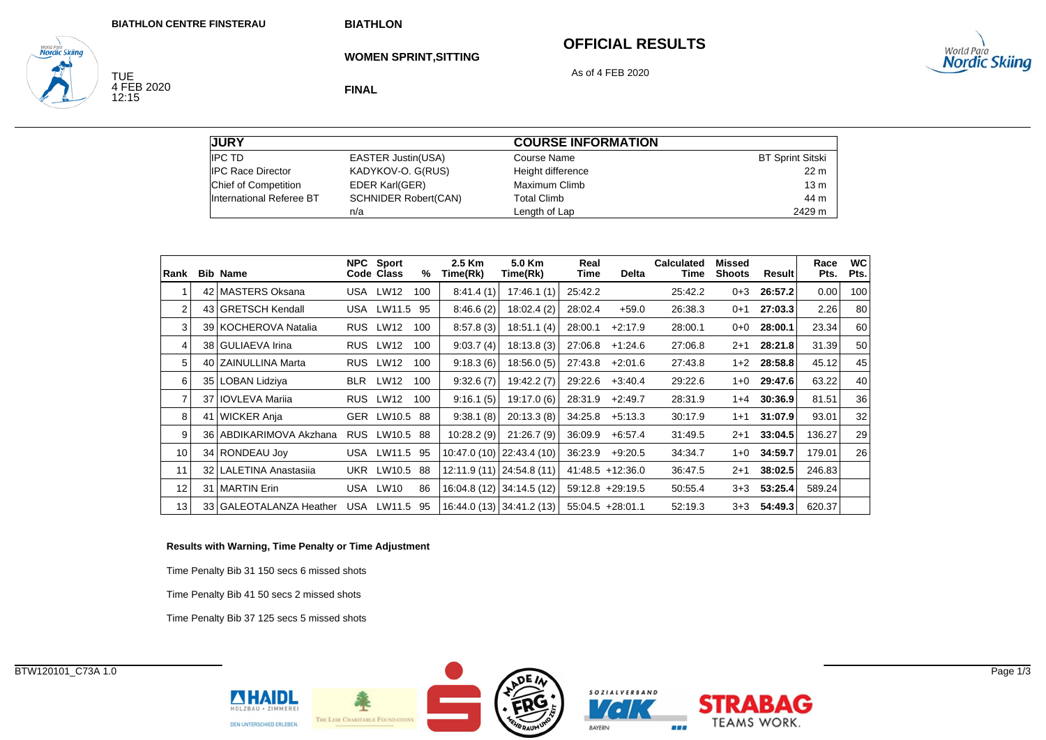BIATHLON CENTRE FINSTERAU

TUE
4 FEB 2020
12:15

**BIATHLON**

**WOMEN SPRINT,SITTING**

**FINAL**

## OFFICIAL RESULTS

As of 4 FEB 2020

| JURY | | COURSE INFORMATION | |
|---|---|---|---|
| IPC TD | EASTER Justin(USA) | Course Name | BT Sprint Sitski |
| IPC Race Director | KADYKOV-O. G(RUS) | Height difference | 22 m |
| Chief of Competition | EDER Karl(GER) | Maximum Climb | 13 m |
| International Referee BT | SCHNIDER Robert(CAN) | Total Climb | 44 m |
| | n/a | Length of Lap | 2429 m |

| Rank | Bib | Name | NPC Code | Sport Class | % | 2.5 Km Time(Rk) | 5.0 Km Time(Rk) | Real Time | Delta | Calculated Time | Missed Shoots | Result | Race Pts. | WC Pts. |
|---|---|---|---|---|---|---|---|---|---|---|---|---|---|---|
| 1 | 42 | MASTERS Oksana | USA | LW12 | 100 | 8:41.4 (1) | 17:46.1 (1) | 25:42.2 | | 25:42.2 | 0+3 | **26:57.2** | 0.00 | 100 |
| 2 | 43 | GRETSCH Kendall | USA | LW11.5 | 95 | 8:46.6 (2) | 18:02.4 (2) | 28:02.4 | +59.0 | 26:38.3 | 0+1 | **27:03.3** | 2.26 | 80 |
| 3 | 39 | KOCHEROVA Natalia | RUS | LW12 | 100 | 8:57.8 (3) | 18:51.1 (4) | 28:00.1 | +2:17.9 | 28:00.1 | 0+0 | **28:00.1** | 23.34 | 60 |
| 4 | 38 | GULIAEVA Irina | RUS | LW12 | 100 | 9:03.7 (4) | 18:13.8 (3) | 27:06.8 | +1:24.6 | 27:06.8 | 2+1 | **28:21.8** | 31.39 | 50 |
| 5 | 40 | ZAINULLINA Marta | RUS | LW12 | 100 | 9:18.3 (6) | 18:56.0 (5) | 27:43.8 | +2:01.6 | 27:43.8 | 1+2 | **28:58.8** | 45.12 | 45 |
| 6 | 35 | LOBAN Lidziya | BLR | LW12 | 100 | 9:32.6 (7) | 19:42.2 (7) | 29:22.6 | +3:40.4 | 29:22.6 | 1+0 | **29:47.6** | 63.22 | 40 |
| 7 | 37 | IOVLEVA Mariia | RUS | LW12 | 100 | 9:16.1 (5) | 19:17.0 (6) | 28:31.9 | +2:49.7 | 28:31.9 | 1+4 | **30:36.9** | 81.51 | 36 |
| 8 | 41 | WICKER Anja | GER | LW10.5 | 88 | 9:38.1 (8) | 20:13.3 (8) | 34:25.8 | +5:13.3 | 30:17.9 | 1+1 | **31:07.9** | 93.01 | 32 |
| 9 | 36 | ABDIKARIMOVA Akzhana | RUS | LW10.5 | 88 | 10:28.2 (9) | 21:26.7 (9) | 36:09.9 | +6:57.4 | 31:49.5 | 2+1 | **33:04.5** | 136.27 | 29 |
| 10 | 34 | RONDEAU Joy | USA | LW11.5 | 95 | 10:47.0 (10) | 22:43.4 (10) | 36:23.9 | +9:20.5 | 34:34.7 | 1+0 | **34:59.7** | 179.01 | 26 |
| 11 | 32 | LALETINA Anastasiia | UKR | LW10.5 | 88 | 12:11.9 (11) | 24:54.8 (11) | 41:48.5 | +12:36.0 | 36:47.5 | 2+1 | **38:02.5** | 246.83 | |
| 12 | 31 | MARTIN Erin | USA | LW10 | 86 | 16:04.8 (12) | 34:14.5 (12) | 59:12.8 | +29:19.5 | 50:55.4 | 3+3 | **53:25.4** | 589.24 | |
| 13 | 33 | GALEOTALANZA Heather | USA | LW11.5 | 95 | 16:44.0 (13) | 34:41.2 (13) | 55:04.5 | +28:01.1 | 52:19.3 | 3+3 | **54:49.3** | 620.37 | |

**Results with Warning, Time Penalty or Time Adjustment**

Time Penalty Bib 31 150 secs 6 missed shots

Time Penalty Bib 41 50 secs 2 missed shots

Time Penalty Bib 37 125 secs 5 missed shots

BTW120101_C73A 1.0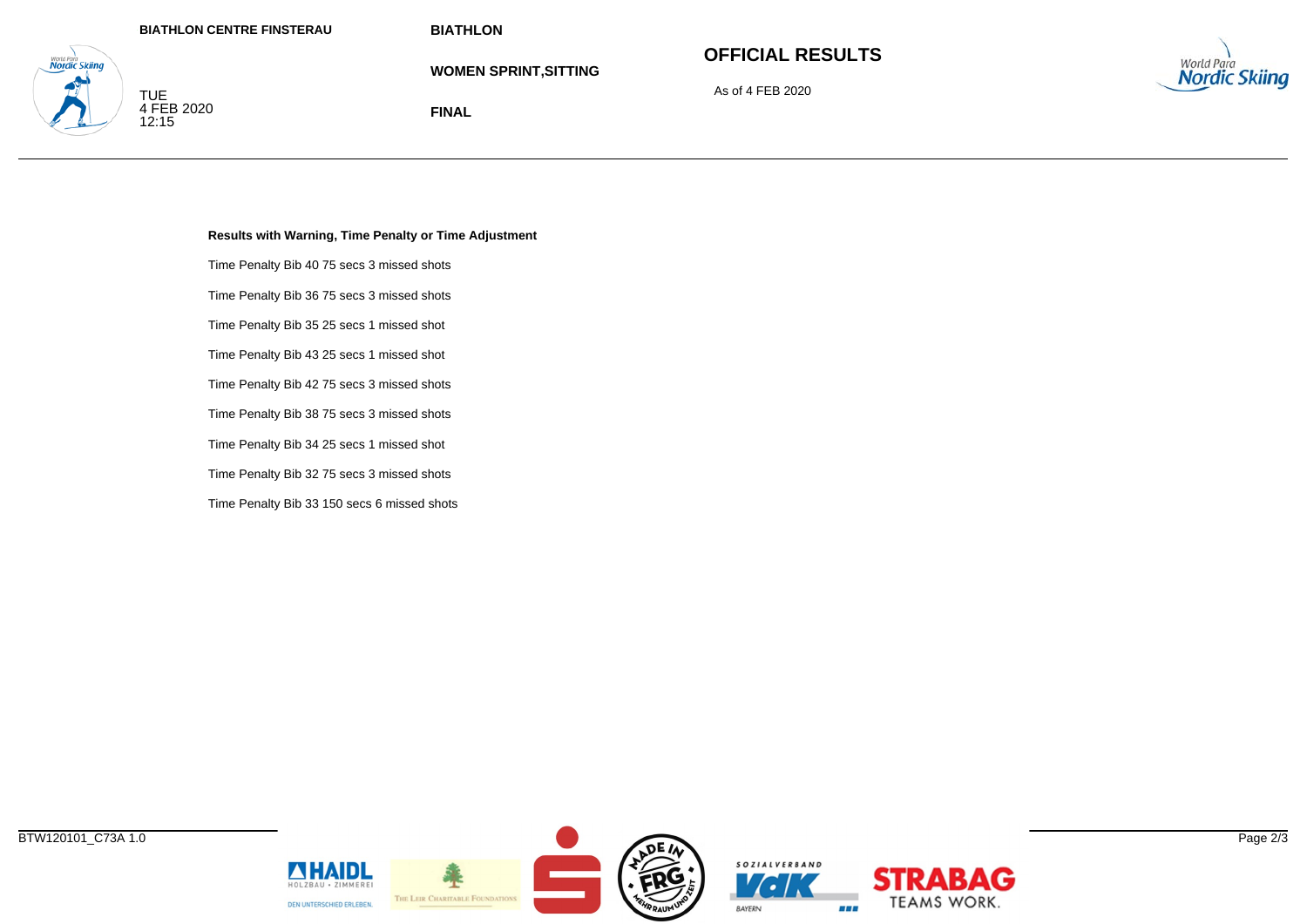**Results with Warning, Time Penalty or Time Adjustment**

Time Penalty Bib 40 75 secs 3 missed shots

Time Penalty Bib 36 75 secs 3 missed shots

Time Penalty Bib 35 25 secs 1 missed shot

Time Penalty Bib 43 25 secs 1 missed shot

Time Penalty Bib 42 75 secs 3 missed shots

Time Penalty Bib 38 75 secs 3 missed shots

Time Penalty Bib 34 25 secs 1 missed shot

Time Penalty Bib 32 75 secs 3 missed shots

Time Penalty Bib 33 150 secs 6 missed shots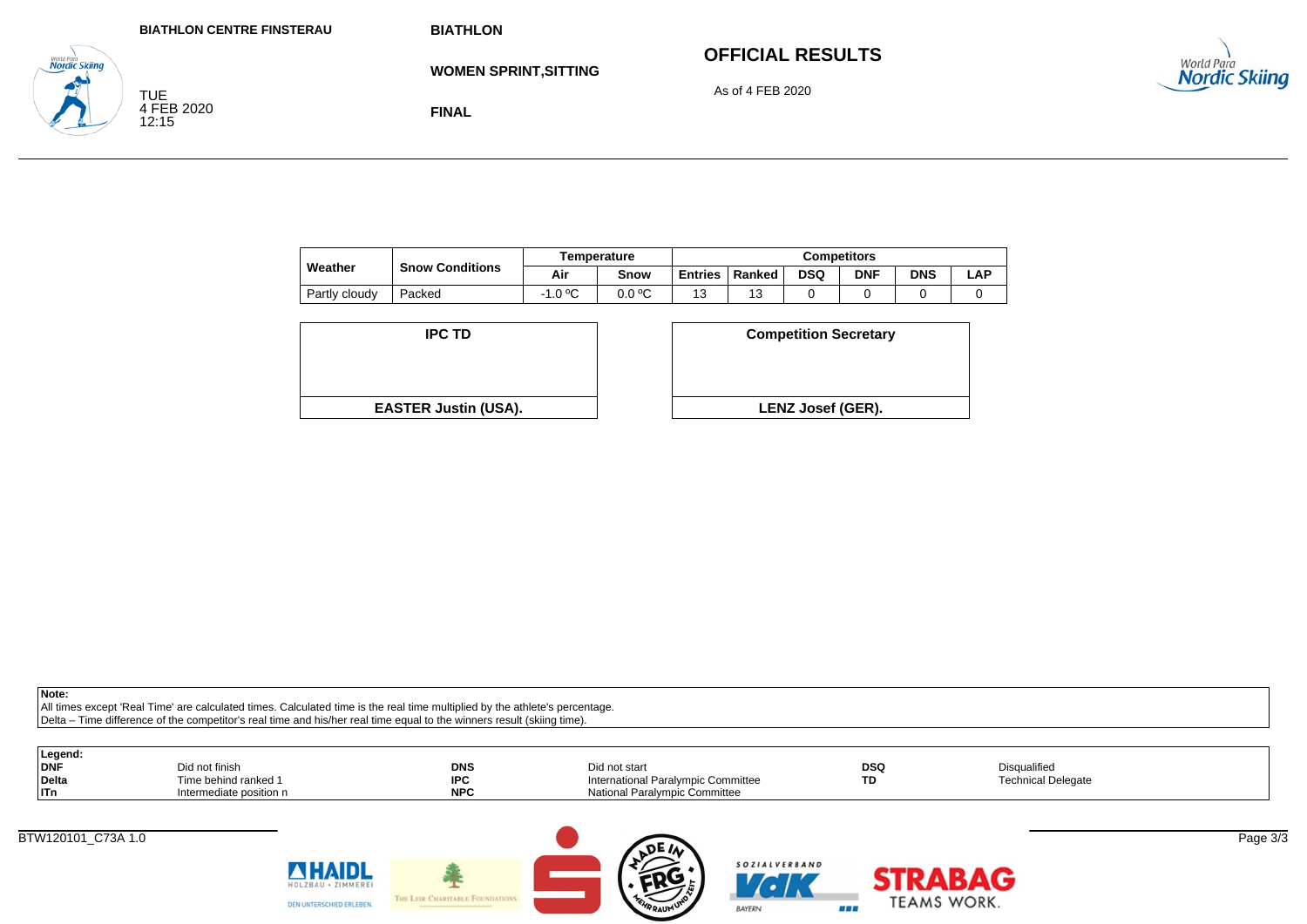BIATHLON CENTRE FINSTERAU

BIATHLON

WOMEN SPRINT,SITTING

FINAL

TUE
4 FEB 2020
12:15

## OFFICIAL RESULTS

As of 4 FEB 2020

| Weather | Snow Conditions | Temperature | | Competitors | | | | | |
|---|---|---|---|---|---|---|---|---|---|
| | | Air | Snow | Entries | Ranked | DSQ | DNF | DNS | LAP |
| Partly cloudy | Packed | -1.0 ºC | 0.0 ºC | 13 | 13 | 0 | 0 | 0 | 0 |

| IPC TD |
|---|
| EASTER Justin (USA). |

| Competition Secretary |
|---|
| LENZ Josef (GER). |

**Note:**
All times except 'Real Time' are calculated times. Calculated time is the real time multiplied by the athlete's percentage.
Delta – Time difference of the competitor's real time and his/her real time equal to the winners result (skiing time).

**Legend:**

| | | | | | |
|---|---|---|---|---|---|
| **DNF** | Did not finish | **DNS** | Did not start | **DSQ** | Disqualified |
| **Delta** | Time behind ranked 1 | **IPC** | International Paralympic Committee | **TD** | Technical Delegate |
| **ITn** | Intermediate position n | **NPC** | National Paralympic Committee | | |

BTW120101_C73A 1.0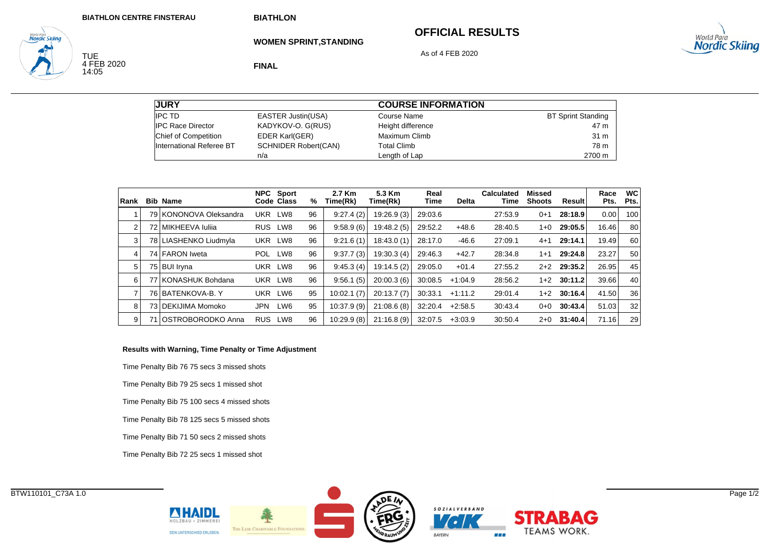BIATHLON CENTRE FINSTERAU

# BIATHLON

## WOMEN SPRINT,STANDING

## FINAL

# OFFICIAL RESULTS

As of 4 FEB 2020

TUE
4 FEB 2020
14:05

| JURY | | COURSE INFORMATION | |
|---|---|---|---|
| IPC TD | EASTER Justin(USA) | Course Name | BT Sprint Standing |
| IPC Race Director | KADYKOV-O. G(RUS) | Height difference | 47 m |
| Chief of Competition | EDER Karl(GER) | Maximum Climb | 31 m |
| International Referee BT | SCHNIDER Robert(CAN) | Total Climb | 78 m |
| | n/a | Length of Lap | 2700 m |

| Rank | Bib | Name | NPC Code | Sport Class | % | 2.7 Km Time(Rk) | 5.3 Km Time(Rk) | Real Time | Delta | Calculated Time | Missed Shoots | Result | Race Pts. | WC Pts. |
|---|---|---|---|---|---|---|---|---|---|---|---|---|---|---|
| 1 | 79 | KONONOVA Oleksandra | UKR | LW8 | 96 | 9:27.4 (2) | 19:26.9 (3) | 29:03.6 | | 27:53.9 | 0+1 | **28:18.9** | 0.00 | 100 |
| 2 | 72 | MIKHEEVA Iuliia | RUS | LW8 | 96 | 9:58.9 (6) | 19:48.2 (5) | 29:52.2 | +48.6 | 28:40.5 | 1+0 | **29:05.5** | 16.46 | 80 |
| 3 | 78 | LIASHENKO Liudmyla | UKR | LW8 | 96 | 9:21.6 (1) | 18:43.0 (1) | 28:17.0 | -46.6 | 27:09.1 | 4+1 | **29:14.1** | 19.49 | 60 |
| 4 | 74 | FARON Iweta | POL | LW8 | 96 | 9:37.7 (3) | 19:30.3 (4) | 29:46.3 | +42.7 | 28:34.8 | 1+1 | **29:24.8** | 23.27 | 50 |
| 5 | 75 | BUI Iryna | UKR | LW8 | 96 | 9:45.3 (4) | 19:14.5 (2) | 29:05.0 | +01.4 | 27:55.2 | 2+2 | **29:35.2** | 26.95 | 45 |
| 6 | 77 | KONASHUK Bohdana | UKR | LW8 | 96 | 9:56.1 (5) | 20:00.3 (6) | 30:08.5 | +1:04.9 | 28:56.2 | 1+2 | **30:11.2** | 39.66 | 40 |
| 7 | 76 | BATENKOVA-B. Y | UKR | LW6 | 95 | 10:02.1 (7) | 20:13.7 (7) | 30:33.1 | +1:11.2 | 29:01.4 | 1+2 | **30:16.4** | 41.50 | 36 |
| 8 | 73 | DEKIJIMA Momoko | JPN | LW6 | 95 | 10:37.9 (9) | 21:08.6 (8) | 32:20.4 | +2:58.5 | 30:43.4 | 0+0 | **30:43.4** | 51.03 | 32 |
| 9 | 71 | OSTROBORODKO Anna | RUS | LW8 | 96 | 10:29.9 (8) | 21:16.8 (9) | 32:07.5 | +3:03.9 | 30:50.4 | 2+0 | **31:40.4** | 71.16 | 29 |

**Results with Warning, Time Penalty or Time Adjustment**

Time Penalty Bib 76 75 secs 3 missed shots

Time Penalty Bib 79 25 secs 1 missed shot

Time Penalty Bib 75 100 secs 4 missed shots

Time Penalty Bib 78 125 secs 5 missed shots

Time Penalty Bib 71 50 secs 2 missed shots

Time Penalty Bib 72 25 secs 1 missed shot

BTW110101_C73A 1.0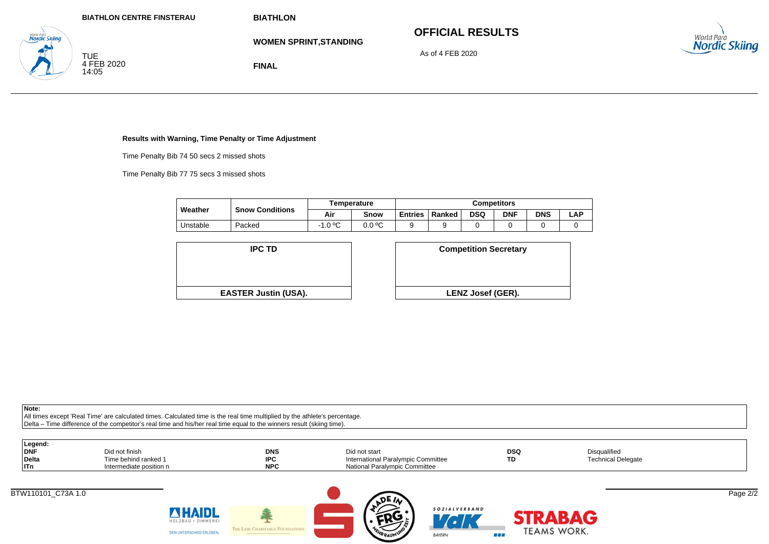BIATHLON CENTRE FINSTERAU

TUE
4 FEB 2020
14:05

**BIATHLON**

**WOMEN SPRINT,STANDING**

**FINAL**

## OFFICIAL RESULTS

As of 4 FEB 2020

**Results with Warning, Time Penalty or Time Adjustment**

Time Penalty Bib 74 50 secs 2 missed shots

Time Penalty Bib 77 75 secs 3 missed shots

| Weather | Snow Conditions | Temperature | | Competitors | | | | | |
|---|---|---|---|---|---|---|---|---|---|
| | | Air | Snow | Entries | Ranked | DSQ | DNF | DNS | LAP |
| Unstable | Packed | -1.0 ºC | 0.0 ºC | 9 | 9 | 0 | 0 | 0 | 0 |

| IPC TD | Competition Secretary |
|---|---|
| EASTER Justin (USA). | LENZ Josef (GER). |

**Note:**
All times except 'Real Time' are calculated times. Calculated time is the real time multiplied by the athlete's percentage.
Delta – Time difference of the competitor's real time and his/her real time equal to the winners result (skiing time).

**Legend:**

| | | | | | |
|---|---|---|---|---|---|
| **DNF** | Did not finish | **DNS** | Did not start | **DSQ** | Disqualified |
| **Delta** | Time behind ranked 1 | **IPC** | International Paralympic Committee | **TD** | Technical Delegate |
| **ITn** | Intermediate position n | **NPC** | National Paralympic Committee | | |

BTW110101_C73A 1.0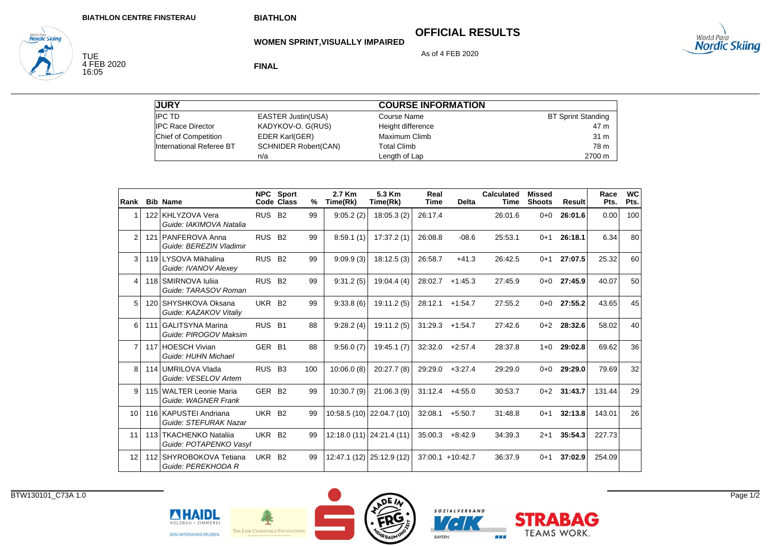BIATHLON CENTRE FINSTERAU

TUE
4 FEB 2020
16:05

BIATHLON

# OFFICIAL RESULTS

## WOMEN SPRINT,VISUALLY IMPAIRED

As of 4 FEB 2020

**FINAL**

| JURY | | COURSE INFORMATION | |
|---|---|---|---|
| IPC TD | EASTER Justin(USA) | Course Name | BT Sprint Standing |
| IPC Race Director | KADYKOV-O. G(RUS) | Height difference | 47 m |
| Chief of Competition | EDER Karl(GER) | Maximum Climb | 31 m |
| International Referee BT | SCHNIDER Robert(CAN) | Total Climb | 78 m |
| | n/a | Length of Lap | 2700 m |

| Rank | Bib | Name | NPC Code | Sport Class | % | 2.7 Km Time(Rk) | 5.3 Km Time(Rk) | Real Time | Delta | Calculated Time | Missed Shoots | Result | Race Pts. | WC Pts. |
|---|---|---|---|---|---|---|---|---|---|---|---|---|---|---|
| 1 | 122 | KHLYZOVA Vera<br>*Guide: IAKIMOVA Natalia* | RUS | B2 | 99 | 9:05.2 (2) | 18:05.3 (2) | 26:17.4 | | 26:01.6 | 0+0 | **26:01.6** | 0.00 | 100 |
| 2 | 121 | PANFEROVA Anna<br>*Guide: BEREZIN Vladimir* | RUS | B2 | 99 | 8:59.1 (1) | 17:37.2 (1) | 26:08.8 | -08.6 | 25:53.1 | 0+1 | **26:18.1** | 6.34 | 80 |
| 3 | 119 | LYSOVA Mikhalina<br>*Guide: IVANOV Alexey* | RUS | B2 | 99 | 9:09.9 (3) | 18:12.5 (3) | 26:58.7 | +41.3 | 26:42.5 | 0+1 | **27:07.5** | 25.32 | 60 |
| 4 | 118 | SMIRNOVA Iuliia<br>*Guide: TARASOV Roman* | RUS | B2 | 99 | 9:31.2 (5) | 19:04.4 (4) | 28:02.7 | +1:45.3 | 27:45.9 | 0+0 | **27:45.9** | 40.07 | 50 |
| 5 | 120 | SHYSHKOVA Oksana<br>*Guide: KAZAKOV Vitaliy* | UKR | B2 | 99 | 9:33.8 (6) | 19:11.2 (5) | 28:12.1 | +1:54.7 | 27:55.2 | 0+0 | **27:55.2** | 43.65 | 45 |
| 6 | 111 | GALITSYNA Marina<br>*Guide: PIROGOV Maksim* | RUS | B1 | 88 | 9:28.2 (4) | 19:11.2 (5) | 31:29.3 | +1:54.7 | 27:42.6 | 0+2 | **28:32.6** | 58.02 | 40 |
| 7 | 117 | HOESCH Vivian<br>*Guide: HUHN Michael* | GER | B1 | 88 | 9:56.0 (7) | 19:45.1 (7) | 32:32.0 | +2:57.4 | 28:37.8 | 1+0 | **29:02.8** | 69.62 | 36 |
| 8 | 114 | UMRILOVA Vlada<br>*Guide: VESELOV Artem* | RUS | B3 | 100 | 10:06.0 (8) | 20:27.7 (8) | 29:29.0 | +3:27.4 | 29:29.0 | 0+0 | **29:29.0** | 79.69 | 32 |
| 9 | 115 | WALTER Leonie Maria<br>*Guide: WAGNER Frank* | GER | B2 | 99 | 10:30.7 (9) | 21:06.3 (9) | 31:12.4 | +4:55.0 | 30:53.7 | 0+2 | **31:43.7** | 131.44 | 29 |
| 10 | 116 | KAPUSTEI Andriana<br>*Guide: STEFURAK Nazar* | UKR | B2 | 99 | 10:58.5 (10) | 22:04.7 (10) | 32:08.1 | +5:50.7 | 31:48.8 | 0+1 | **32:13.8** | 143.01 | 26 |
| 11 | 113 | TKACHENKO Nataliia<br>*Guide: POTAPENKO Vasyl* | UKR | B2 | 99 | 12:18.0 (11) | 24:21.4 (11) | 35:00.3 | +8:42.9 | 34:39.3 | 2+1 | **35:54.3** | 227.73 | |
| 12 | 112 | SHYROBOKOVA Tetiana<br>*Guide: PEREKHODA R* | UKR | B2 | 99 | 12:47.1 (12) | 25:12.9 (12) | 37:00.1 | +10:42.7 | 36:37.9 | 0+1 | **37:02.9** | 254.09 | |

BTW130101_C73A 1.0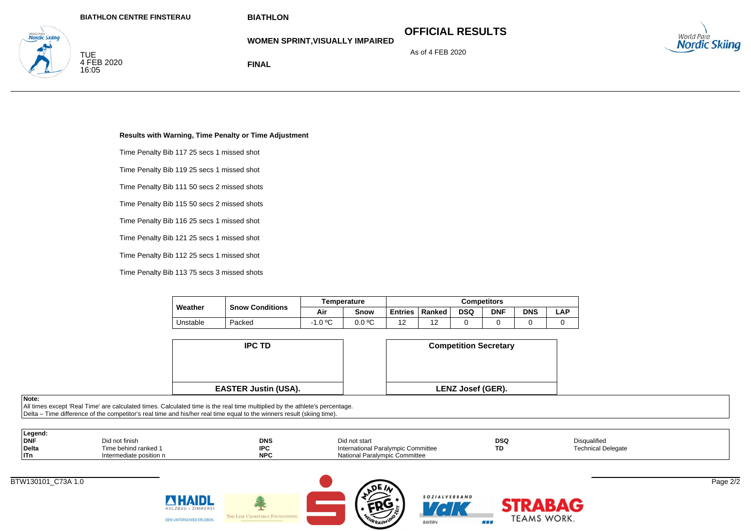**Results with Warning, Time Penalty or Time Adjustment**

Time Penalty Bib 117 25 secs 1 missed shot

Time Penalty Bib 119 25 secs 1 missed shot

Time Penalty Bib 111 50 secs 2 missed shots

Time Penalty Bib 115 50 secs 2 missed shots

Time Penalty Bib 116 25 secs 1 missed shot

Time Penalty Bib 121 25 secs 1 missed shot

Time Penalty Bib 112 25 secs 1 missed shot

Time Penalty Bib 113 75 secs 3 missed shots

| Weather | Snow Conditions | Temperature | | Competitors | | | | | |
|---|---|---|---|---|---|---|---|---|---|
| | | Air | Snow | Entries | Ranked | DSQ | DNF | DNS | LAP |
| Unstable | Packed | -1.0 ºC | 0.0 ºC | 12 | 12 | 0 | 0 | 0 | 0 |

| IPC TD | Competition Secretary |
|---|---|
| EASTER Justin (USA). | LENZ Josef (GER). |

**Note:**
All times except 'Real Time' are calculated times. Calculated time is the real time multiplied by the athlete's percentage.
Delta – Time difference of the competitor's real time and his/her real time equal to the winners result (skiing time).

**Legend:**

| | | | | | |
|---|---|---|---|---|---|
| **DNF** | Did not finish | **DNS** | Did not start | **DSQ** | Disqualified |
| **Delta** | Time behind ranked 1 | **IPC** | International Paralympic Committee | **TD** | Technical Delegate |
| **ITn** | Intermediate position n | **NPC** | National Paralympic Committee | | |

BTW130101_C73A 1.0